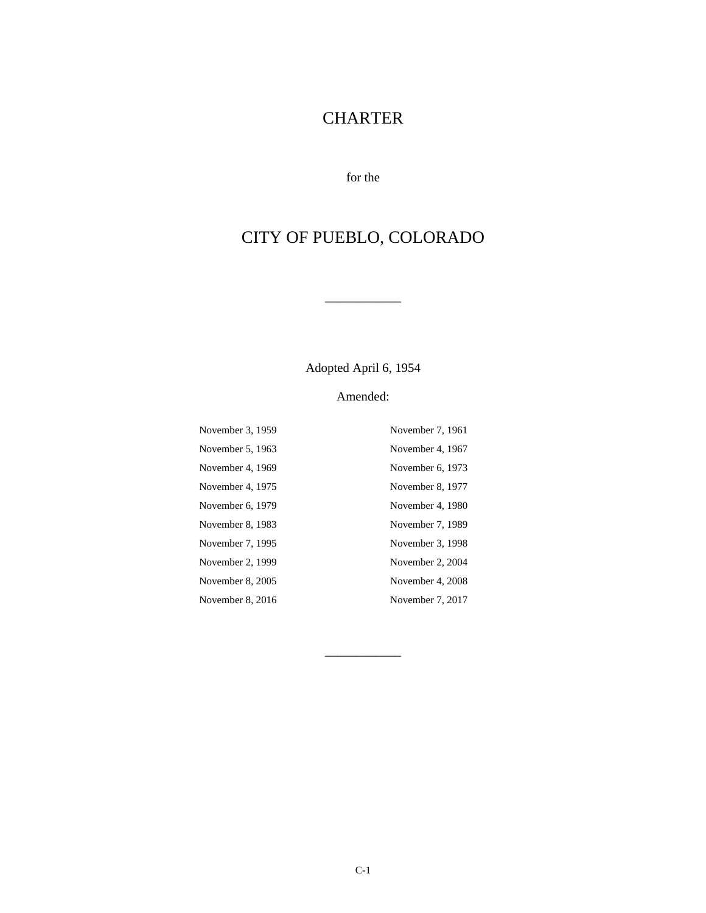# CHARTER

for the

# CITY OF PUEBLO, COLORADO

---

Adopted April 6, 1954

Amended:

| | |
|---|---|
| November 3, 1959 | November 7, 1961 |
| November 5, 1963 | November 4, 1967 |
| November 4, 1969 | November 6, 1973 |
| November 4, 1975 | November 8, 1977 |
| November 6, 1979 | November 4, 1980 |
| November 8, 1983 | November 7, 1989 |
| November 7, 1995 | November 3, 1998 |
| November 2, 1999 | November 2, 2004 |
| November 8, 2005 | November 4, 2008 |
| November 8, 2016 | November 7, 2017 |

---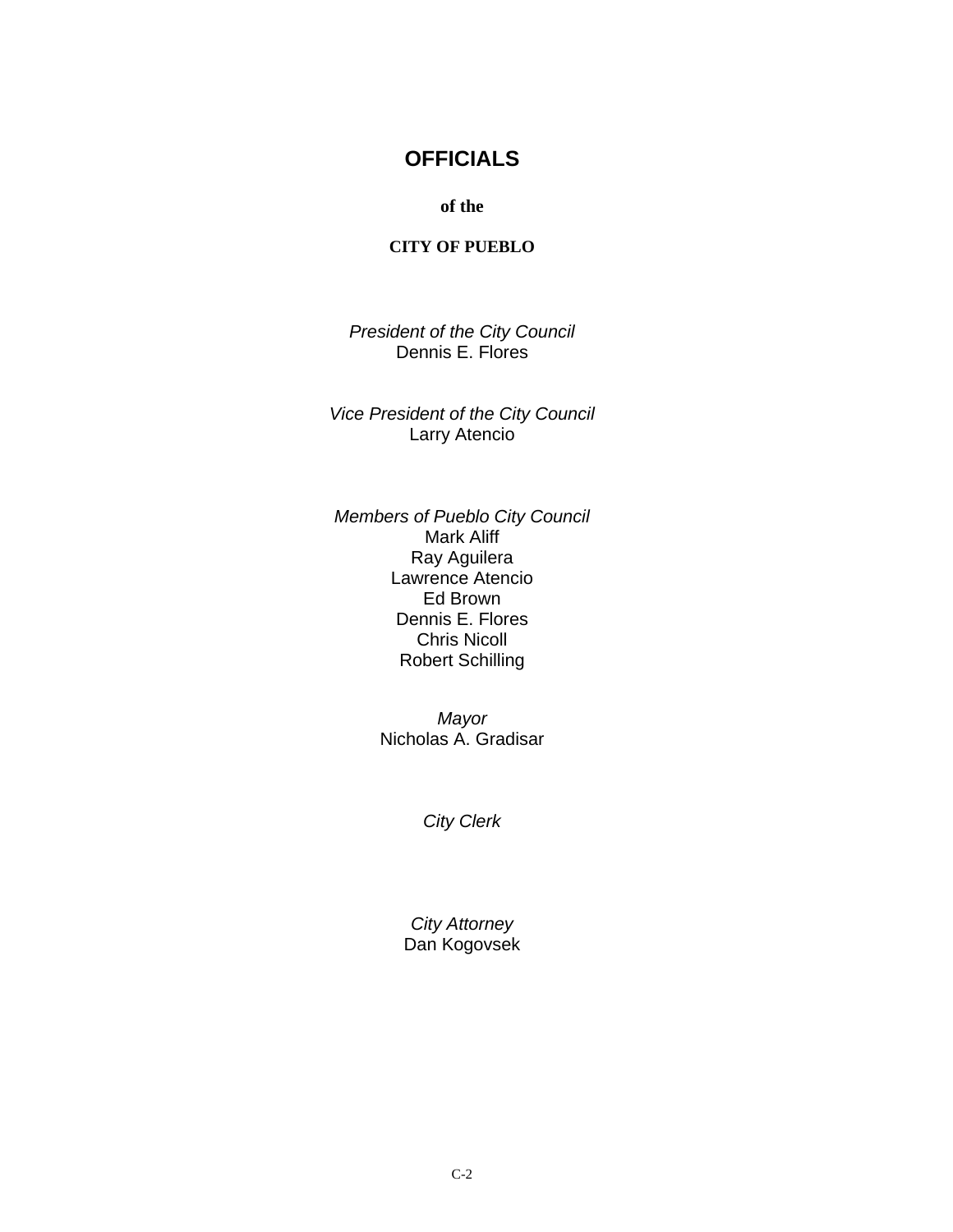# OFFICIALS

**of the**

**CITY OF PUEBLO**

*President of the City Council*
Dennis E. Flores

*Vice President of the City Council*
Larry Atencio

*Members of Pueblo City Council*
Mark Aliff
Ray Aguilera
Lawrence Atencio
Ed Brown
Dennis E. Flores
Chris Nicoll
Robert Schilling

*Mayor*
Nicholas A. Gradisar

*City Clerk*

*City Attorney*
Dan Kogovsek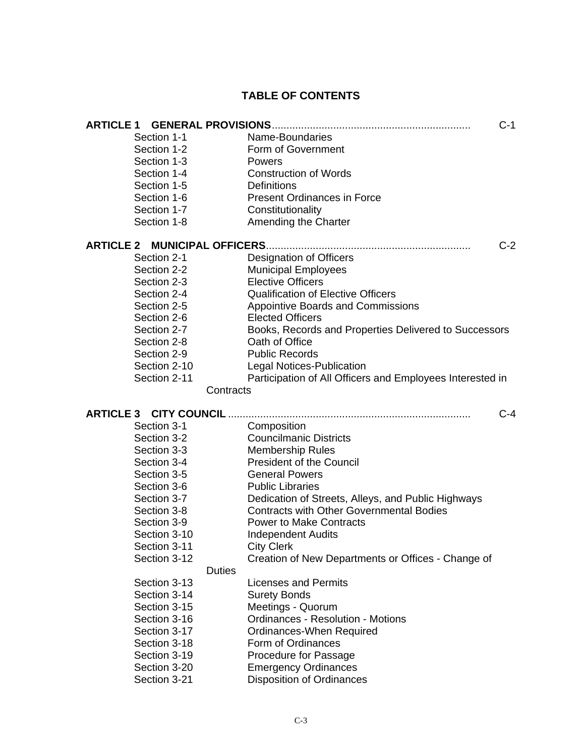# TABLE OF CONTENTS

**ARTICLE 1 GENERAL PROVISIONS**.................................................................... C-1

Section 1-1 Name-Boundaries
Section 1-2 Form of Government
Section 1-3 Powers
Section 1-4 Construction of Words
Section 1-5 Definitions
Section 1-6 Present Ordinances in Force
Section 1-7 Constitutionality
Section 1-8 Amending the Charter

**ARTICLE 2 MUNICIPAL OFFICERS**..................................................................... C-2

Section 2-1 Designation of Officers
Section 2-2 Municipal Employees
Section 2-3 Elective Officers
Section 2-4 Qualification of Elective Officers
Section 2-5 Appointive Boards and Commissions
Section 2-6 Elected Officers
Section 2-7 Books, Records and Properties Delivered to Successors
Section 2-8 Oath of Office
Section 2-9 Public Records
Section 2-10 Legal Notices-Publication
Section 2-11 Participation of All Officers and Employees Interested in Contracts

**ARTICLE 3 CITY COUNCIL** .................................................................................. C-4

Section 3-1 Composition
Section 3-2 Councilmanic Districts
Section 3-3 Membership Rules
Section 3-4 President of the Council
Section 3-5 General Powers
Section 3-6 Public Libraries
Section 3-7 Dedication of Streets, Alleys, and Public Highways
Section 3-8 Contracts with Other Governmental Bodies
Section 3-9 Power to Make Contracts
Section 3-10 Independent Audits
Section 3-11 City Clerk
Section 3-12 Creation of New Departments or Offices - Change of Duties
Section 3-13 Licenses and Permits
Section 3-14 Surety Bonds
Section 3-15 Meetings - Quorum
Section 3-16 Ordinances - Resolution - Motions
Section 3-17 Ordinances-When Required
Section 3-18 Form of Ordinances
Section 3-19 Procedure for Passage
Section 3-20 Emergency Ordinances
Section 3-21 Disposition of Ordinances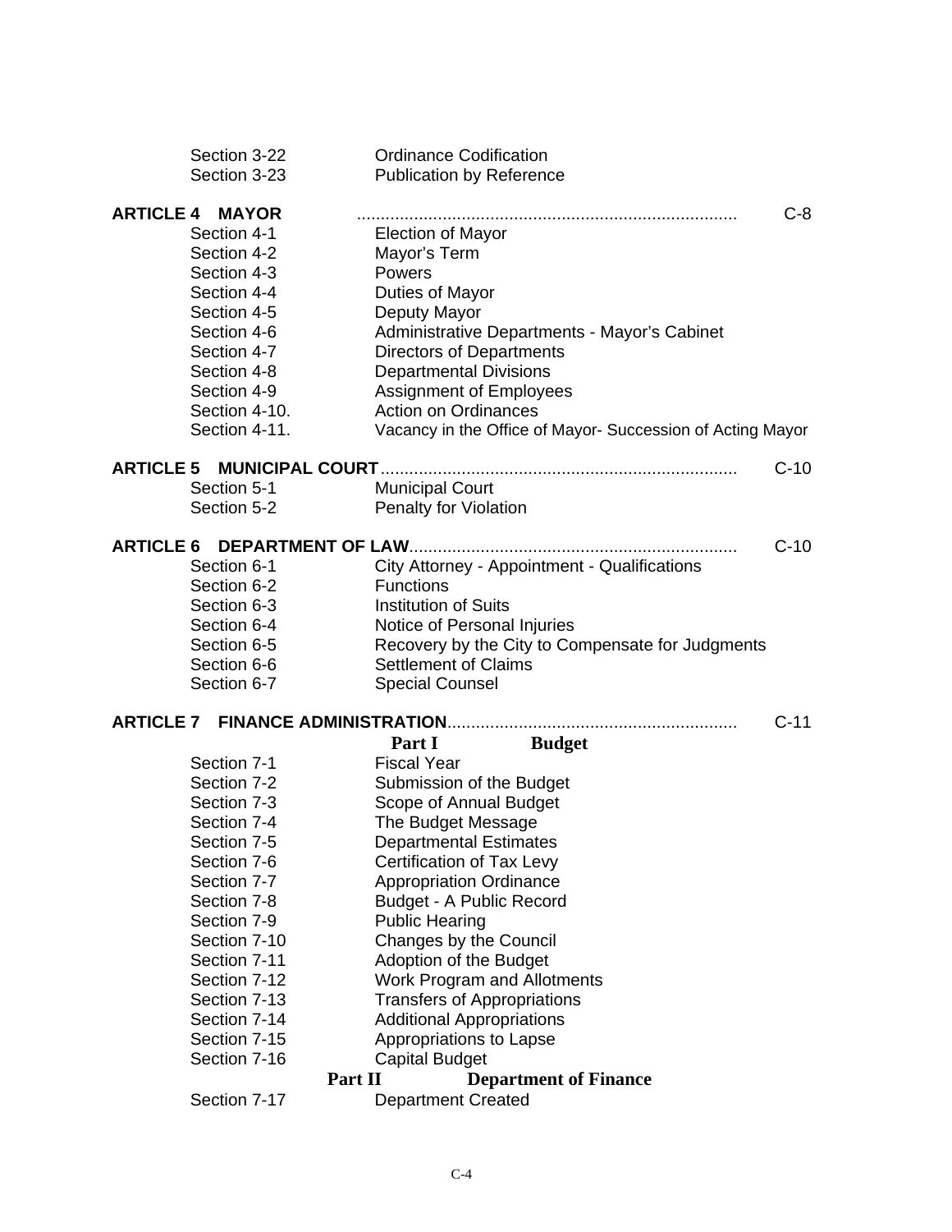| | |
|---|---|
| Section 3-22 | Ordinance Codification |
| Section 3-23 | Publication by Reference |

**ARTICLE 4 MAYOR** ................................................................................ C-8

| | |
|---|---|
| Section 4-1 | Election of Mayor |
| Section 4-2 | Mayor's Term |
| Section 4-3 | Powers |
| Section 4-4 | Duties of Mayor |
| Section 4-5 | Deputy Mayor |
| Section 4-6 | Administrative Departments - Mayor's Cabinet |
| Section 4-7 | Directors of Departments |
| Section 4-8 | Departmental Divisions |
| Section 4-9 | Assignment of Employees |
| Section 4-10. | Action on Ordinances |
| Section 4-11. | Vacancy in the Office of Mayor- Succession of Acting Mayor |

**ARTICLE 5 MUNICIPAL COURT**........................................................................... C-10

| | |
|---|---|
| Section 5-1 | Municipal Court |
| Section 5-2 | Penalty for Violation |

**ARTICLE 6 DEPARTMENT OF LAW**.................................................................... C-10

| | |
|---|---|
| Section 6-1 | City Attorney - Appointment - Qualifications |
| Section 6-2 | Functions |
| Section 6-3 | Institution of Suits |
| Section 6-4 | Notice of Personal Injuries |
| Section 6-5 | Recovery by the City to Compensate for Judgments |
| Section 6-6 | Settlement of Claims |
| Section 6-7 | Special Counsel |

**ARTICLE 7 FINANCE ADMINISTRATION**............................................................ C-11

**Part I Budget**

| | |
|---|---|
| Section 7-1 | Fiscal Year |
| Section 7-2 | Submission of the Budget |
| Section 7-3 | Scope of Annual Budget |
| Section 7-4 | The Budget Message |
| Section 7-5 | Departmental Estimates |
| Section 7-6 | Certification of Tax Levy |
| Section 7-7 | Appropriation Ordinance |
| Section 7-8 | Budget - A Public Record |
| Section 7-9 | Public Hearing |
| Section 7-10 | Changes by the Council |
| Section 7-11 | Adoption of the Budget |
| Section 7-12 | Work Program and Allotments |
| Section 7-13 | Transfers of Appropriations |
| Section 7-14 | Additional Appropriations |
| Section 7-15 | Appropriations to Lapse |
| Section 7-16 | Capital Budget |

**Part II Department of Finance**

| | |
|---|---|
| Section 7-17 | Department Created |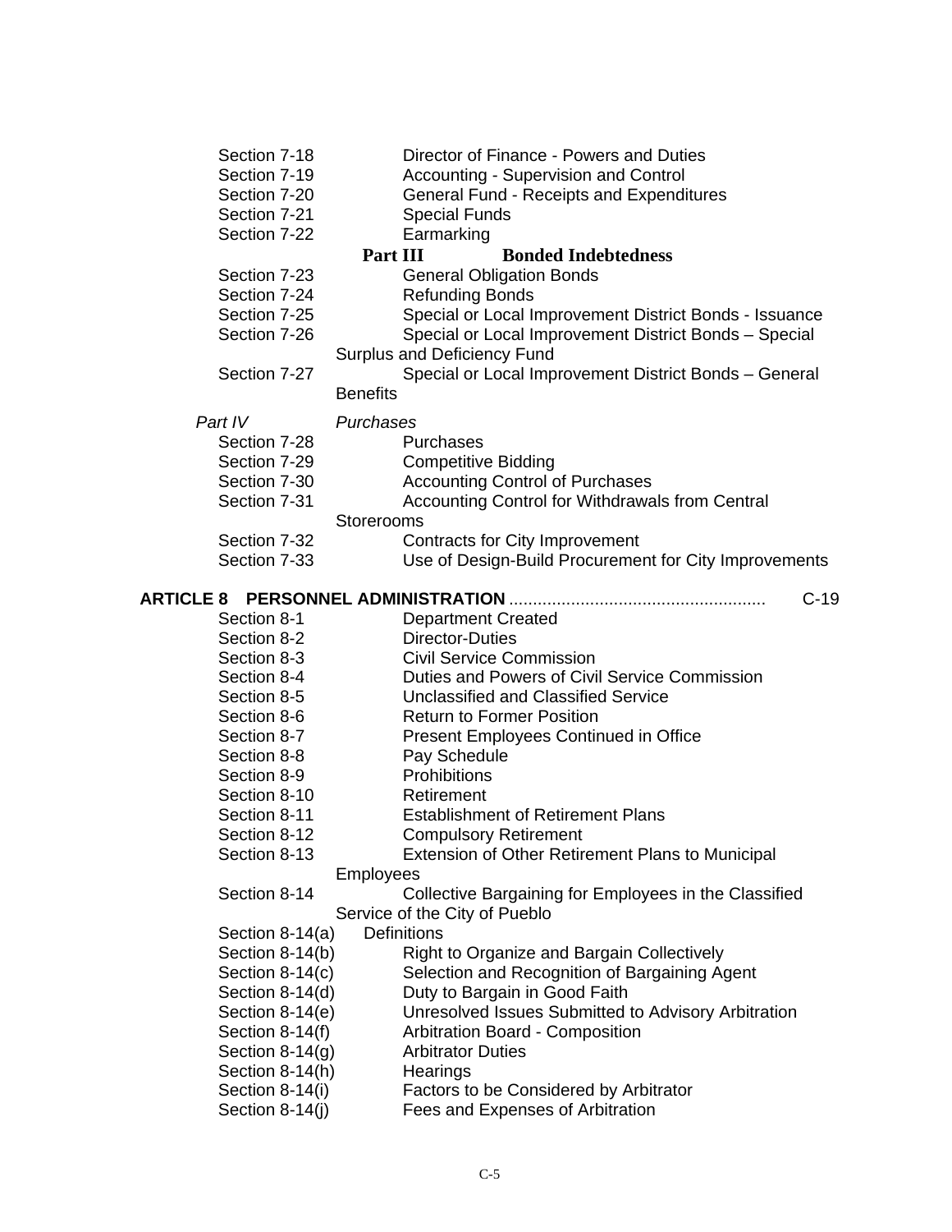Section 7-18 Director of Finance - Powers and Duties
Section 7-19 Accounting - Supervision and Control
Section 7-20 General Fund - Receipts and Expenditures
Section 7-21 Special Funds
Section 7-22 Earmarking

**Part III Bonded Indebtedness**

Section 7-23 General Obligation Bonds
Section 7-24 Refunding Bonds
Section 7-25 Special or Local Improvement District Bonds - Issuance
Section 7-26 Special or Local Improvement District Bonds – Special Surplus and Deficiency Fund
Section 7-27 Special or Local Improvement District Bonds – General Benefits

*Part IV Purchases*

Section 7-28 Purchases
Section 7-29 Competitive Bidding
Section 7-30 Accounting Control of Purchases
Section 7-31 Accounting Control for Withdrawals from Central Storerooms
Section 7-32 Contracts for City Improvement
Section 7-33 Use of Design-Build Procurement for City Improvements

**ARTICLE 8 PERSONNEL ADMINISTRATION** ..................................................... C-19

Section 8-1 Department Created
Section 8-2 Director-Duties
Section 8-3 Civil Service Commission
Section 8-4 Duties and Powers of Civil Service Commission
Section 8-5 Unclassified and Classified Service
Section 8-6 Return to Former Position
Section 8-7 Present Employees Continued in Office
Section 8-8 Pay Schedule
Section 8-9 Prohibitions
Section 8-10 Retirement
Section 8-11 Establishment of Retirement Plans
Section 8-12 Compulsory Retirement
Section 8-13 Extension of Other Retirement Plans to Municipal Employees
Section 8-14 Collective Bargaining for Employees in the Classified Service of the City of Pueblo
Section 8-14(a) Definitions
Section 8-14(b) Right to Organize and Bargain Collectively
Section 8-14(c) Selection and Recognition of Bargaining Agent
Section 8-14(d) Duty to Bargain in Good Faith
Section 8-14(e) Unresolved Issues Submitted to Advisory Arbitration
Section 8-14(f) Arbitration Board - Composition
Section 8-14(g) Arbitrator Duties
Section 8-14(h) Hearings
Section 8-14(i) Factors to be Considered by Arbitrator
Section 8-14(j) Fees and Expenses of Arbitration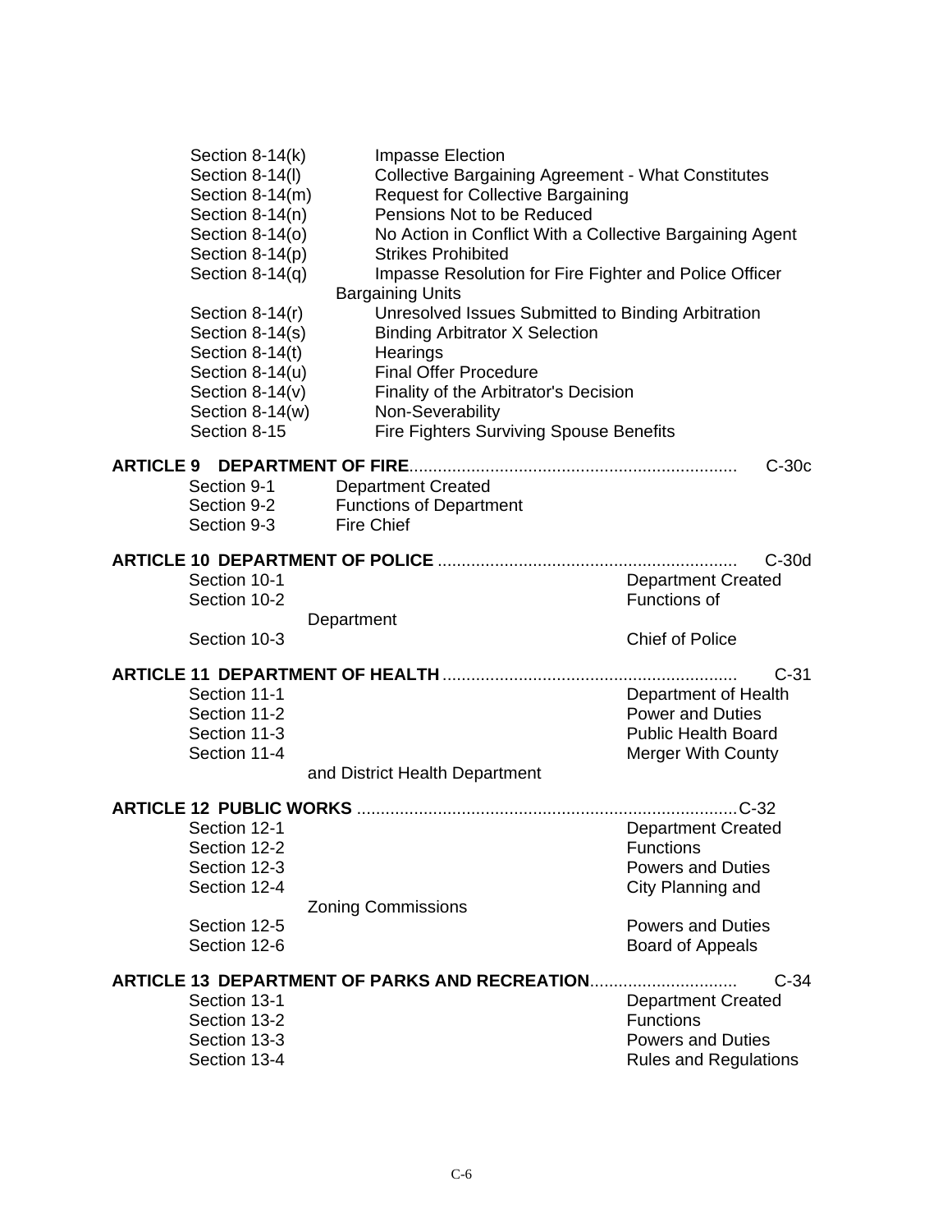Section 8-14(k) Impasse Election
Section 8-14(l) Collective Bargaining Agreement - What Constitutes
Section 8-14(m) Request for Collective Bargaining
Section 8-14(n) Pensions Not to be Reduced
Section 8-14(o) No Action in Conflict With a Collective Bargaining Agent
Section 8-14(p) Strikes Prohibited
Section 8-14(q) Impasse Resolution for Fire Fighter and Police Officer Bargaining Units
Section 8-14(r) Unresolved Issues Submitted to Binding Arbitration
Section 8-14(s) Binding Arbitrator X Selection
Section 8-14(t) Hearings
Section 8-14(u) Final Offer Procedure
Section 8-14(v) Finality of the Arbitrator's Decision
Section 8-14(w) Non-Severability
Section 8-15 Fire Fighters Surviving Spouse Benefits

**ARTICLE 9 DEPARTMENT OF FIRE**.................................................................... C-30c

Section 9-1 Department Created
Section 9-2 Functions of Department
Section 9-3 Fire Chief

**ARTICLE 10 DEPARTMENT OF POLICE** .............................................................. C-30d

Section 10-1 Department Created
Section 10-2 Functions of Department
Section 10-3 Chief of Police

**ARTICLE 11 DEPARTMENT OF HEALTH** ............................................................. C-31

Section 11-1 Department of Health
Section 11-2 Power and Duties
Section 11-3 Public Health Board
Section 11-4 Merger With County and District Health Department

**ARTICLE 12 PUBLIC WORKS** ...............................................................................C-32

Section 12-1 Department Created
Section 12-2 Functions
Section 12-3 Powers and Duties
Section 12-4 City Planning and Zoning Commissions
Section 12-5 Powers and Duties
Section 12-6 Board of Appeals

**ARTICLE 13 DEPARTMENT OF PARKS AND RECREATION**.............................. C-34

Section 13-1 Department Created
Section 13-2 Functions
Section 13-3 Powers and Duties
Section 13-4 Rules and Regulations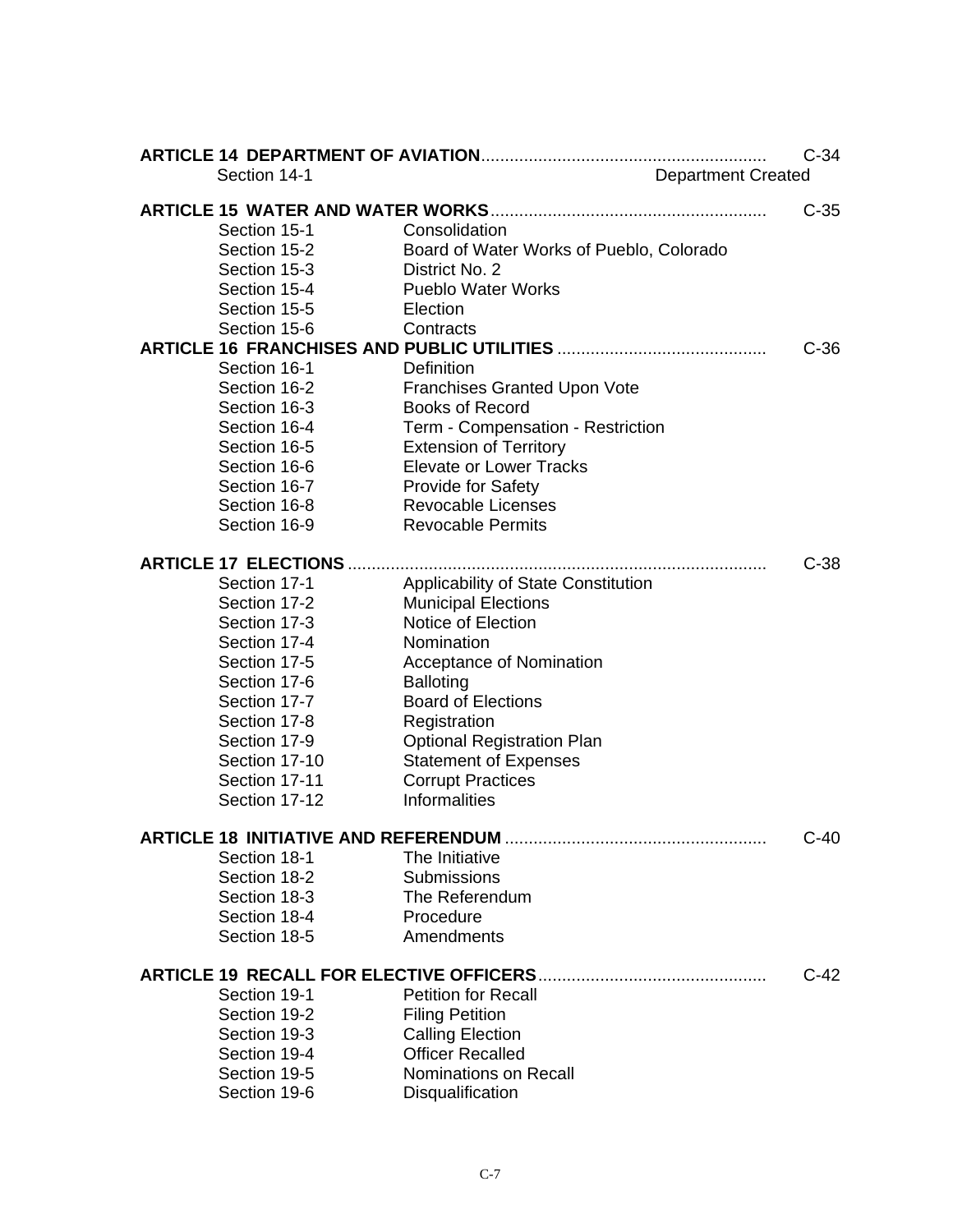| | | |
|---|---|---|
| **ARTICLE 14 DEPARTMENT OF AVIATION** | | C-34 |
| Section 14-1 | Department Created | |
| **ARTICLE 15 WATER AND WATER WORKS** | | C-35 |
| Section 15-1 | Consolidation | |
| Section 15-2 | Board of Water Works of Pueblo, Colorado | |
| Section 15-3 | District No. 2 | |
| Section 15-4 | Pueblo Water Works | |
| Section 15-5 | Election | |
| Section 15-6 | Contracts | |
| **ARTICLE 16 FRANCHISES AND PUBLIC UTILITIES** | | C-36 |
| Section 16-1 | Definition | |
| Section 16-2 | Franchises Granted Upon Vote | |
| Section 16-3 | Books of Record | |
| Section 16-4 | Term - Compensation - Restriction | |
| Section 16-5 | Extension of Territory | |
| Section 16-6 | Elevate or Lower Tracks | |
| Section 16-7 | Provide for Safety | |
| Section 16-8 | Revocable Licenses | |
| Section 16-9 | Revocable Permits | |
| **ARTICLE 17 ELECTIONS** | | C-38 |
| Section 17-1 | Applicability of State Constitution | |
| Section 17-2 | Municipal Elections | |
| Section 17-3 | Notice of Election | |
| Section 17-4 | Nomination | |
| Section 17-5 | Acceptance of Nomination | |
| Section 17-6 | Balloting | |
| Section 17-7 | Board of Elections | |
| Section 17-8 | Registration | |
| Section 17-9 | Optional Registration Plan | |
| Section 17-10 | Statement of Expenses | |
| Section 17-11 | Corrupt Practices | |
| Section 17-12 | Informalities | |
| **ARTICLE 18 INITIATIVE AND REFERENDUM** | | C-40 |
| Section 18-1 | The Initiative | |
| Section 18-2 | Submissions | |
| Section 18-3 | The Referendum | |
| Section 18-4 | Procedure | |
| Section 18-5 | Amendments | |
| **ARTICLE 19 RECALL FOR ELECTIVE OFFICERS** | | C-42 |
| Section 19-1 | Petition for Recall | |
| Section 19-2 | Filing Petition | |
| Section 19-3 | Calling Election | |
| Section 19-4 | Officer Recalled | |
| Section 19-5 | Nominations on Recall | |
| Section 19-6 | Disqualification | |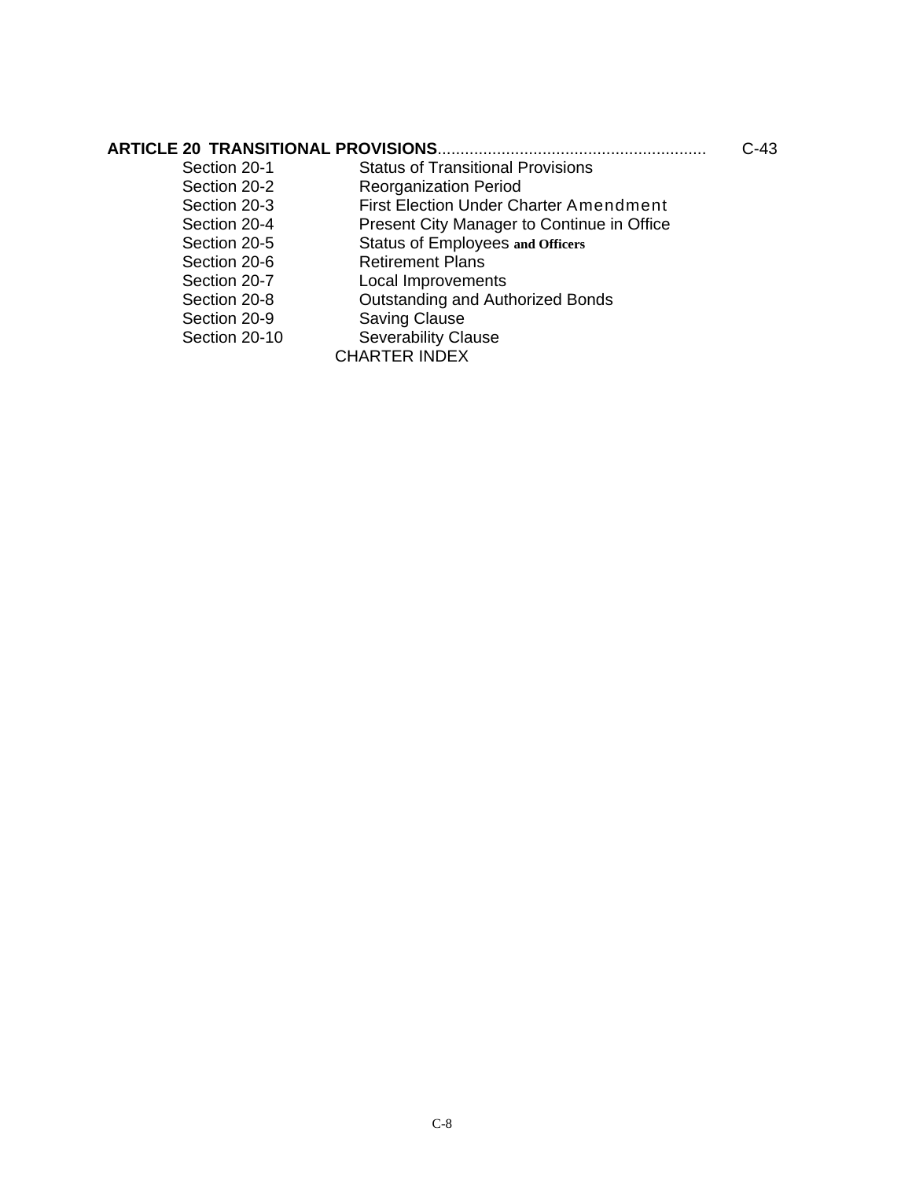**ARTICLE 20 TRANSITIONAL PROVISIONS**.......................................................... C-43

| | |
|---|---|
| Section 20-1 | Status of Transitional Provisions |
| Section 20-2 | Reorganization Period |
| Section 20-3 | First Election Under Charter Amendment |
| Section 20-4 | Present City Manager to Continue in Office |
| Section 20-5 | Status of Employees and Officers |
| Section 20-6 | Retirement Plans |
| Section 20-7 | Local Improvements |
| Section 20-8 | Outstanding and Authorized Bonds |
| Section 20-9 | Saving Clause |
| Section 20-10 | Severability Clause |

CHARTER INDEX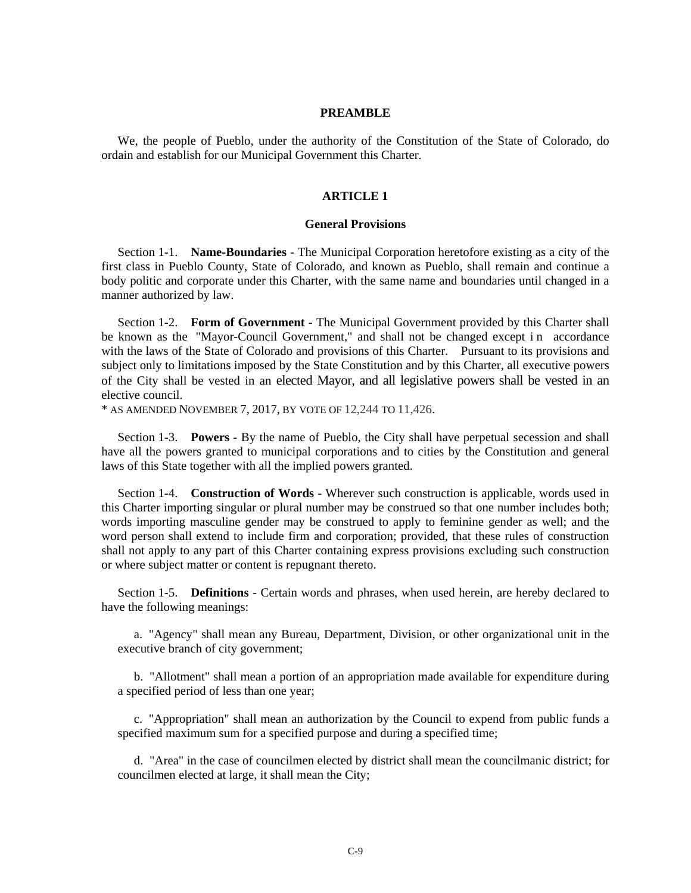## PREAMBLE

We, the people of Pueblo, under the authority of the Constitution of the State of Colorado, do ordain and establish for our Municipal Government this Charter.

## ARTICLE 1

### General Provisions

Section 1-1. **Name-Boundaries** - The Municipal Corporation heretofore existing as a city of the first class in Pueblo County, State of Colorado, and known as Pueblo, shall remain and continue a body politic and corporate under this Charter, with the same name and boundaries until changed in a manner authorized by law.

Section 1-2. **Form of Government** - The Municipal Government provided by this Charter shall be known as the "Mayor-Council Government," and shall not be changed except in accordance with the laws of the State of Colorado and provisions of this Charter. Pursuant to its provisions and subject only to limitations imposed by the State Constitution and by this Charter, all executive powers of the City shall be vested in an elected Mayor, and all legislative powers shall be vested in an elective council.

* AS AMENDED NOVEMBER 7, 2017, BY VOTE OF 12,244 TO 11,426.

Section 1-3. **Powers** - By the name of Pueblo, the City shall have perpetual secession and shall have all the powers granted to municipal corporations and to cities by the Constitution and general laws of this State together with all the implied powers granted.

Section 1-4. **Construction of Words** - Wherever such construction is applicable, words used in this Charter importing singular or plural number may be construed so that one number includes both; words importing masculine gender may be construed to apply to feminine gender as well; and the word person shall extend to include firm and corporation; provided, that these rules of construction shall not apply to any part of this Charter containing express provisions excluding such construction or where subject matter or content is repugnant thereto.

Section 1-5. **Definitions** - Certain words and phrases, when used herein, are hereby declared to have the following meanings:

a. "Agency" shall mean any Bureau, Department, Division, or other organizational unit in the executive branch of city government;

b. "Allotment" shall mean a portion of an appropriation made available for expenditure during a specified period of less than one year;

c. "Appropriation" shall mean an authorization by the Council to expend from public funds a specified maximum sum for a specified purpose and during a specified time;

d. "Area" in the case of councilmen elected by district shall mean the councilmanic district; for councilmen elected at large, it shall mean the City;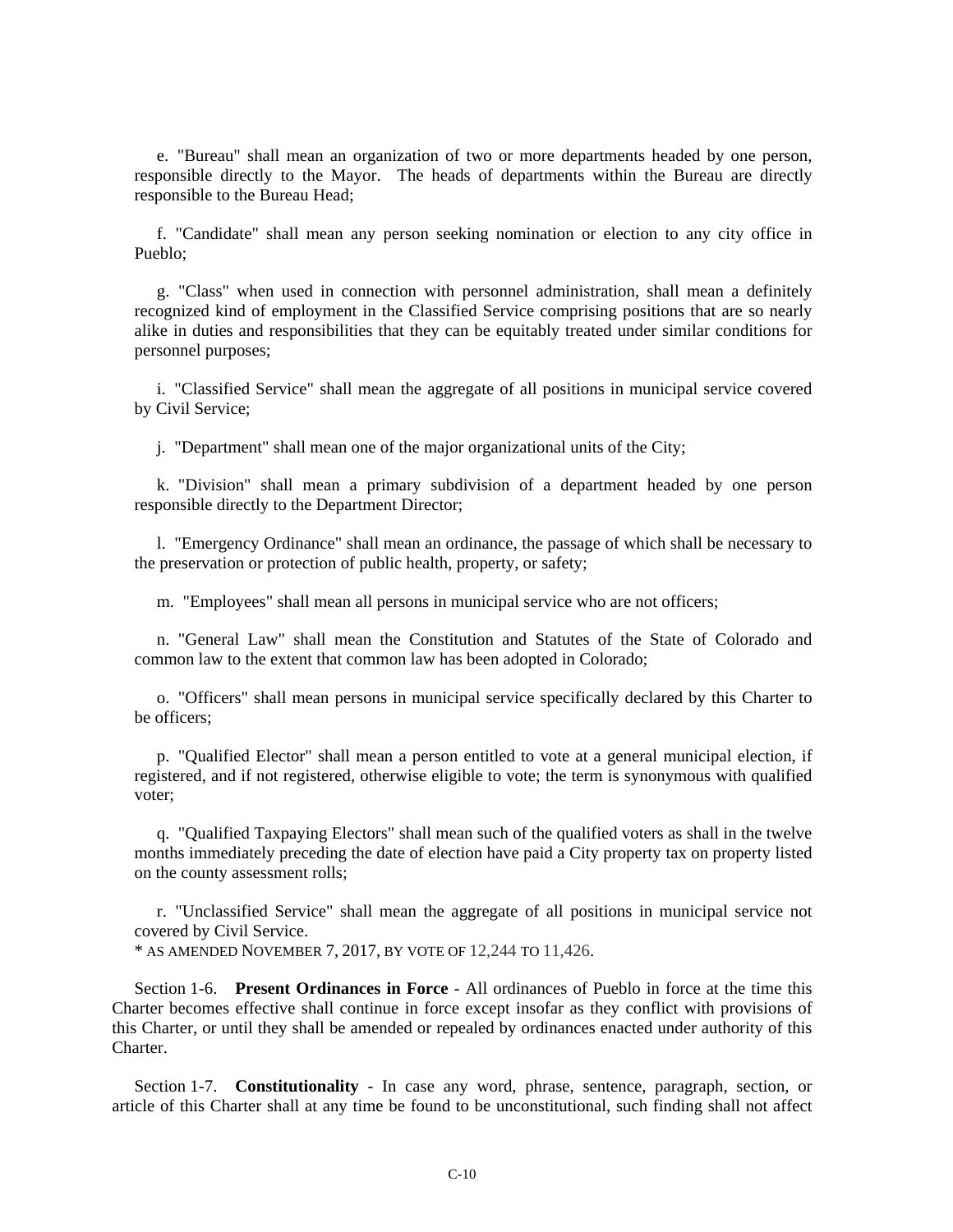e. "Bureau" shall mean an organization of two or more departments headed by one person, responsible directly to the Mayor. The heads of departments within the Bureau are directly responsible to the Bureau Head;

f. "Candidate" shall mean any person seeking nomination or election to any city office in Pueblo;

g. "Class" when used in connection with personnel administration, shall mean a definitely recognized kind of employment in the Classified Service comprising positions that are so nearly alike in duties and responsibilities that they can be equitably treated under similar conditions for personnel purposes;

i. "Classified Service" shall mean the aggregate of all positions in municipal service covered by Civil Service;

j. "Department" shall mean one of the major organizational units of the City;

k. "Division" shall mean a primary subdivision of a department headed by one person responsible directly to the Department Director;

l. "Emergency Ordinance" shall mean an ordinance, the passage of which shall be necessary to the preservation or protection of public health, property, or safety;

m. "Employees" shall mean all persons in municipal service who are not officers;

n. "General Law" shall mean the Constitution and Statutes of the State of Colorado and common law to the extent that common law has been adopted in Colorado;

o. "Officers" shall mean persons in municipal service specifically declared by this Charter to be officers;

p. "Qualified Elector" shall mean a person entitled to vote at a general municipal election, if registered, and if not registered, otherwise eligible to vote; the term is synonymous with qualified voter;

q. "Qualified Taxpaying Electors" shall mean such of the qualified voters as shall in the twelve months immediately preceding the date of election have paid a City property tax on property listed on the county assessment rolls;

r. "Unclassified Service" shall mean the aggregate of all positions in municipal service not covered by Civil Service.

* AS AMENDED NOVEMBER 7, 2017, BY VOTE OF 12,244 TO 11,426.

Section 1-6. **Present Ordinances in Force** - All ordinances of Pueblo in force at the time this Charter becomes effective shall continue in force except insofar as they conflict with provisions of this Charter, or until they shall be amended or repealed by ordinances enacted under authority of this Charter.

Section 1-7. **Constitutionality** - In case any word, phrase, sentence, paragraph, section, or article of this Charter shall at any time be found to be unconstitutional, such finding shall not affect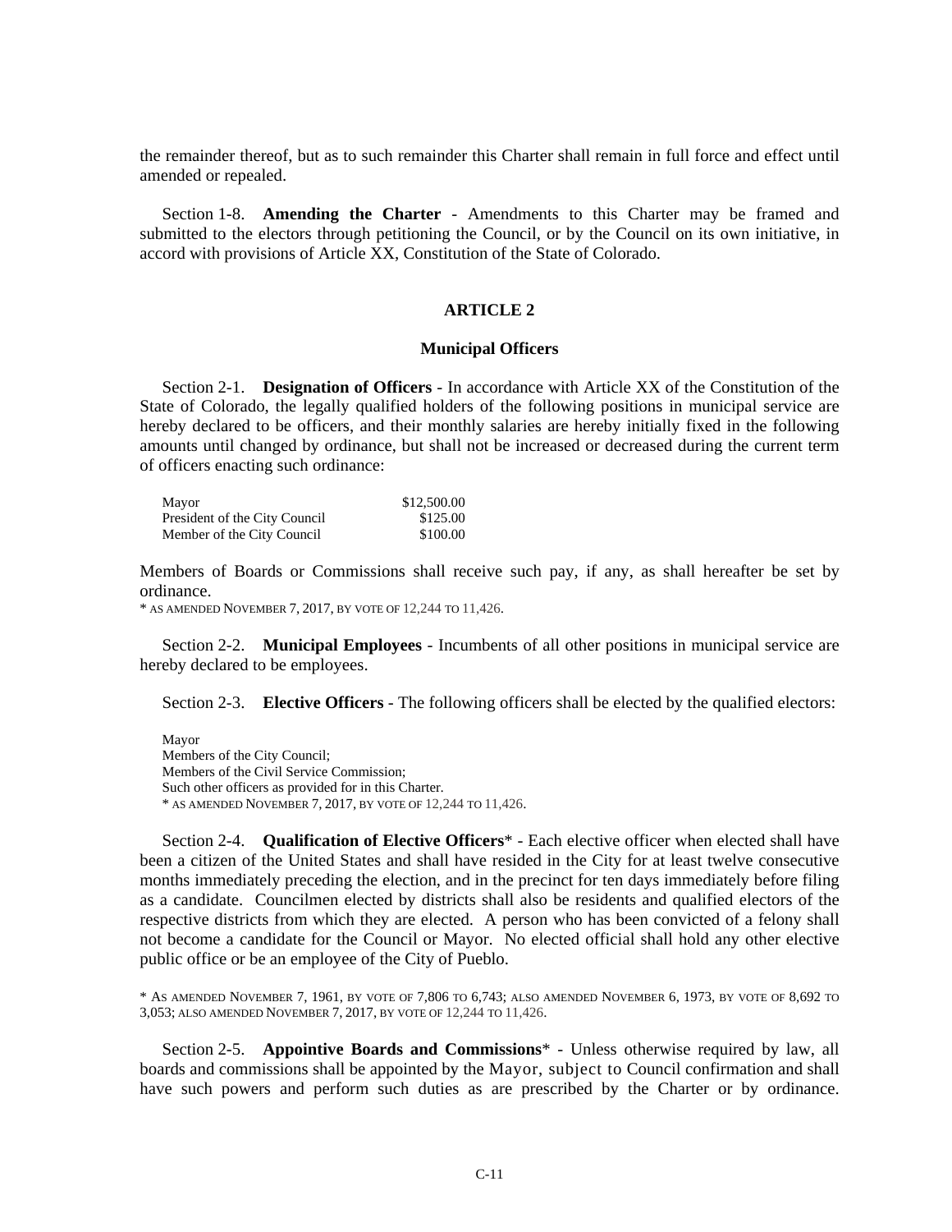the remainder thereof, but as to such remainder this Charter shall remain in full force and effect until amended or repealed.

Section 1-8. **Amending the Charter** - Amendments to this Charter may be framed and submitted to the electors through petitioning the Council, or by the Council on its own initiative, in accord with provisions of Article XX, Constitution of the State of Colorado.

## ARTICLE 2

### Municipal Officers

Section 2-1. **Designation of Officers** - In accordance with Article XX of the Constitution of the State of Colorado, the legally qualified holders of the following positions in municipal service are hereby declared to be officers, and their monthly salaries are hereby initially fixed in the following amounts until changed by ordinance, but shall not be increased or decreased during the current term of officers enacting such ordinance:

| | |
|---|---|
| Mayor | $12,500.00 |
| President of the City Council | $125.00 |
| Member of the City Council | $100.00 |

Members of Boards or Commissions shall receive such pay, if any, as shall hereafter be set by ordinance.

\* AS AMENDED NOVEMBER 7, 2017, BY VOTE OF 12,244 TO 11,426.

Section 2-2. **Municipal Employees** - Incumbents of all other positions in municipal service are hereby declared to be employees.

Section 2-3. **Elective Officers** - The following officers shall be elected by the qualified electors:

Mayor
Members of the City Council;
Members of the Civil Service Commission;
Such other officers as provided for in this Charter.

\* AS AMENDED NOVEMBER 7, 2017, BY VOTE OF 12,244 TO 11,426.

Section 2-4. **Qualification of Elective Officers**\* - Each elective officer when elected shall have been a citizen of the United States and shall have resided in the City for at least twelve consecutive months immediately preceding the election, and in the precinct for ten days immediately before filing as a candidate. Councilmen elected by districts shall also be residents and qualified electors of the respective districts from which they are elected. A person who has been convicted of a felony shall not become a candidate for the Council or Mayor. No elected official shall hold any other elective public office or be an employee of the City of Pueblo.

\* AS AMENDED NOVEMBER 7, 1961, BY VOTE OF 7,806 TO 6,743; ALSO AMENDED NOVEMBER 6, 1973, BY VOTE OF 8,692 TO 3,053; ALSO AMENDED NOVEMBER 7, 2017, BY VOTE OF 12,244 TO 11,426.

Section 2-5. **Appointive Boards and Commissions**\* - Unless otherwise required by law, all boards and commissions shall be appointed by the Mayor, subject to Council confirmation and shall have such powers and perform such duties as are prescribed by the Charter or by ordinance.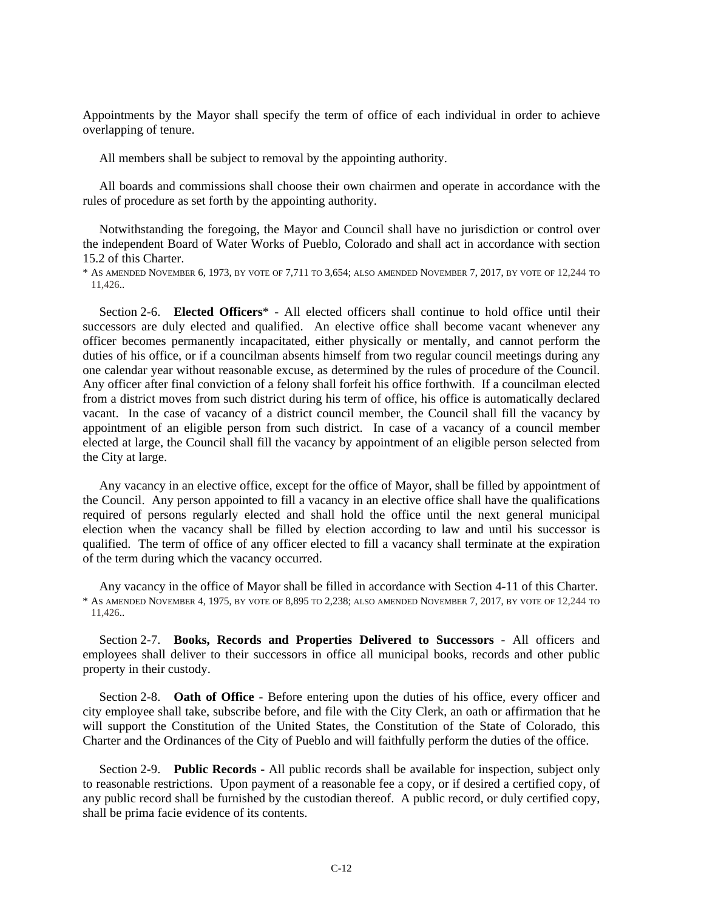Appointments by the Mayor shall specify the term of office of each individual in order to achieve overlapping of tenure.

All members shall be subject to removal by the appointing authority.

All boards and commissions shall choose their own chairmen and operate in accordance with the rules of procedure as set forth by the appointing authority.

Notwithstanding the foregoing, the Mayor and Council shall have no jurisdiction or control over the independent Board of Water Works of Pueblo, Colorado and shall act in accordance with section 15.2 of this Charter.

* AS AMENDED NOVEMBER 6, 1973, BY VOTE OF 7,711 TO 3,654; ALSO AMENDED NOVEMBER 7, 2017, BY VOTE OF 12,244 TO 11,426..

Section 2-6. **Elected Officers*** - All elected officers shall continue to hold office until their successors are duly elected and qualified. An elective office shall become vacant whenever any officer becomes permanently incapacitated, either physically or mentally, and cannot perform the duties of his office, or if a councilman absents himself from two regular council meetings during any one calendar year without reasonable excuse, as determined by the rules of procedure of the Council. Any officer after final conviction of a felony shall forfeit his office forthwith. If a councilman elected from a district moves from such district during his term of office, his office is automatically declared vacant. In the case of vacancy of a district council member, the Council shall fill the vacancy by appointment of an eligible person from such district. In case of a vacancy of a council member elected at large, the Council shall fill the vacancy by appointment of an eligible person selected from the City at large.

Any vacancy in an elective office, except for the office of Mayor, shall be filled by appointment of the Council. Any person appointed to fill a vacancy in an elective office shall have the qualifications required of persons regularly elected and shall hold the office until the next general municipal election when the vacancy shall be filled by election according to law and until his successor is qualified. The term of office of any officer elected to fill a vacancy shall terminate at the expiration of the term during which the vacancy occurred.

Any vacancy in the office of Mayor shall be filled in accordance with Section 4-11 of this Charter.

* AS AMENDED NOVEMBER 4, 1975, BY VOTE OF 8,895 TO 2,238; ALSO AMENDED NOVEMBER 7, 2017, BY VOTE OF 12,244 TO 11,426..

Section 2-7. **Books, Records and Properties Delivered to Successors** - All officers and employees shall deliver to their successors in office all municipal books, records and other public property in their custody.

Section 2-8. **Oath of Office** - Before entering upon the duties of his office, every officer and city employee shall take, subscribe before, and file with the City Clerk, an oath or affirmation that he will support the Constitution of the United States, the Constitution of the State of Colorado, this Charter and the Ordinances of the City of Pueblo and will faithfully perform the duties of the office.

Section 2-9. **Public Records** - All public records shall be available for inspection, subject only to reasonable restrictions. Upon payment of a reasonable fee a copy, or if desired a certified copy, of any public record shall be furnished by the custodian thereof. A public record, or duly certified copy, shall be prima facie evidence of its contents.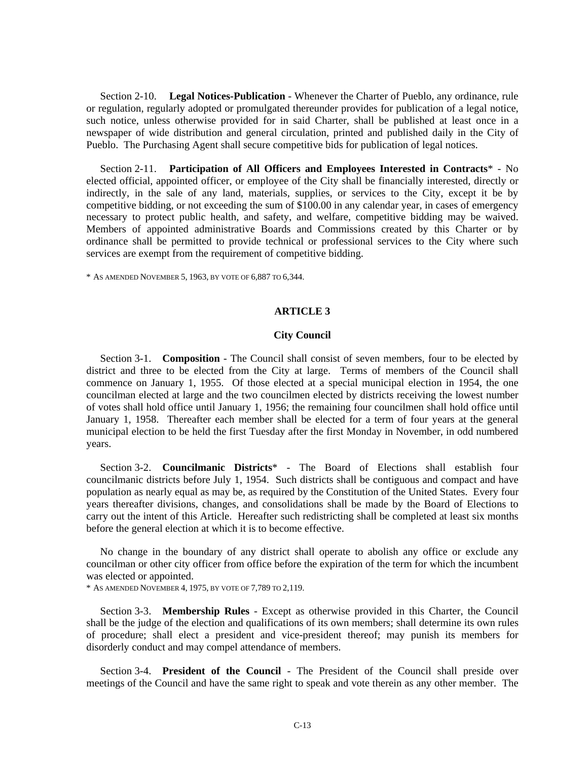Section 2-10. **Legal Notices-Publication** - Whenever the Charter of Pueblo, any ordinance, rule or regulation, regularly adopted or promulgated thereunder provides for publication of a legal notice, such notice, unless otherwise provided for in said Charter, shall be published at least once in a newspaper of wide distribution and general circulation, printed and published daily in the City of Pueblo. The Purchasing Agent shall secure competitive bids for publication of legal notices.

Section 2-11. **Participation of All Officers and Employees Interested in Contracts*** - No elected official, appointed officer, or employee of the City shall be financially interested, directly or indirectly, in the sale of any land, materials, supplies, or services to the City, except it be by competitive bidding, or not exceeding the sum of $100.00 in any calendar year, in cases of emergency necessary to protect public health, and safety, and welfare, competitive bidding may be waived. Members of appointed administrative Boards and Commissions created by this Charter or by ordinance shall be permitted to provide technical or professional services to the City where such services are exempt from the requirement of competitive bidding.

* AS AMENDED NOVEMBER 5, 1963, BY VOTE OF 6,887 TO 6,344.

## ARTICLE 3

### City Council

Section 3-1. **Composition** - The Council shall consist of seven members, four to be elected by district and three to be elected from the City at large. Terms of members of the Council shall commence on January 1, 1955. Of those elected at a special municipal election in 1954, the one councilman elected at large and the two councilmen elected by districts receiving the lowest number of votes shall hold office until January 1, 1956; the remaining four councilmen shall hold office until January 1, 1958. Thereafter each member shall be elected for a term of four years at the general municipal election to be held the first Tuesday after the first Monday in November, in odd numbered years.

Section 3-2. **Councilmanic Districts*** - The Board of Elections shall establish four councilmanic districts before July 1, 1954. Such districts shall be contiguous and compact and have population as nearly equal as may be, as required by the Constitution of the United States. Every four years thereafter divisions, changes, and consolidations shall be made by the Board of Elections to carry out the intent of this Article. Hereafter such redistricting shall be completed at least six months before the general election at which it is to become effective.

No change in the boundary of any district shall operate to abolish any office or exclude any councilman or other city officer from office before the expiration of the term for which the incumbent was elected or appointed.

* AS AMENDED NOVEMBER 4, 1975, BY VOTE OF 7,789 TO 2,119.

Section 3-3. **Membership Rules** - Except as otherwise provided in this Charter, the Council shall be the judge of the election and qualifications of its own members; shall determine its own rules of procedure; shall elect a president and vice-president thereof; may punish its members for disorderly conduct and may compel attendance of members.

Section 3-4. **President of the Council** - The President of the Council shall preside over meetings of the Council and have the same right to speak and vote therein as any other member. The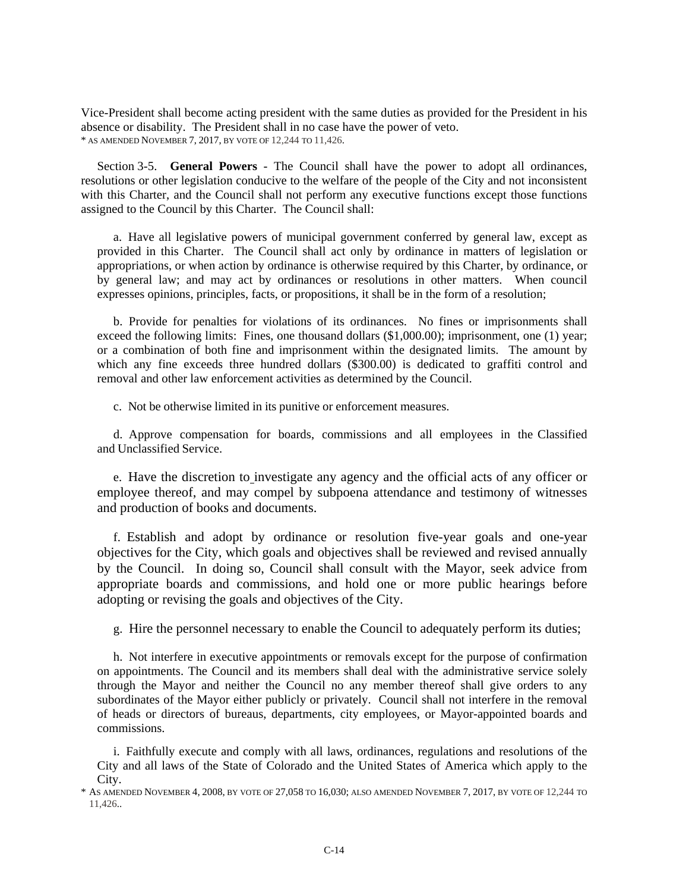Vice-President shall become acting president with the same duties as provided for the President in his absence or disability. The President shall in no case have the power of veto.
* AS AMENDED NOVEMBER 7, 2017, BY VOTE OF 12,244 TO 11,426.

Section 3-5. **General Powers** - The Council shall have the power to adopt all ordinances, resolutions or other legislation conducive to the welfare of the people of the City and not inconsistent with this Charter, and the Council shall not perform any executive functions except those functions assigned to the Council by this Charter. The Council shall:

a. Have all legislative powers of municipal government conferred by general law, except as provided in this Charter. The Council shall act only by ordinance in matters of legislation or appropriations, or when action by ordinance is otherwise required by this Charter, by ordinance, or by general law; and may act by ordinances or resolutions in other matters. When council expresses opinions, principles, facts, or propositions, it shall be in the form of a resolution;

b. Provide for penalties for violations of its ordinances. No fines or imprisonments shall exceed the following limits: Fines, one thousand dollars ($1,000.00); imprisonment, one (1) year; or a combination of both fine and imprisonment within the designated limits. The amount by which any fine exceeds three hundred dollars ($300.00) is dedicated to graffiti control and removal and other law enforcement activities as determined by the Council.

c. Not be otherwise limited in its punitive or enforcement measures.

d. Approve compensation for boards, commissions and all employees in the Classified and Unclassified Service.

e. Have the discretion to investigate any agency and the official acts of any officer or employee thereof, and may compel by subpoena attendance and testimony of witnesses and production of books and documents.

f. Establish and adopt by ordinance or resolution five-year goals and one-year objectives for the City, which goals and objectives shall be reviewed and revised annually by the Council. In doing so, Council shall consult with the Mayor, seek advice from appropriate boards and commissions, and hold one or more public hearings before adopting or revising the goals and objectives of the City.

g. Hire the personnel necessary to enable the Council to adequately perform its duties;

h. Not interfere in executive appointments or removals except for the purpose of confirmation on appointments. The Council and its members shall deal with the administrative service solely through the Mayor and neither the Council no any member thereof shall give orders to any subordinates of the Mayor either publicly or privately. Council shall not interfere in the removal of heads or directors of bureaus, departments, city employees, or Mayor-appointed boards and commissions.

i. Faithfully execute and comply with all laws, ordinances, regulations and resolutions of the City and all laws of the State of Colorado and the United States of America which apply to the City.

* AS AMENDED NOVEMBER 4, 2008, BY VOTE OF 27,058 TO 16,030; ALSO AMENDED NOVEMBER 7, 2017, BY VOTE OF 12,244 TO 11,426..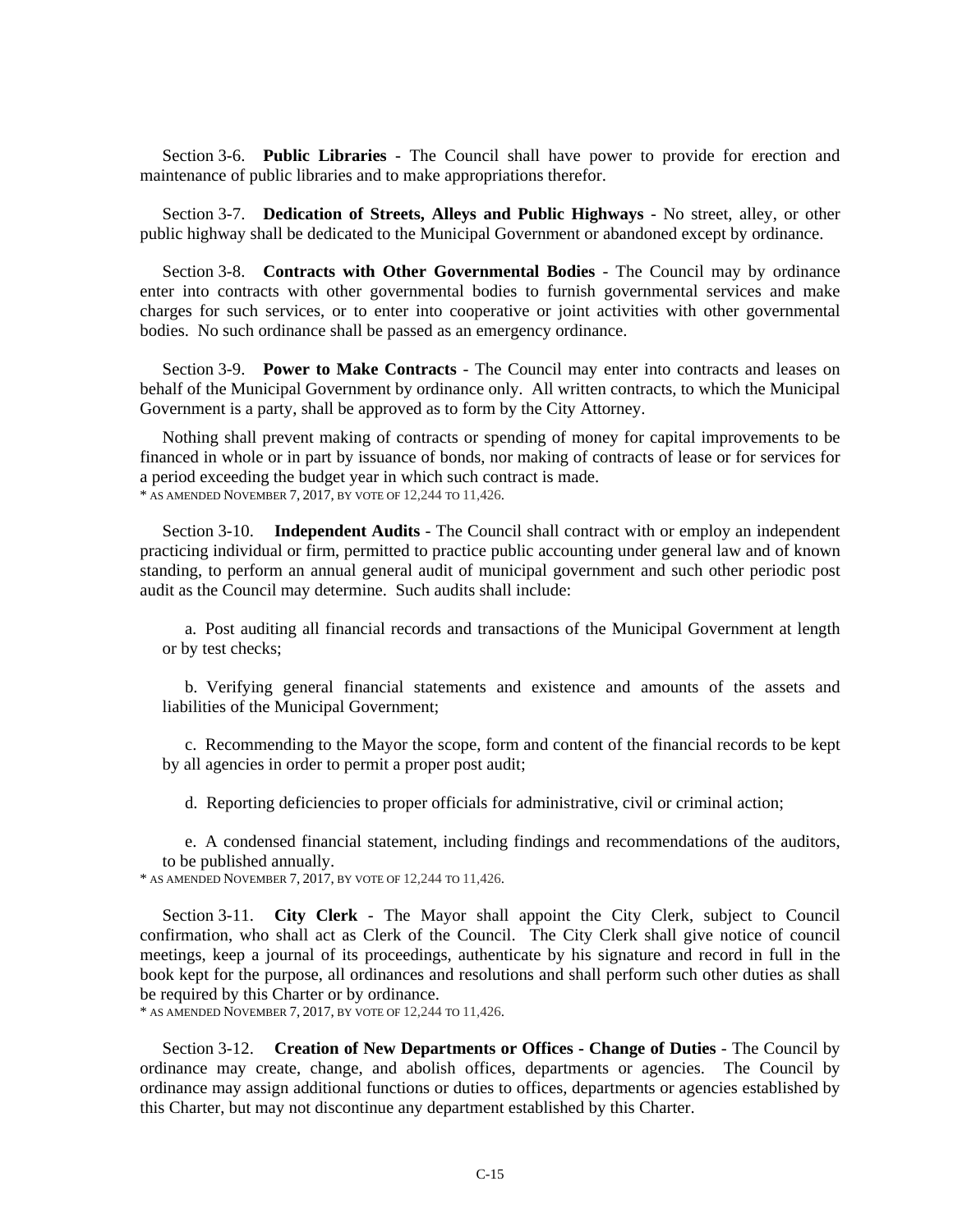Section 3-6. **Public Libraries** - The Council shall have power to provide for erection and maintenance of public libraries and to make appropriations therefor.

Section 3-7. **Dedication of Streets, Alleys and Public Highways** - No street, alley, or other public highway shall be dedicated to the Municipal Government or abandoned except by ordinance.

Section 3-8. **Contracts with Other Governmental Bodies** - The Council may by ordinance enter into contracts with other governmental bodies to furnish governmental services and make charges for such services, or to enter into cooperative or joint activities with other governmental bodies. No such ordinance shall be passed as an emergency ordinance.

Section 3-9. **Power to Make Contracts** - The Council may enter into contracts and leases on behalf of the Municipal Government by ordinance only. All written contracts, to which the Municipal Government is a party, shall be approved as to form by the City Attorney.

Nothing shall prevent making of contracts or spending of money for capital improvements to be financed in whole or in part by issuance of bonds, nor making of contracts of lease or for services for a period exceeding the budget year in which such contract is made.
* AS AMENDED NOVEMBER 7, 2017, BY VOTE OF 12,244 TO 11,426.

Section 3-10. **Independent Audits** - The Council shall contract with or employ an independent practicing individual or firm, permitted to practice public accounting under general law and of known standing, to perform an annual general audit of municipal government and such other periodic post audit as the Council may determine. Such audits shall include:

a. Post auditing all financial records and transactions of the Municipal Government at length or by test checks;

b. Verifying general financial statements and existence and amounts of the assets and liabilities of the Municipal Government;

c. Recommending to the Mayor the scope, form and content of the financial records to be kept by all agencies in order to permit a proper post audit;

d. Reporting deficiencies to proper officials for administrative, civil or criminal action;

e. A condensed financial statement, including findings and recommendations of the auditors, to be published annually.
* AS AMENDED NOVEMBER 7, 2017, BY VOTE OF 12,244 TO 11,426.

Section 3-11. **City Clerk** - The Mayor shall appoint the City Clerk, subject to Council confirmation, who shall act as Clerk of the Council. The City Clerk shall give notice of council meetings, keep a journal of its proceedings, authenticate by his signature and record in full in the book kept for the purpose, all ordinances and resolutions and shall perform such other duties as shall be required by this Charter or by ordinance.
* AS AMENDED NOVEMBER 7, 2017, BY VOTE OF 12,244 TO 11,426.

Section 3-12. **Creation of New Departments or Offices - Change of Duties** - The Council by ordinance may create, change, and abolish offices, departments or agencies. The Council by ordinance may assign additional functions or duties to offices, departments or agencies established by this Charter, but may not discontinue any department established by this Charter.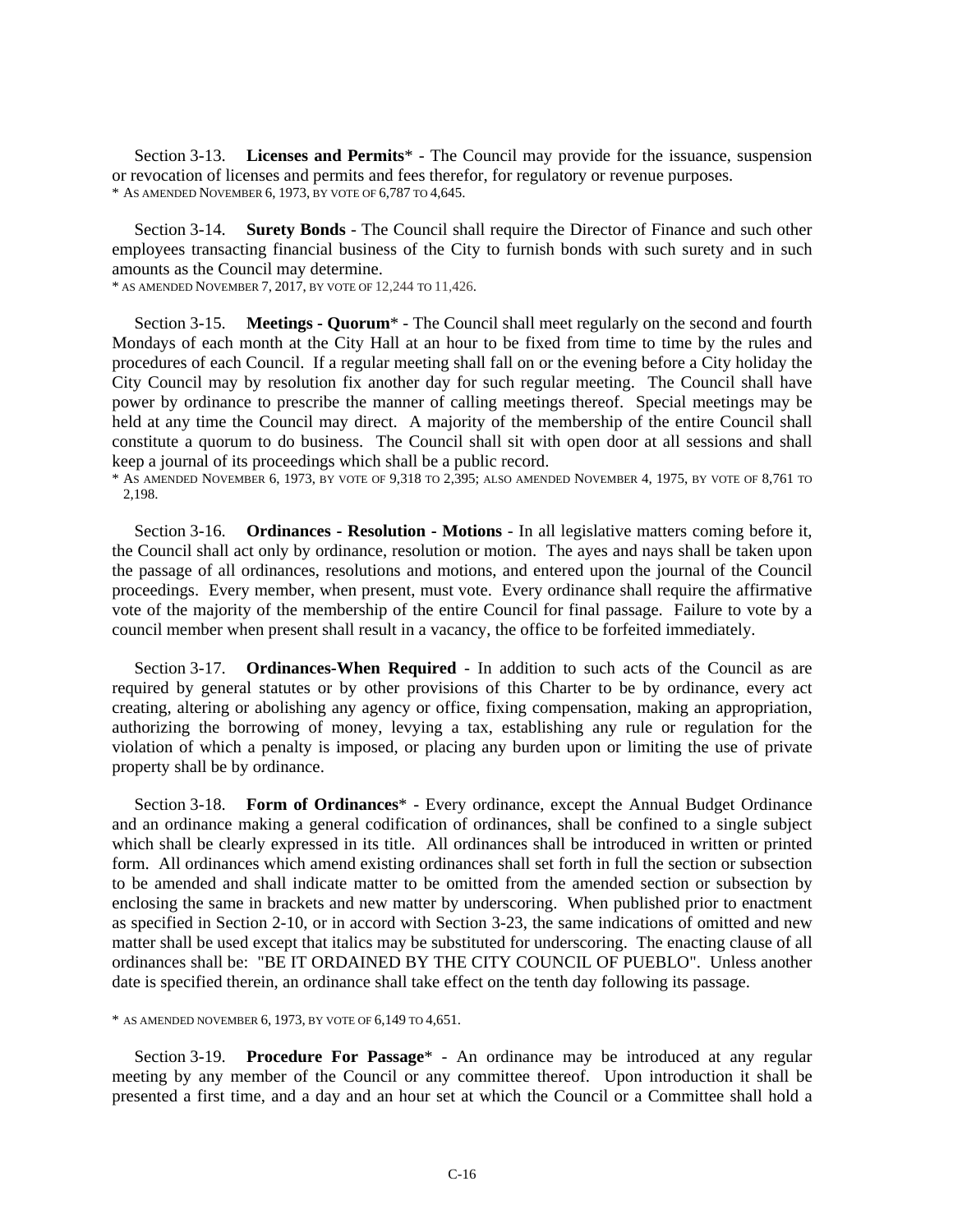Section 3-13. **Licenses and Permits*** - The Council may provide for the issuance, suspension or revocation of licenses and permits and fees therefor, for regulatory or revenue purposes.
* AS AMENDED NOVEMBER 6, 1973, BY VOTE OF 6,787 TO 4,645.

Section 3-14. **Surety Bonds** - The Council shall require the Director of Finance and such other employees transacting financial business of the City to furnish bonds with such surety and in such amounts as the Council may determine.
* AS AMENDED NOVEMBER 7, 2017, BY VOTE OF 12,244 TO 11,426.

Section 3-15. **Meetings - Quorum*** - The Council shall meet regularly on the second and fourth Mondays of each month at the City Hall at an hour to be fixed from time to time by the rules and procedures of each Council. If a regular meeting shall fall on or the evening before a City holiday the City Council may by resolution fix another day for such regular meeting. The Council shall have power by ordinance to prescribe the manner of calling meetings thereof. Special meetings may be held at any time the Council may direct. A majority of the membership of the entire Council shall constitute a quorum to do business. The Council shall sit with open door at all sessions and shall keep a journal of its proceedings which shall be a public record.
* AS AMENDED NOVEMBER 6, 1973, BY VOTE OF 9,318 TO 2,395; ALSO AMENDED NOVEMBER 4, 1975, BY VOTE OF 8,761 TO 2,198.

Section 3-16. **Ordinances - Resolution - Motions** - In all legislative matters coming before it, the Council shall act only by ordinance, resolution or motion. The ayes and nays shall be taken upon the passage of all ordinances, resolutions and motions, and entered upon the journal of the Council proceedings. Every member, when present, must vote. Every ordinance shall require the affirmative vote of the majority of the membership of the entire Council for final passage. Failure to vote by a council member when present shall result in a vacancy, the office to be forfeited immediately.

Section 3-17. **Ordinances-When Required** - In addition to such acts of the Council as are required by general statutes or by other provisions of this Charter to be by ordinance, every act creating, altering or abolishing any agency or office, fixing compensation, making an appropriation, authorizing the borrowing of money, levying a tax, establishing any rule or regulation for the violation of which a penalty is imposed, or placing any burden upon or limiting the use of private property shall be by ordinance.

Section 3-18. **Form of Ordinances*** - Every ordinance, except the Annual Budget Ordinance and an ordinance making a general codification of ordinances, shall be confined to a single subject which shall be clearly expressed in its title. All ordinances shall be introduced in written or printed form. All ordinances which amend existing ordinances shall set forth in full the section or subsection to be amended and shall indicate matter to be omitted from the amended section or subsection by enclosing the same in brackets and new matter by underscoring. When published prior to enactment as specified in Section 2-10, or in accord with Section 3-23, the same indications of omitted and new matter shall be used except that italics may be substituted for underscoring. The enacting clause of all ordinances shall be: "BE IT ORDAINED BY THE CITY COUNCIL OF PUEBLO". Unless another date is specified therein, an ordinance shall take effect on the tenth day following its passage.

* AS AMENDED NOVEMBER 6, 1973, BY VOTE OF 6,149 TO 4,651.

Section 3-19. **Procedure For Passage*** - An ordinance may be introduced at any regular meeting by any member of the Council or any committee thereof. Upon introduction it shall be presented a first time, and a day and an hour set at which the Council or a Committee shall hold a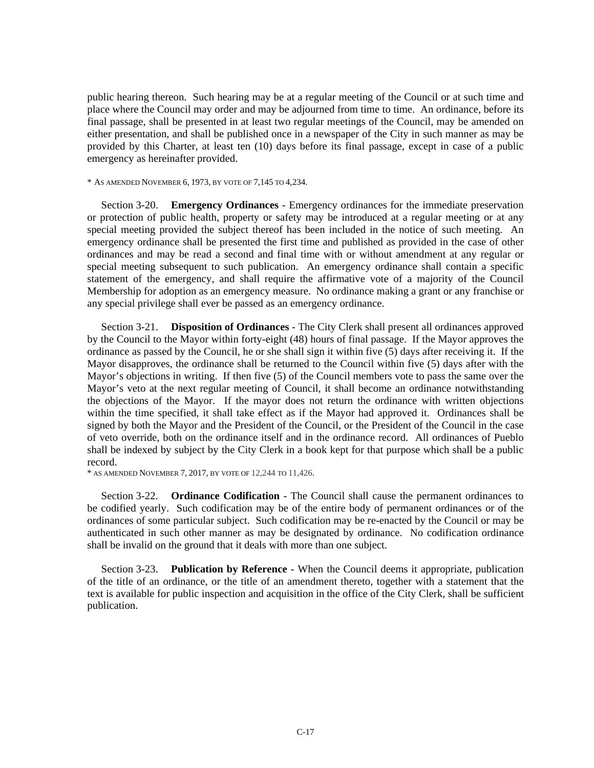public hearing thereon. Such hearing may be at a regular meeting of the Council or at such time and place where the Council may order and may be adjourned from time to time. An ordinance, before its final passage, shall be presented in at least two regular meetings of the Council, may be amended on either presentation, and shall be published once in a newspaper of the City in such manner as may be provided by this Charter, at least ten (10) days before its final passage, except in case of a public emergency as hereinafter provided.

* AS AMENDED NOVEMBER 6, 1973, BY VOTE OF 7,145 TO 4,234.

Section 3-20. **Emergency Ordinances** - Emergency ordinances for the immediate preservation or protection of public health, property or safety may be introduced at a regular meeting or at any special meeting provided the subject thereof has been included in the notice of such meeting. An emergency ordinance shall be presented the first time and published as provided in the case of other ordinances and may be read a second and final time with or without amendment at any regular or special meeting subsequent to such publication. An emergency ordinance shall contain a specific statement of the emergency, and shall require the affirmative vote of a majority of the Council Membership for adoption as an emergency measure. No ordinance making a grant or any franchise or any special privilege shall ever be passed as an emergency ordinance.

Section 3-21. **Disposition of Ordinances** - The City Clerk shall present all ordinances approved by the Council to the Mayor within forty-eight (48) hours of final passage. If the Mayor approves the ordinance as passed by the Council, he or she shall sign it within five (5) days after receiving it. If the Mayor disapproves, the ordinance shall be returned to the Council within five (5) days after with the Mayor's objections in writing. If then five (5) of the Council members vote to pass the same over the Mayor's veto at the next regular meeting of Council, it shall become an ordinance notwithstanding the objections of the Mayor. If the mayor does not return the ordinance with written objections within the time specified, it shall take effect as if the Mayor had approved it. Ordinances shall be signed by both the Mayor and the President of the Council, or the President of the Council in the case of veto override, both on the ordinance itself and in the ordinance record. All ordinances of Pueblo shall be indexed by subject by the City Clerk in a book kept for that purpose which shall be a public record.

* AS AMENDED NOVEMBER 7, 2017, BY VOTE OF 12,244 TO 11,426.

Section 3-22. **Ordinance Codification** - The Council shall cause the permanent ordinances to be codified yearly. Such codification may be of the entire body of permanent ordinances or of the ordinances of some particular subject. Such codification may be re-enacted by the Council or may be authenticated in such other manner as may be designated by ordinance. No codification ordinance shall be invalid on the ground that it deals with more than one subject.

Section 3-23. **Publication by Reference** - When the Council deems it appropriate, publication of the title of an ordinance, or the title of an amendment thereto, together with a statement that the text is available for public inspection and acquisition in the office of the City Clerk, shall be sufficient publication.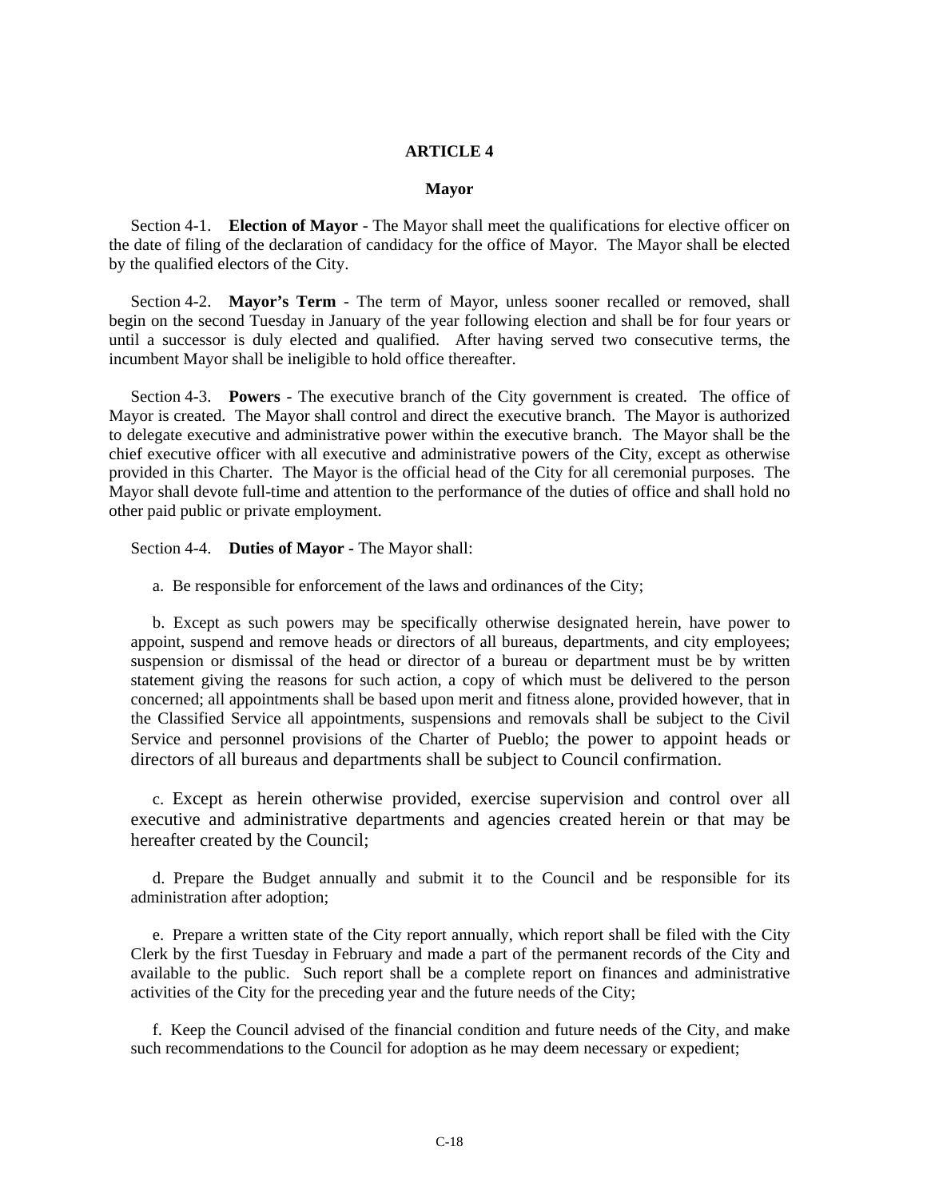# ARTICLE 4

## Mayor

Section 4-1. **Election of Mayor** - The Mayor shall meet the qualifications for elective officer on the date of filing of the declaration of candidacy for the office of Mayor. The Mayor shall be elected by the qualified electors of the City.

Section 4-2. **Mayor's Term** - The term of Mayor, unless sooner recalled or removed, shall begin on the second Tuesday in January of the year following election and shall be for four years or until a successor is duly elected and qualified. After having served two consecutive terms, the incumbent Mayor shall be ineligible to hold office thereafter.

Section 4-3. **Powers** - The executive branch of the City government is created. The office of Mayor is created. The Mayor shall control and direct the executive branch. The Mayor is authorized to delegate executive and administrative power within the executive branch. The Mayor shall be the chief executive officer with all executive and administrative powers of the City, except as otherwise provided in this Charter. The Mayor is the official head of the City for all ceremonial purposes. The Mayor shall devote full-time and attention to the performance of the duties of office and shall hold no other paid public or private employment.

Section 4-4. **Duties of Mayor -** The Mayor shall:

a. Be responsible for enforcement of the laws and ordinances of the City;

b. Except as such powers may be specifically otherwise designated herein, have power to appoint, suspend and remove heads or directors of all bureaus, departments, and city employees; suspension or dismissal of the head or director of a bureau or department must be by written statement giving the reasons for such action, a copy of which must be delivered to the person concerned; all appointments shall be based upon merit and fitness alone, provided however, that in the Classified Service all appointments, suspensions and removals shall be subject to the Civil Service and personnel provisions of the Charter of Pueblo; the power to appoint heads or directors of all bureaus and departments shall be subject to Council confirmation.

c. Except as herein otherwise provided, exercise supervision and control over all executive and administrative departments and agencies created herein or that may be hereafter created by the Council;

d. Prepare the Budget annually and submit it to the Council and be responsible for its administration after adoption;

e. Prepare a written state of the City report annually, which report shall be filed with the City Clerk by the first Tuesday in February and made a part of the permanent records of the City and available to the public. Such report shall be a complete report on finances and administrative activities of the City for the preceding year and the future needs of the City;

f. Keep the Council advised of the financial condition and future needs of the City, and make such recommendations to the Council for adoption as he may deem necessary or expedient;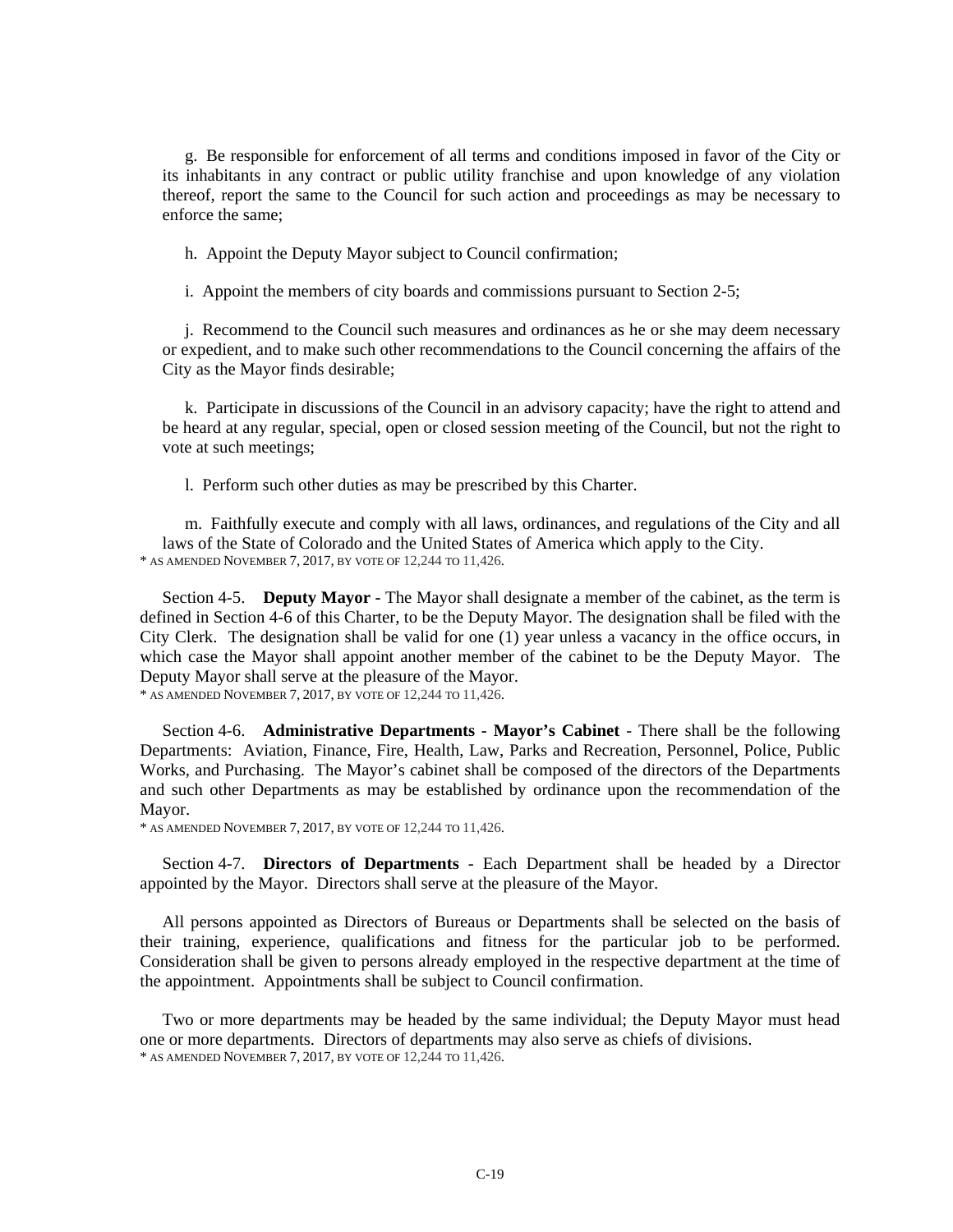g. Be responsible for enforcement of all terms and conditions imposed in favor of the City or its inhabitants in any contract or public utility franchise and upon knowledge of any violation thereof, report the same to the Council for such action and proceedings as may be necessary to enforce the same;

h. Appoint the Deputy Mayor subject to Council confirmation;

i. Appoint the members of city boards and commissions pursuant to Section 2-5;

j. Recommend to the Council such measures and ordinances as he or she may deem necessary or expedient, and to make such other recommendations to the Council concerning the affairs of the City as the Mayor finds desirable;

k. Participate in discussions of the Council in an advisory capacity; have the right to attend and be heard at any regular, special, open or closed session meeting of the Council, but not the right to vote at such meetings;

l. Perform such other duties as may be prescribed by this Charter.

m. Faithfully execute and comply with all laws, ordinances, and regulations of the City and all laws of the State of Colorado and the United States of America which apply to the City.

* AS AMENDED NOVEMBER 7, 2017, BY VOTE OF 12,244 TO 11,426.

Section 4-5. **Deputy Mayor -** The Mayor shall designate a member of the cabinet, as the term is defined in Section 4-6 of this Charter, to be the Deputy Mayor. The designation shall be filed with the City Clerk. The designation shall be valid for one (1) year unless a vacancy in the office occurs, in which case the Mayor shall appoint another member of the cabinet to be the Deputy Mayor. The Deputy Mayor shall serve at the pleasure of the Mayor.

* AS AMENDED NOVEMBER 7, 2017, BY VOTE OF 12,244 TO 11,426.

Section 4-6. **Administrative Departments - Mayor's Cabinet** - There shall be the following Departments: Aviation, Finance, Fire, Health, Law, Parks and Recreation, Personnel, Police, Public Works, and Purchasing. The Mayor's cabinet shall be composed of the directors of the Departments and such other Departments as may be established by ordinance upon the recommendation of the Mayor.

* AS AMENDED NOVEMBER 7, 2017, BY VOTE OF 12,244 TO 11,426.

Section 4-7. **Directors of Departments** - Each Department shall be headed by a Director appointed by the Mayor. Directors shall serve at the pleasure of the Mayor.

All persons appointed as Directors of Bureaus or Departments shall be selected on the basis of their training, experience, qualifications and fitness for the particular job to be performed. Consideration shall be given to persons already employed in the respective department at the time of the appointment. Appointments shall be subject to Council confirmation.

Two or more departments may be headed by the same individual; the Deputy Mayor must head one or more departments. Directors of departments may also serve as chiefs of divisions.

* AS AMENDED NOVEMBER 7, 2017, BY VOTE OF 12,244 TO 11,426.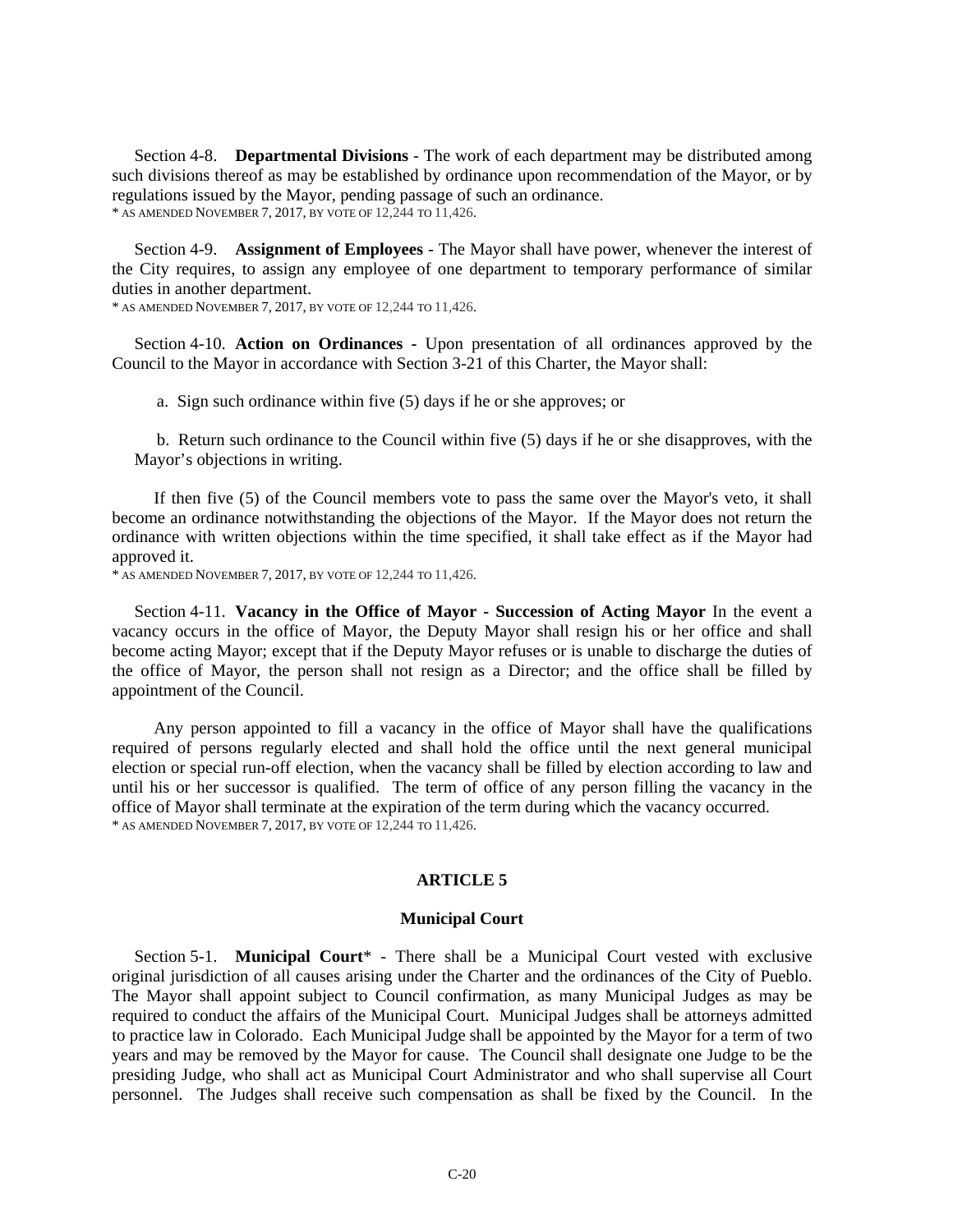Section 4-8. **Departmental Divisions** - The work of each department may be distributed among such divisions thereof as may be established by ordinance upon recommendation of the Mayor, or by regulations issued by the Mayor, pending passage of such an ordinance.
* AS AMENDED NOVEMBER 7, 2017, BY VOTE OF 12,244 TO 11,426.

Section 4-9. **Assignment of Employees** - The Mayor shall have power, whenever the interest of the City requires, to assign any employee of one department to temporary performance of similar duties in another department.
* AS AMENDED NOVEMBER 7, 2017, BY VOTE OF 12,244 TO 11,426.

Section 4-10. **Action on Ordinances** - Upon presentation of all ordinances approved by the Council to the Mayor in accordance with Section 3-21 of this Charter, the Mayor shall:

a. Sign such ordinance within five (5) days if he or she approves; or

b. Return such ordinance to the Council within five (5) days if he or she disapproves, with the Mayor's objections in writing.

If then five (5) of the Council members vote to pass the same over the Mayor's veto, it shall become an ordinance notwithstanding the objections of the Mayor. If the Mayor does not return the ordinance with written objections within the time specified, it shall take effect as if the Mayor had approved it.
* AS AMENDED NOVEMBER 7, 2017, BY VOTE OF 12,244 TO 11,426.

Section 4-11. **Vacancy in the Office of Mayor - Succession of Acting Mayor** In the event a vacancy occurs in the office of Mayor, the Deputy Mayor shall resign his or her office and shall become acting Mayor; except that if the Deputy Mayor refuses or is unable to discharge the duties of the office of Mayor, the person shall not resign as a Director; and the office shall be filled by appointment of the Council.

Any person appointed to fill a vacancy in the office of Mayor shall have the qualifications required of persons regularly elected and shall hold the office until the next general municipal election or special run-off election, when the vacancy shall be filled by election according to law and until his or her successor is qualified. The term of office of any person filling the vacancy in the office of Mayor shall terminate at the expiration of the term during which the vacancy occurred.
* AS AMENDED NOVEMBER 7, 2017, BY VOTE OF 12,244 TO 11,426.

## ARTICLE 5

### Municipal Court

Section 5-1. **Municipal Court*** - There shall be a Municipal Court vested with exclusive original jurisdiction of all causes arising under the Charter and the ordinances of the City of Pueblo. The Mayor shall appoint subject to Council confirmation, as many Municipal Judges as may be required to conduct the affairs of the Municipal Court. Municipal Judges shall be attorneys admitted to practice law in Colorado. Each Municipal Judge shall be appointed by the Mayor for a term of two years and may be removed by the Mayor for cause. The Council shall designate one Judge to be the presiding Judge, who shall act as Municipal Court Administrator and who shall supervise all Court personnel. The Judges shall receive such compensation as shall be fixed by the Council. In the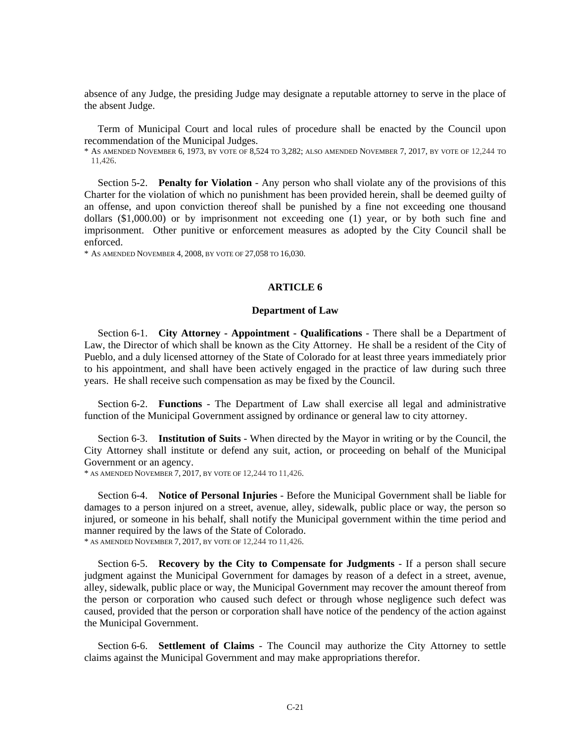absence of any Judge, the presiding Judge may designate a reputable attorney to serve in the place of the absent Judge.

Term of Municipal Court and local rules of procedure shall be enacted by the Council upon recommendation of the Municipal Judges.

* AS AMENDED NOVEMBER 6, 1973, BY VOTE OF 8,524 TO 3,282; ALSO AMENDED NOVEMBER 7, 2017, BY VOTE OF 12,244 TO 11,426.

Section 5-2. **Penalty for Violation** - Any person who shall violate any of the provisions of this Charter for the violation of which no punishment has been provided herein, shall be deemed guilty of an offense, and upon conviction thereof shall be punished by a fine not exceeding one thousand dollars ($1,000.00) or by imprisonment not exceeding one (1) year, or by both such fine and imprisonment. Other punitive or enforcement measures as adopted by the City Council shall be enforced.

* AS AMENDED NOVEMBER 4, 2008, BY VOTE OF 27,058 TO 16,030.

## ARTICLE 6

### Department of Law

Section 6-1. **City Attorney - Appointment - Qualifications** - There shall be a Department of Law, the Director of which shall be known as the City Attorney. He shall be a resident of the City of Pueblo, and a duly licensed attorney of the State of Colorado for at least three years immediately prior to his appointment, and shall have been actively engaged in the practice of law during such three years. He shall receive such compensation as may be fixed by the Council.

Section 6-2. **Functions** - The Department of Law shall exercise all legal and administrative function of the Municipal Government assigned by ordinance or general law to city attorney.

Section 6-3. **Institution of Suits** - When directed by the Mayor in writing or by the Council, the City Attorney shall institute or defend any suit, action, or proceeding on behalf of the Municipal Government or an agency.

* AS AMENDED NOVEMBER 7, 2017, BY VOTE OF 12,244 TO 11,426.

Section 6-4. **Notice of Personal Injuries** - Before the Municipal Government shall be liable for damages to a person injured on a street, avenue, alley, sidewalk, public place or way, the person so injured, or someone in his behalf, shall notify the Municipal government within the time period and manner required by the laws of the State of Colorado.

* AS AMENDED NOVEMBER 7, 2017, BY VOTE OF 12,244 TO 11,426.

Section 6-5. **Recovery by the City to Compensate for Judgments** - If a person shall secure judgment against the Municipal Government for damages by reason of a defect in a street, avenue, alley, sidewalk, public place or way, the Municipal Government may recover the amount thereof from the person or corporation who caused such defect or through whose negligence such defect was caused, provided that the person or corporation shall have notice of the pendency of the action against the Municipal Government.

Section 6-6. **Settlement of Claims** - The Council may authorize the City Attorney to settle claims against the Municipal Government and may make appropriations therefor.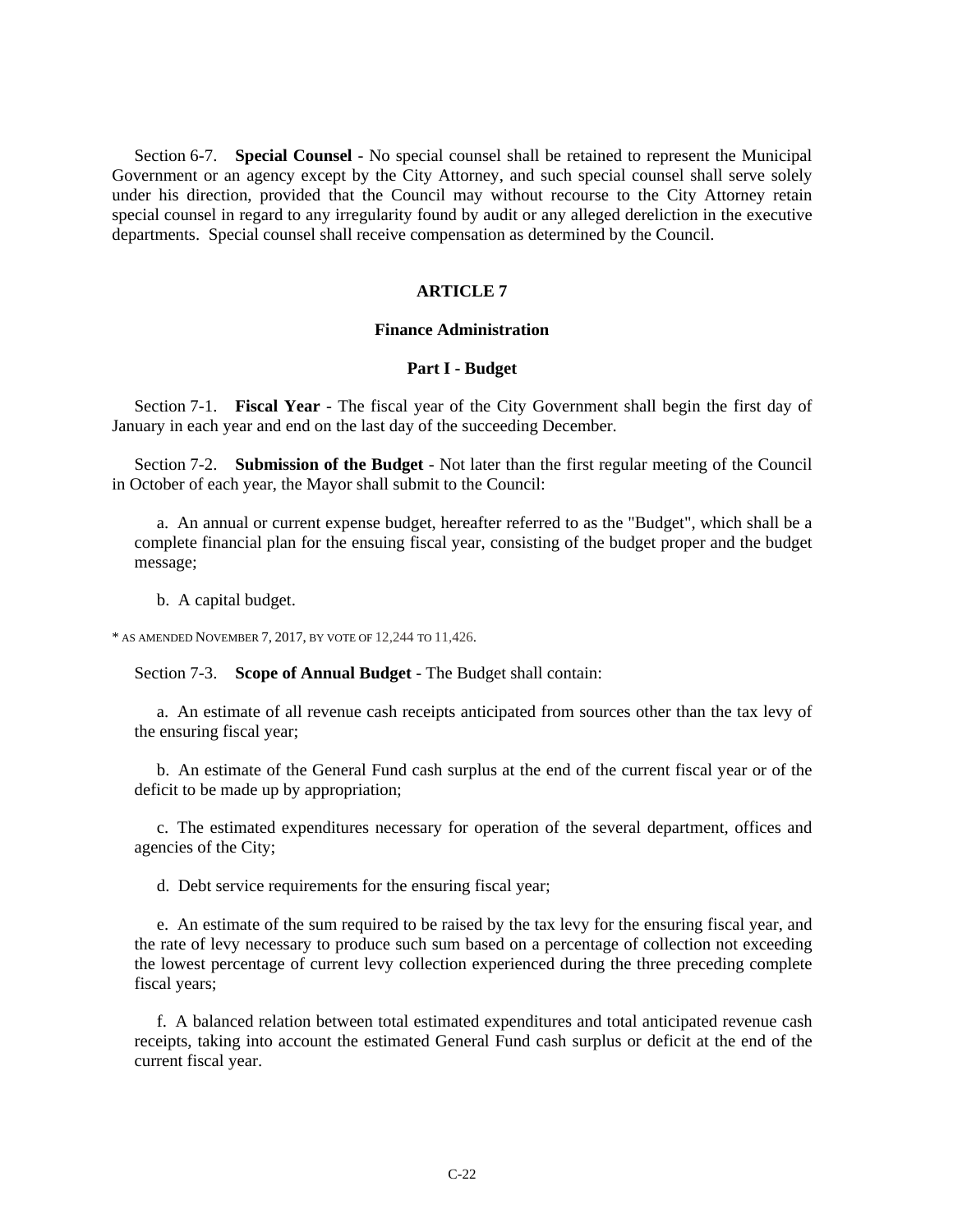Section 6-7. **Special Counsel** - No special counsel shall be retained to represent the Municipal Government or an agency except by the City Attorney, and such special counsel shall serve solely under his direction, provided that the Council may without recourse to the City Attorney retain special counsel in regard to any irregularity found by audit or any alleged dereliction in the executive departments. Special counsel shall receive compensation as determined by the Council.

## ARTICLE 7

### Finance Administration

### Part I - Budget

Section 7-1. **Fiscal Year** - The fiscal year of the City Government shall begin the first day of January in each year and end on the last day of the succeeding December.

Section 7-2. **Submission of the Budget** - Not later than the first regular meeting of the Council in October of each year, the Mayor shall submit to the Council:

a. An annual or current expense budget, hereafter referred to as the "Budget", which shall be a complete financial plan for the ensuing fiscal year, consisting of the budget proper and the budget message;

b. A capital budget.

* AS AMENDED NOVEMBER 7, 2017, BY VOTE OF 12,244 TO 11,426.

Section 7-3. **Scope of Annual Budget** - The Budget shall contain:

a. An estimate of all revenue cash receipts anticipated from sources other than the tax levy of the ensuring fiscal year;

b. An estimate of the General Fund cash surplus at the end of the current fiscal year or of the deficit to be made up by appropriation;

c. The estimated expenditures necessary for operation of the several department, offices and agencies of the City;

d. Debt service requirements for the ensuring fiscal year;

e. An estimate of the sum required to be raised by the tax levy for the ensuring fiscal year, and the rate of levy necessary to produce such sum based on a percentage of collection not exceeding the lowest percentage of current levy collection experienced during the three preceding complete fiscal years;

f. A balanced relation between total estimated expenditures and total anticipated revenue cash receipts, taking into account the estimated General Fund cash surplus or deficit at the end of the current fiscal year.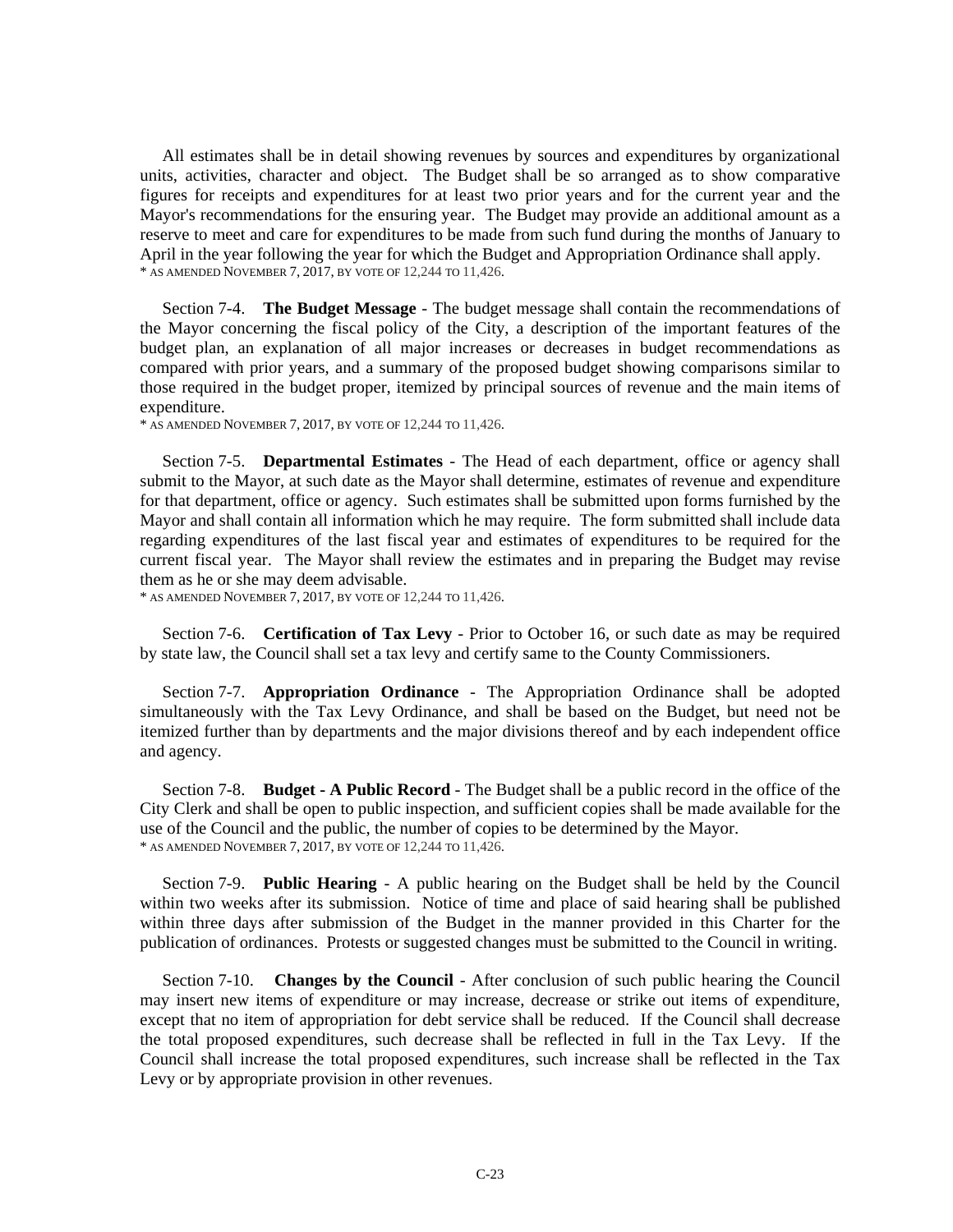All estimates shall be in detail showing revenues by sources and expenditures by organizational units, activities, character and object. The Budget shall be so arranged as to show comparative figures for receipts and expenditures for at least two prior years and for the current year and the Mayor's recommendations for the ensuring year. The Budget may provide an additional amount as a reserve to meet and care for expenditures to be made from such fund during the months of January to April in the year following the year for which the Budget and Appropriation Ordinance shall apply.
* AS AMENDED NOVEMBER 7, 2017, BY VOTE OF 12,244 TO 11,426.

Section 7-4. **The Budget Message** - The budget message shall contain the recommendations of the Mayor concerning the fiscal policy of the City, a description of the important features of the budget plan, an explanation of all major increases or decreases in budget recommendations as compared with prior years, and a summary of the proposed budget showing comparisons similar to those required in the budget proper, itemized by principal sources of revenue and the main items of expenditure.
* AS AMENDED NOVEMBER 7, 2017, BY VOTE OF 12,244 TO 11,426.

Section 7-5. **Departmental Estimates** - The Head of each department, office or agency shall submit to the Mayor, at such date as the Mayor shall determine, estimates of revenue and expenditure for that department, office or agency. Such estimates shall be submitted upon forms furnished by the Mayor and shall contain all information which he may require. The form submitted shall include data regarding expenditures of the last fiscal year and estimates of expenditures to be required for the current fiscal year. The Mayor shall review the estimates and in preparing the Budget may revise them as he or she may deem advisable.
* AS AMENDED NOVEMBER 7, 2017, BY VOTE OF 12,244 TO 11,426.

Section 7-6. **Certification of Tax Levy** - Prior to October 16, or such date as may be required by state law, the Council shall set a tax levy and certify same to the County Commissioners.

Section 7-7. **Appropriation Ordinance** - The Appropriation Ordinance shall be adopted simultaneously with the Tax Levy Ordinance, and shall be based on the Budget, but need not be itemized further than by departments and the major divisions thereof and by each independent office and agency.

Section 7-8. **Budget - A Public Record** - The Budget shall be a public record in the office of the City Clerk and shall be open to public inspection, and sufficient copies shall be made available for the use of the Council and the public, the number of copies to be determined by the Mayor.
* AS AMENDED NOVEMBER 7, 2017, BY VOTE OF 12,244 TO 11,426.

Section 7-9. **Public Hearing** - A public hearing on the Budget shall be held by the Council within two weeks after its submission. Notice of time and place of said hearing shall be published within three days after submission of the Budget in the manner provided in this Charter for the publication of ordinances. Protests or suggested changes must be submitted to the Council in writing.

Section 7-10. **Changes by the Council** - After conclusion of such public hearing the Council may insert new items of expenditure or may increase, decrease or strike out items of expenditure, except that no item of appropriation for debt service shall be reduced. If the Council shall decrease the total proposed expenditures, such decrease shall be reflected in full in the Tax Levy. If the Council shall increase the total proposed expenditures, such increase shall be reflected in the Tax Levy or by appropriate provision in other revenues.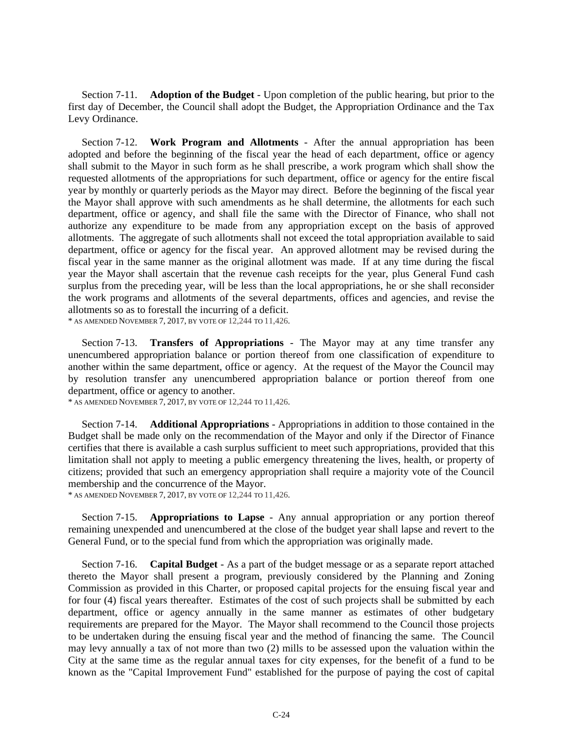Section 7-11. **Adoption of the Budget** - Upon completion of the public hearing, but prior to the first day of December, the Council shall adopt the Budget, the Appropriation Ordinance and the Tax Levy Ordinance.

Section 7-12. **Work Program and Allotments** - After the annual appropriation has been adopted and before the beginning of the fiscal year the head of each department, office or agency shall submit to the Mayor in such form as he shall prescribe, a work program which shall show the requested allotments of the appropriations for such department, office or agency for the entire fiscal year by monthly or quarterly periods as the Mayor may direct. Before the beginning of the fiscal year the Mayor shall approve with such amendments as he shall determine, the allotments for each such department, office or agency, and shall file the same with the Director of Finance, who shall not authorize any expenditure to be made from any appropriation except on the basis of approved allotments. The aggregate of such allotments shall not exceed the total appropriation available to said department, office or agency for the fiscal year. An approved allotment may be revised during the fiscal year in the same manner as the original allotment was made. If at any time during the fiscal year the Mayor shall ascertain that the revenue cash receipts for the year, plus General Fund cash surplus from the preceding year, will be less than the local appropriations, he or she shall reconsider the work programs and allotments of the several departments, offices and agencies, and revise the allotments so as to forestall the incurring of a deficit.
* AS AMENDED NOVEMBER 7, 2017, BY VOTE OF 12,244 TO 11,426.

Section 7-13. **Transfers of Appropriations** - The Mayor may at any time transfer any unencumbered appropriation balance or portion thereof from one classification of expenditure to another within the same department, office or agency. At the request of the Mayor the Council may by resolution transfer any unencumbered appropriation balance or portion thereof from one department, office or agency to another.
* AS AMENDED NOVEMBER 7, 2017, BY VOTE OF 12,244 TO 11,426.

Section 7-14. **Additional Appropriations** - Appropriations in addition to those contained in the Budget shall be made only on the recommendation of the Mayor and only if the Director of Finance certifies that there is available a cash surplus sufficient to meet such appropriations, provided that this limitation shall not apply to meeting a public emergency threatening the lives, health, or property of citizens; provided that such an emergency appropriation shall require a majority vote of the Council membership and the concurrence of the Mayor.
* AS AMENDED NOVEMBER 7, 2017, BY VOTE OF 12,244 TO 11,426.

Section 7-15. **Appropriations to Lapse** - Any annual appropriation or any portion thereof remaining unexpended and unencumbered at the close of the budget year shall lapse and revert to the General Fund, or to the special fund from which the appropriation was originally made.

Section 7-16. **Capital Budget** - As a part of the budget message or as a separate report attached thereto the Mayor shall present a program, previously considered by the Planning and Zoning Commission as provided in this Charter, or proposed capital projects for the ensuing fiscal year and for four (4) fiscal years thereafter. Estimates of the cost of such projects shall be submitted by each department, office or agency annually in the same manner as estimates of other budgetary requirements are prepared for the Mayor. The Mayor shall recommend to the Council those projects to be undertaken during the ensuing fiscal year and the method of financing the same. The Council may levy annually a tax of not more than two (2) mills to be assessed upon the valuation within the City at the same time as the regular annual taxes for city expenses, for the benefit of a fund to be known as the "Capital Improvement Fund" established for the purpose of paying the cost of capital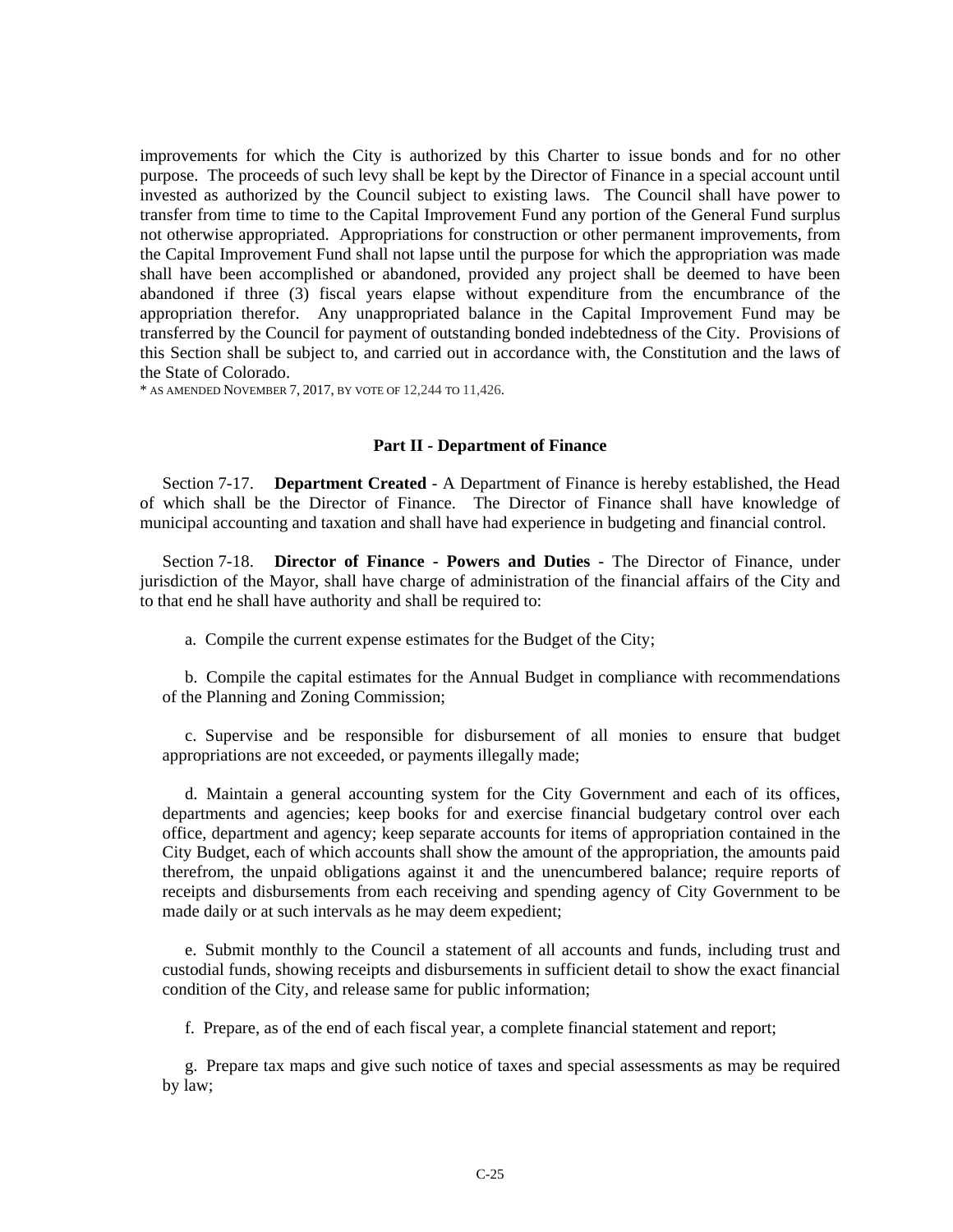improvements for which the City is authorized by this Charter to issue bonds and for no other purpose. The proceeds of such levy shall be kept by the Director of Finance in a special account until invested as authorized by the Council subject to existing laws. The Council shall have power to transfer from time to time to the Capital Improvement Fund any portion of the General Fund surplus not otherwise appropriated. Appropriations for construction or other permanent improvements, from the Capital Improvement Fund shall not lapse until the purpose for which the appropriation was made shall have been accomplished or abandoned, provided any project shall be deemed to have been abandoned if three (3) fiscal years elapse without expenditure from the encumbrance of the appropriation therefor. Any unappropriated balance in the Capital Improvement Fund may be transferred by the Council for payment of outstanding bonded indebtedness of the City. Provisions of this Section shall be subject to, and carried out in accordance with, the Constitution and the laws of the State of Colorado.

* AS AMENDED NOVEMBER 7, 2017, BY VOTE OF 12,244 TO 11,426.

### Part II - Department of Finance

Section 7-17. **Department Created** - A Department of Finance is hereby established, the Head of which shall be the Director of Finance. The Director of Finance shall have knowledge of municipal accounting and taxation and shall have had experience in budgeting and financial control.

Section 7-18. **Director of Finance - Powers and Duties** - The Director of Finance, under jurisdiction of the Mayor, shall have charge of administration of the financial affairs of the City and to that end he shall have authority and shall be required to:

a. Compile the current expense estimates for the Budget of the City;

b. Compile the capital estimates for the Annual Budget in compliance with recommendations of the Planning and Zoning Commission;

c. Supervise and be responsible for disbursement of all monies to ensure that budget appropriations are not exceeded, or payments illegally made;

d. Maintain a general accounting system for the City Government and each of its offices, departments and agencies; keep books for and exercise financial budgetary control over each office, department and agency; keep separate accounts for items of appropriation contained in the City Budget, each of which accounts shall show the amount of the appropriation, the amounts paid therefrom, the unpaid obligations against it and the unencumbered balance; require reports of receipts and disbursements from each receiving and spending agency of City Government to be made daily or at such intervals as he may deem expedient;

e. Submit monthly to the Council a statement of all accounts and funds, including trust and custodial funds, showing receipts and disbursements in sufficient detail to show the exact financial condition of the City, and release same for public information;

f. Prepare, as of the end of each fiscal year, a complete financial statement and report;

g. Prepare tax maps and give such notice of taxes and special assessments as may be required by law;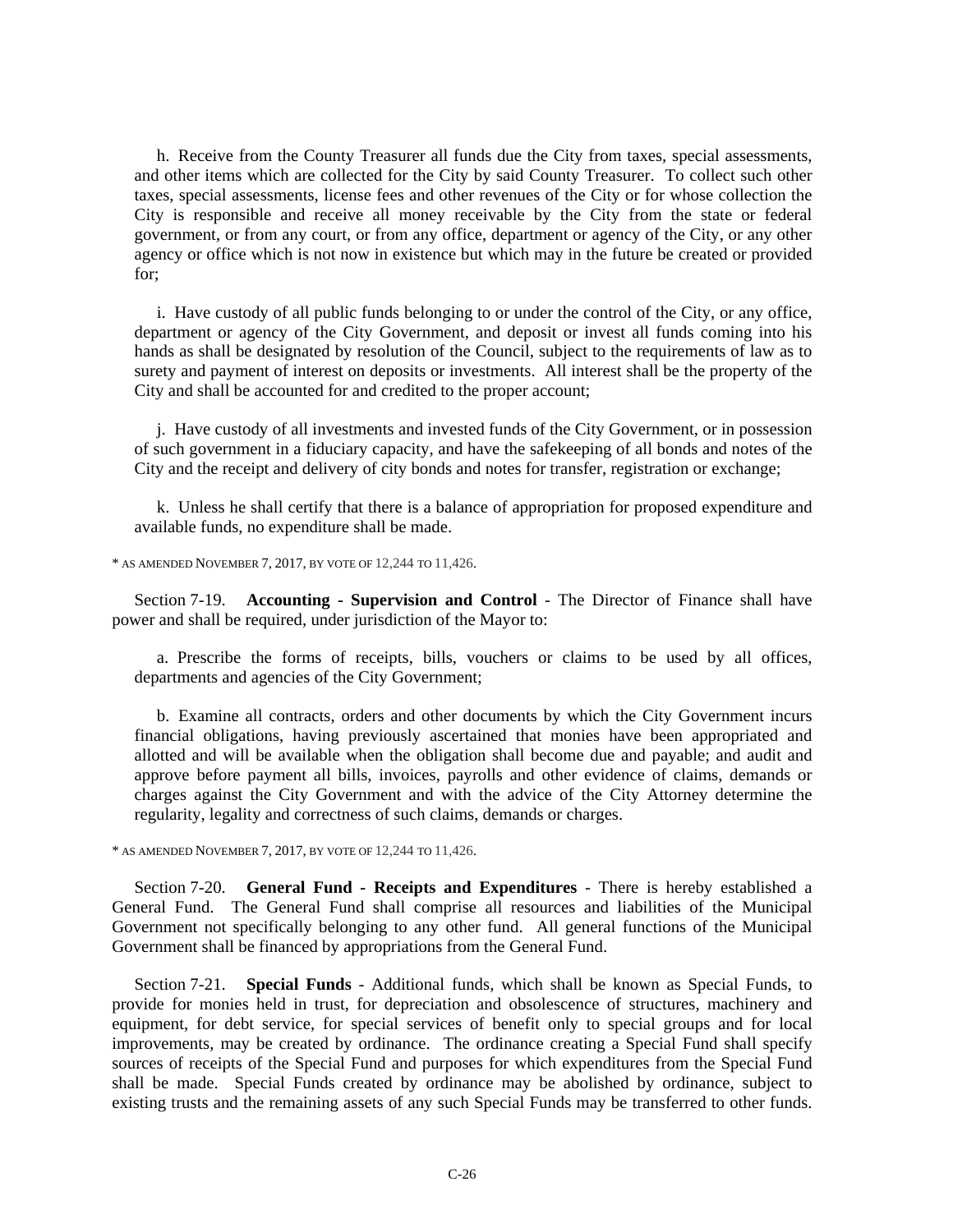h. Receive from the County Treasurer all funds due the City from taxes, special assessments, and other items which are collected for the City by said County Treasurer. To collect such other taxes, special assessments, license fees and other revenues of the City or for whose collection the City is responsible and receive all money receivable by the City from the state or federal government, or from any court, or from any office, department or agency of the City, or any other agency or office which is not now in existence but which may in the future be created or provided for;

i. Have custody of all public funds belonging to or under the control of the City, or any office, department or agency of the City Government, and deposit or invest all funds coming into his hands as shall be designated by resolution of the Council, subject to the requirements of law as to surety and payment of interest on deposits or investments. All interest shall be the property of the City and shall be accounted for and credited to the proper account;

j. Have custody of all investments and invested funds of the City Government, or in possession of such government in a fiduciary capacity, and have the safekeeping of all bonds and notes of the City and the receipt and delivery of city bonds and notes for transfer, registration or exchange;

k. Unless he shall certify that there is a balance of appropriation for proposed expenditure and available funds, no expenditure shall be made.

* AS AMENDED NOVEMBER 7, 2017, BY VOTE OF 12,244 TO 11,426.

Section 7-19. **Accounting - Supervision and Control** - The Director of Finance shall have power and shall be required, under jurisdiction of the Mayor to:

a. Prescribe the forms of receipts, bills, vouchers or claims to be used by all offices, departments and agencies of the City Government;

b. Examine all contracts, orders and other documents by which the City Government incurs financial obligations, having previously ascertained that monies have been appropriated and allotted and will be available when the obligation shall become due and payable; and audit and approve before payment all bills, invoices, payrolls and other evidence of claims, demands or charges against the City Government and with the advice of the City Attorney determine the regularity, legality and correctness of such claims, demands or charges.

* AS AMENDED NOVEMBER 7, 2017, BY VOTE OF 12,244 TO 11,426.

Section 7-20. **General Fund - Receipts and Expenditures** - There is hereby established a General Fund. The General Fund shall comprise all resources and liabilities of the Municipal Government not specifically belonging to any other fund. All general functions of the Municipal Government shall be financed by appropriations from the General Fund.

Section 7-21. **Special Funds** - Additional funds, which shall be known as Special Funds, to provide for monies held in trust, for depreciation and obsolescence of structures, machinery and equipment, for debt service, for special services of benefit only to special groups and for local improvements, may be created by ordinance. The ordinance creating a Special Fund shall specify sources of receipts of the Special Fund and purposes for which expenditures from the Special Fund shall be made. Special Funds created by ordinance may be abolished by ordinance, subject to existing trusts and the remaining assets of any such Special Funds may be transferred to other funds.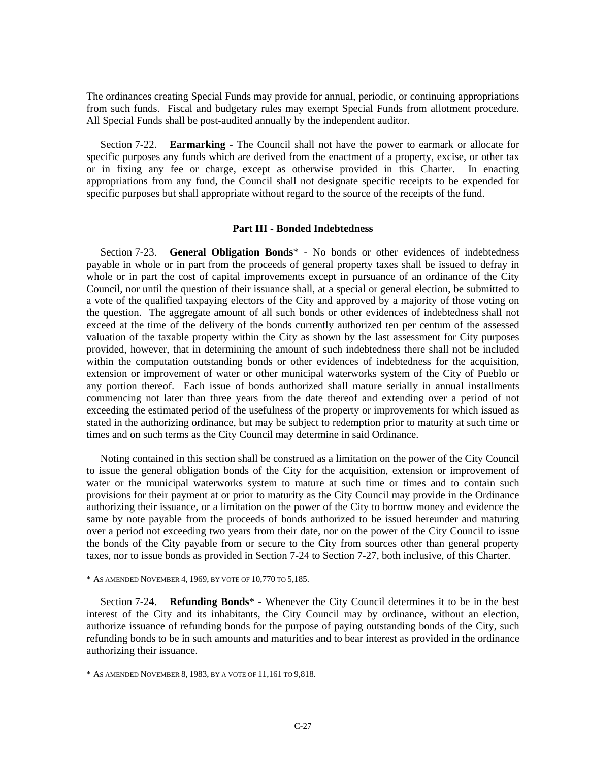The ordinances creating Special Funds may provide for annual, periodic, or continuing appropriations from such funds. Fiscal and budgetary rules may exempt Special Funds from allotment procedure. All Special Funds shall be post-audited annually by the independent auditor.

Section 7-22. **Earmarking** - The Council shall not have the power to earmark or allocate for specific purposes any funds which are derived from the enactment of a property, excise, or other tax or in fixing any fee or charge, except as otherwise provided in this Charter. In enacting appropriations from any fund, the Council shall not designate specific receipts to be expended for specific purposes but shall appropriate without regard to the source of the receipts of the fund.

### Part III - Bonded Indebtedness

Section 7-23. **General Obligation Bonds*** - No bonds or other evidences of indebtedness payable in whole or in part from the proceeds of general property taxes shall be issued to defray in whole or in part the cost of capital improvements except in pursuance of an ordinance of the City Council, nor until the question of their issuance shall, at a special or general election, be submitted to a vote of the qualified taxpaying electors of the City and approved by a majority of those voting on the question. The aggregate amount of all such bonds or other evidences of indebtedness shall not exceed at the time of the delivery of the bonds currently authorized ten per centum of the assessed valuation of the taxable property within the City as shown by the last assessment for City purposes provided, however, that in determining the amount of such indebtedness there shall not be included within the computation outstanding bonds or other evidences of indebtedness for the acquisition, extension or improvement of water or other municipal waterworks system of the City of Pueblo or any portion thereof. Each issue of bonds authorized shall mature serially in annual installments commencing not later than three years from the date thereof and extending over a period of not exceeding the estimated period of the usefulness of the property or improvements for which issued as stated in the authorizing ordinance, but may be subject to redemption prior to maturity at such time or times and on such terms as the City Council may determine in said Ordinance.

Noting contained in this section shall be construed as a limitation on the power of the City Council to issue the general obligation bonds of the City for the acquisition, extension or improvement of water or the municipal waterworks system to mature at such time or times and to contain such provisions for their payment at or prior to maturity as the City Council may provide in the Ordinance authorizing their issuance, or a limitation on the power of the City to borrow money and evidence the same by note payable from the proceeds of bonds authorized to be issued hereunder and maturing over a period not exceeding two years from their date, nor on the power of the City Council to issue the bonds of the City payable from or secure to the City from sources other than general property taxes, nor to issue bonds as provided in Section 7-24 to Section 7-27, both inclusive, of this Charter.

* AS AMENDED NOVEMBER 4, 1969, BY VOTE OF 10,770 TO 5,185.

Section 7-24. **Refunding Bonds*** - Whenever the City Council determines it to be in the best interest of the City and its inhabitants, the City Council may by ordinance, without an election, authorize issuance of refunding bonds for the purpose of paying outstanding bonds of the City, such refunding bonds to be in such amounts and maturities and to bear interest as provided in the ordinance authorizing their issuance.

* AS AMENDED NOVEMBER 8, 1983, BY A VOTE OF 11,161 TO 9,818.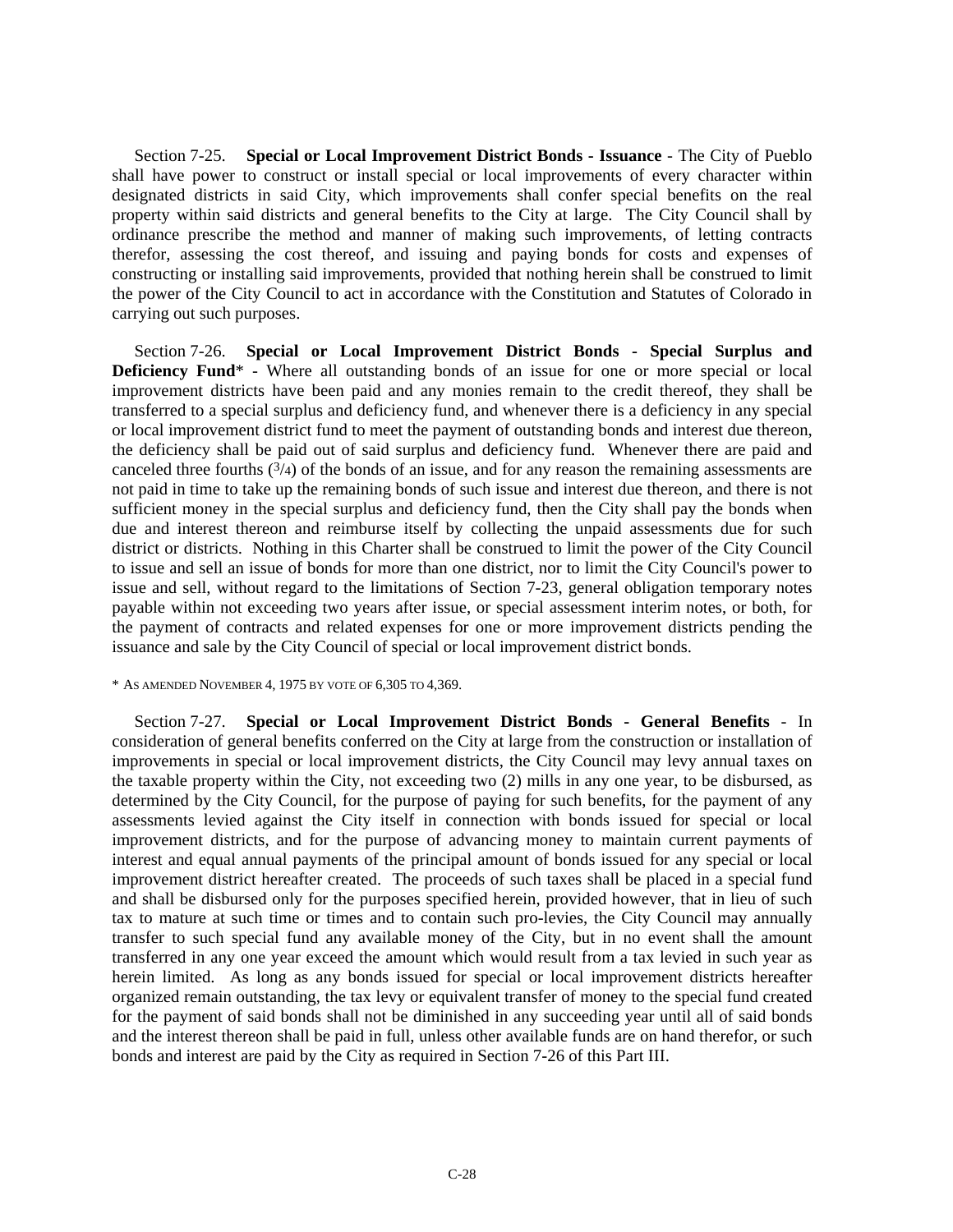Section 7-25. **Special or Local Improvement District Bonds - Issuance** - The City of Pueblo shall have power to construct or install special or local improvements of every character within designated districts in said City, which improvements shall confer special benefits on the real property within said districts and general benefits to the City at large. The City Council shall by ordinance prescribe the method and manner of making such improvements, of letting contracts therefor, assessing the cost thereof, and issuing and paying bonds for costs and expenses of constructing or installing said improvements, provided that nothing herein shall be construed to limit the power of the City Council to act in accordance with the Constitution and Statutes of Colorado in carrying out such purposes.

Section 7-26. **Special or Local Improvement District Bonds - Special Surplus and Deficiency Fund*** - Where all outstanding bonds of an issue for one or more special or local improvement districts have been paid and any monies remain to the credit thereof, they shall be transferred to a special surplus and deficiency fund, and whenever there is a deficiency in any special or local improvement district fund to meet the payment of outstanding bonds and interest due thereon, the deficiency shall be paid out of said surplus and deficiency fund. Whenever there are paid and canceled three fourths ($^3/_4$) of the bonds of an issue, and for any reason the remaining assessments are not paid in time to take up the remaining bonds of such issue and interest due thereon, and there is not sufficient money in the special surplus and deficiency fund, then the City shall pay the bonds when due and interest thereon and reimburse itself by collecting the unpaid assessments due for such district or districts. Nothing in this Charter shall be construed to limit the power of the City Council to issue and sell an issue of bonds for more than one district, nor to limit the City Council's power to issue and sell, without regard to the limitations of Section 7-23, general obligation temporary notes payable within not exceeding two years after issue, or special assessment interim notes, or both, for the payment of contracts and related expenses for one or more improvement districts pending the issuance and sale by the City Council of special or local improvement district bonds.

\* AS AMENDED NOVEMBER 4, 1975 BY VOTE OF 6,305 TO 4,369.

Section 7-27. **Special or Local Improvement District Bonds - General Benefits** - In consideration of general benefits conferred on the City at large from the construction or installation of improvements in special or local improvement districts, the City Council may levy annual taxes on the taxable property within the City, not exceeding two (2) mills in any one year, to be disbursed, as determined by the City Council, for the purpose of paying for such benefits, for the payment of any assessments levied against the City itself in connection with bonds issued for special or local improvement districts, and for the purpose of advancing money to maintain current payments of interest and equal annual payments of the principal amount of bonds issued for any special or local improvement district hereafter created. The proceeds of such taxes shall be placed in a special fund and shall be disbursed only for the purposes specified herein, provided however, that in lieu of such tax to mature at such time or times and to contain such pro-levies, the City Council may annually transfer to such special fund any available money of the City, but in no event shall the amount transferred in any one year exceed the amount which would result from a tax levied in such year as herein limited. As long as any bonds issued for special or local improvement districts hereafter organized remain outstanding, the tax levy or equivalent transfer of money to the special fund created for the payment of said bonds shall not be diminished in any succeeding year until all of said bonds and the interest thereon shall be paid in full, unless other available funds are on hand therefor, or such bonds and interest are paid by the City as required in Section 7-26 of this Part III.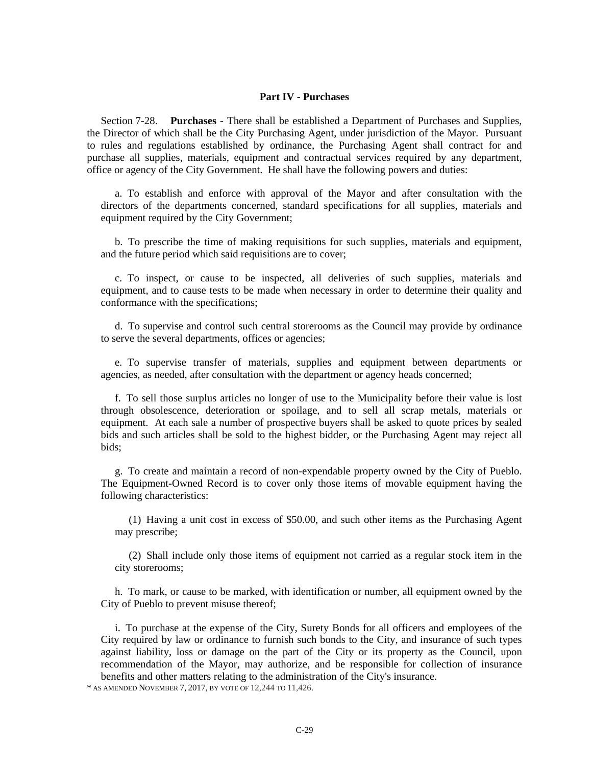## Part IV - Purchases

Section 7-28. **Purchases** - There shall be established a Department of Purchases and Supplies, the Director of which shall be the City Purchasing Agent, under jurisdiction of the Mayor. Pursuant to rules and regulations established by ordinance, the Purchasing Agent shall contract for and purchase all supplies, materials, equipment and contractual services required by any department, office or agency of the City Government. He shall have the following powers and duties:

a. To establish and enforce with approval of the Mayor and after consultation with the directors of the departments concerned, standard specifications for all supplies, materials and equipment required by the City Government;

b. To prescribe the time of making requisitions for such supplies, materials and equipment, and the future period which said requisitions are to cover;

c. To inspect, or cause to be inspected, all deliveries of such supplies, materials and equipment, and to cause tests to be made when necessary in order to determine their quality and conformance with the specifications;

d. To supervise and control such central storerooms as the Council may provide by ordinance to serve the several departments, offices or agencies;

e. To supervise transfer of materials, supplies and equipment between departments or agencies, as needed, after consultation with the department or agency heads concerned;

f. To sell those surplus articles no longer of use to the Municipality before their value is lost through obsolescence, deterioration or spoilage, and to sell all scrap metals, materials or equipment. At each sale a number of prospective buyers shall be asked to quote prices by sealed bids and such articles shall be sold to the highest bidder, or the Purchasing Agent may reject all bids;

g. To create and maintain a record of non-expendable property owned by the City of Pueblo. The Equipment-Owned Record is to cover only those items of movable equipment having the following characteristics:

(1) Having a unit cost in excess of $50.00, and such other items as the Purchasing Agent may prescribe;

(2) Shall include only those items of equipment not carried as a regular stock item in the city storerooms;

h. To mark, or cause to be marked, with identification or number, all equipment owned by the City of Pueblo to prevent misuse thereof;

i. To purchase at the expense of the City, Surety Bonds for all officers and employees of the City required by law or ordinance to furnish such bonds to the City, and insurance of such types against liability, loss or damage on the part of the City or its property as the Council, upon recommendation of the Mayor, may authorize, and be responsible for collection of insurance benefits and other matters relating to the administration of the City's insurance.

* AS AMENDED NOVEMBER 7, 2017, BY VOTE OF 12,244 TO 11,426.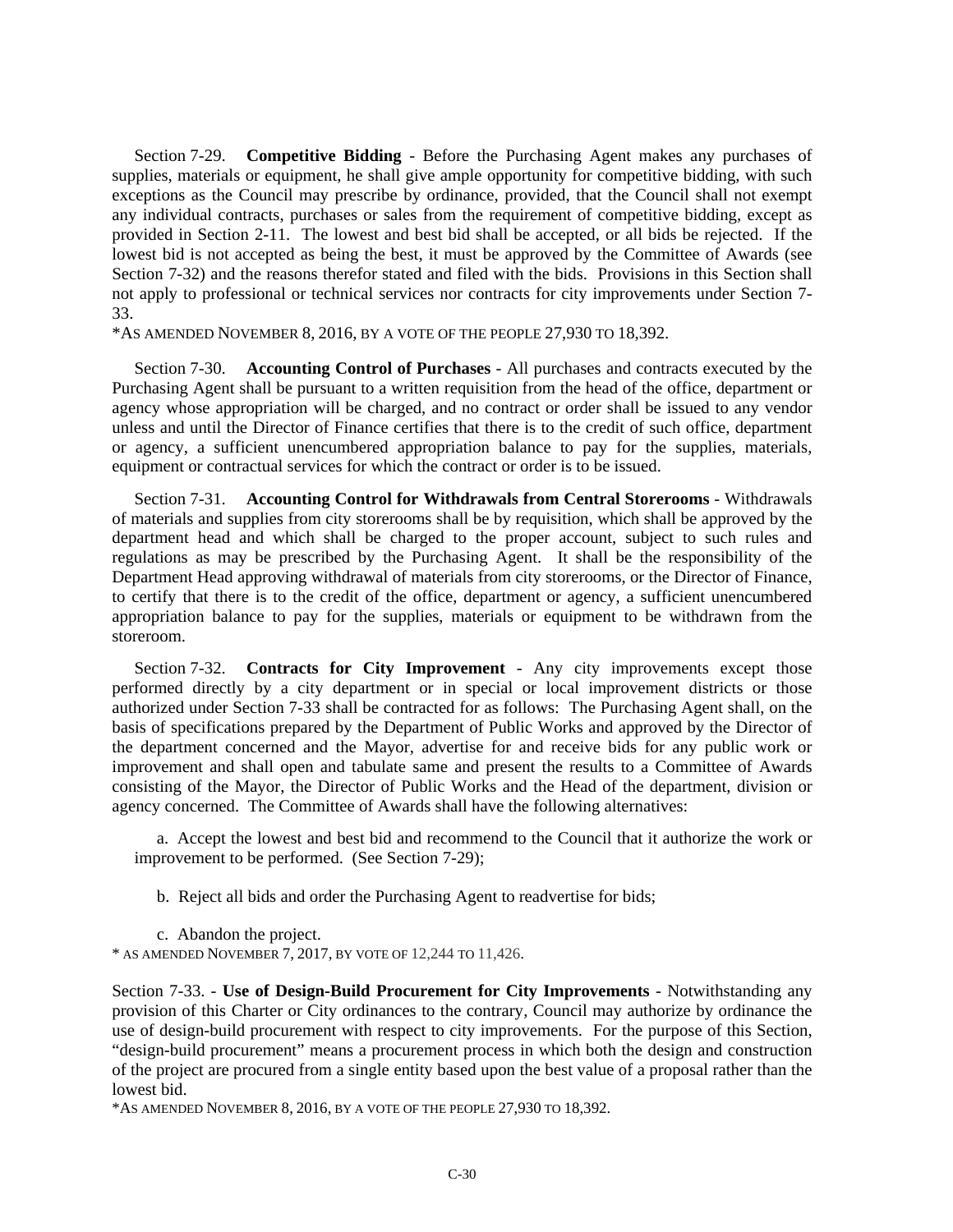Section 7-29. **Competitive Bidding** - Before the Purchasing Agent makes any purchases of supplies, materials or equipment, he shall give ample opportunity for competitive bidding, with such exceptions as the Council may prescribe by ordinance, provided, that the Council shall not exempt any individual contracts, purchases or sales from the requirement of competitive bidding, except as provided in Section 2-11. The lowest and best bid shall be accepted, or all bids be rejected. If the lowest bid is not accepted as being the best, it must be approved by the Committee of Awards (see Section 7-32) and the reasons therefor stated and filed with the bids. Provisions in this Section shall not apply to professional or technical services nor contracts for city improvements under Section 7-33.

*AS AMENDED NOVEMBER 8, 2016, BY A VOTE OF THE PEOPLE 27,930 TO 18,392.

Section 7-30. **Accounting Control of Purchases** - All purchases and contracts executed by the Purchasing Agent shall be pursuant to a written requisition from the head of the office, department or agency whose appropriation will be charged, and no contract or order shall be issued to any vendor unless and until the Director of Finance certifies that there is to the credit of such office, department or agency, a sufficient unencumbered appropriation balance to pay for the supplies, materials, equipment or contractual services for which the contract or order is to be issued.

Section 7-31. **Accounting Control for Withdrawals from Central Storerooms** - Withdrawals of materials and supplies from city storerooms shall be by requisition, which shall be approved by the department head and which shall be charged to the proper account, subject to such rules and regulations as may be prescribed by the Purchasing Agent. It shall be the responsibility of the Department Head approving withdrawal of materials from city storerooms, or the Director of Finance, to certify that there is to the credit of the office, department or agency, a sufficient unencumbered appropriation balance to pay for the supplies, materials or equipment to be withdrawn from the storeroom.

Section 7-32. **Contracts for City Improvement** - Any city improvements except those performed directly by a city department or in special or local improvement districts or those authorized under Section 7-33 shall be contracted for as follows: The Purchasing Agent shall, on the basis of specifications prepared by the Department of Public Works and approved by the Director of the department concerned and the Mayor, advertise for and receive bids for any public work or improvement and shall open and tabulate same and present the results to a Committee of Awards consisting of the Mayor, the Director of Public Works and the Head of the department, division or agency concerned. The Committee of Awards shall have the following alternatives:

a. Accept the lowest and best bid and recommend to the Council that it authorize the work or improvement to be performed. (See Section 7-29);

b. Reject all bids and order the Purchasing Agent to readvertise for bids;

c. Abandon the project.

* AS AMENDED NOVEMBER 7, 2017, BY VOTE OF 12,244 TO 11,426.

Section 7-33. - **Use of Design-Build Procurement for City Improvements** - Notwithstanding any provision of this Charter or City ordinances to the contrary, Council may authorize by ordinance the use of design-build procurement with respect to city improvements. For the purpose of this Section, "design-build procurement" means a procurement process in which both the design and construction of the project are procured from a single entity based upon the best value of a proposal rather than the lowest bid.

*AS AMENDED NOVEMBER 8, 2016, BY A VOTE OF THE PEOPLE 27,930 TO 18,392.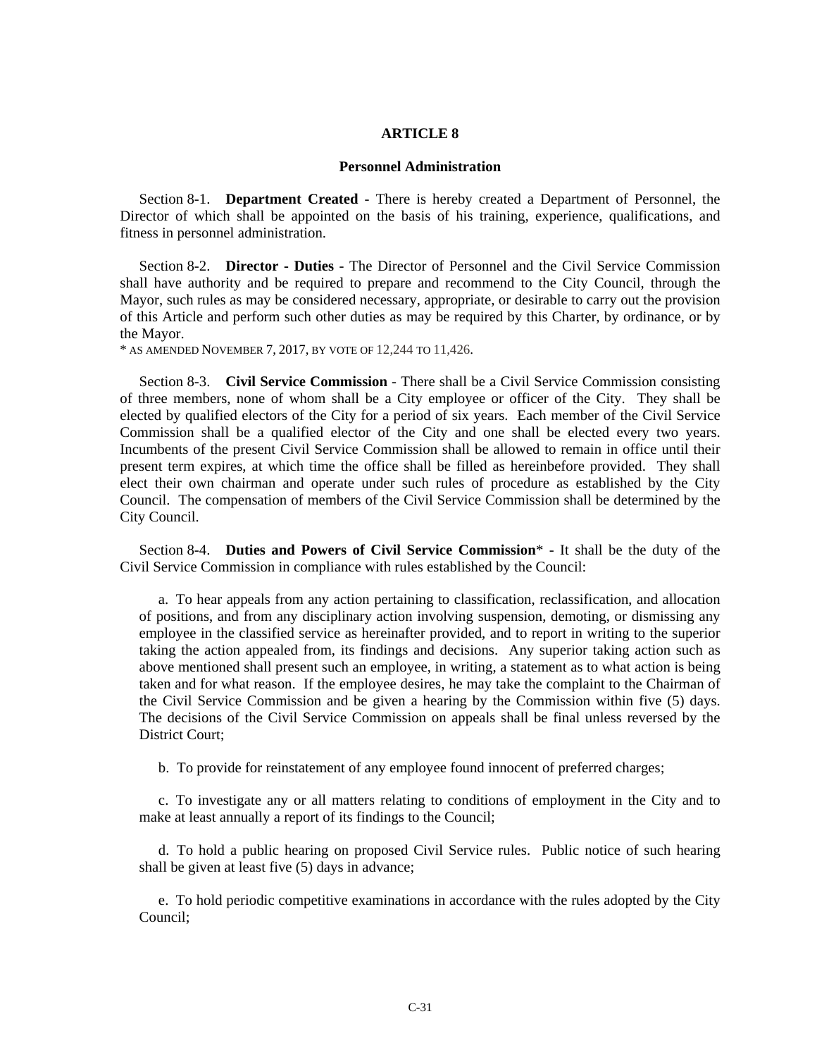# ARTICLE 8

## Personnel Administration

Section 8-1. **Department Created** - There is hereby created a Department of Personnel, the Director of which shall be appointed on the basis of his training, experience, qualifications, and fitness in personnel administration.

Section 8-2. **Director - Duties** - The Director of Personnel and the Civil Service Commission shall have authority and be required to prepare and recommend to the City Council, through the Mayor, such rules as may be considered necessary, appropriate, or desirable to carry out the provision of this Article and perform such other duties as may be required by this Charter, by ordinance, or by the Mayor.

\* AS AMENDED NOVEMBER 7, 2017, BY VOTE OF 12,244 TO 11,426.

Section 8-3. **Civil Service Commission** - There shall be a Civil Service Commission consisting of three members, none of whom shall be a City employee or officer of the City. They shall be elected by qualified electors of the City for a period of six years. Each member of the Civil Service Commission shall be a qualified elector of the City and one shall be elected every two years. Incumbents of the present Civil Service Commission shall be allowed to remain in office until their present term expires, at which time the office shall be filled as hereinbefore provided. They shall elect their own chairman and operate under such rules of procedure as established by the City Council. The compensation of members of the Civil Service Commission shall be determined by the City Council.

Section 8-4. **Duties and Powers of Civil Service Commission*** - It shall be the duty of the Civil Service Commission in compliance with rules established by the Council:

a. To hear appeals from any action pertaining to classification, reclassification, and allocation of positions, and from any disciplinary action involving suspension, demoting, or dismissing any employee in the classified service as hereinafter provided, and to report in writing to the superior taking the action appealed from, its findings and decisions. Any superior taking action such as above mentioned shall present such an employee, in writing, a statement as to what action is being taken and for what reason. If the employee desires, he may take the complaint to the Chairman of the Civil Service Commission and be given a hearing by the Commission within five (5) days. The decisions of the Civil Service Commission on appeals shall be final unless reversed by the District Court;

b. To provide for reinstatement of any employee found innocent of preferred charges;

c. To investigate any or all matters relating to conditions of employment in the City and to make at least annually a report of its findings to the Council;

d. To hold a public hearing on proposed Civil Service rules. Public notice of such hearing shall be given at least five (5) days in advance;

e. To hold periodic competitive examinations in accordance with the rules adopted by the City Council;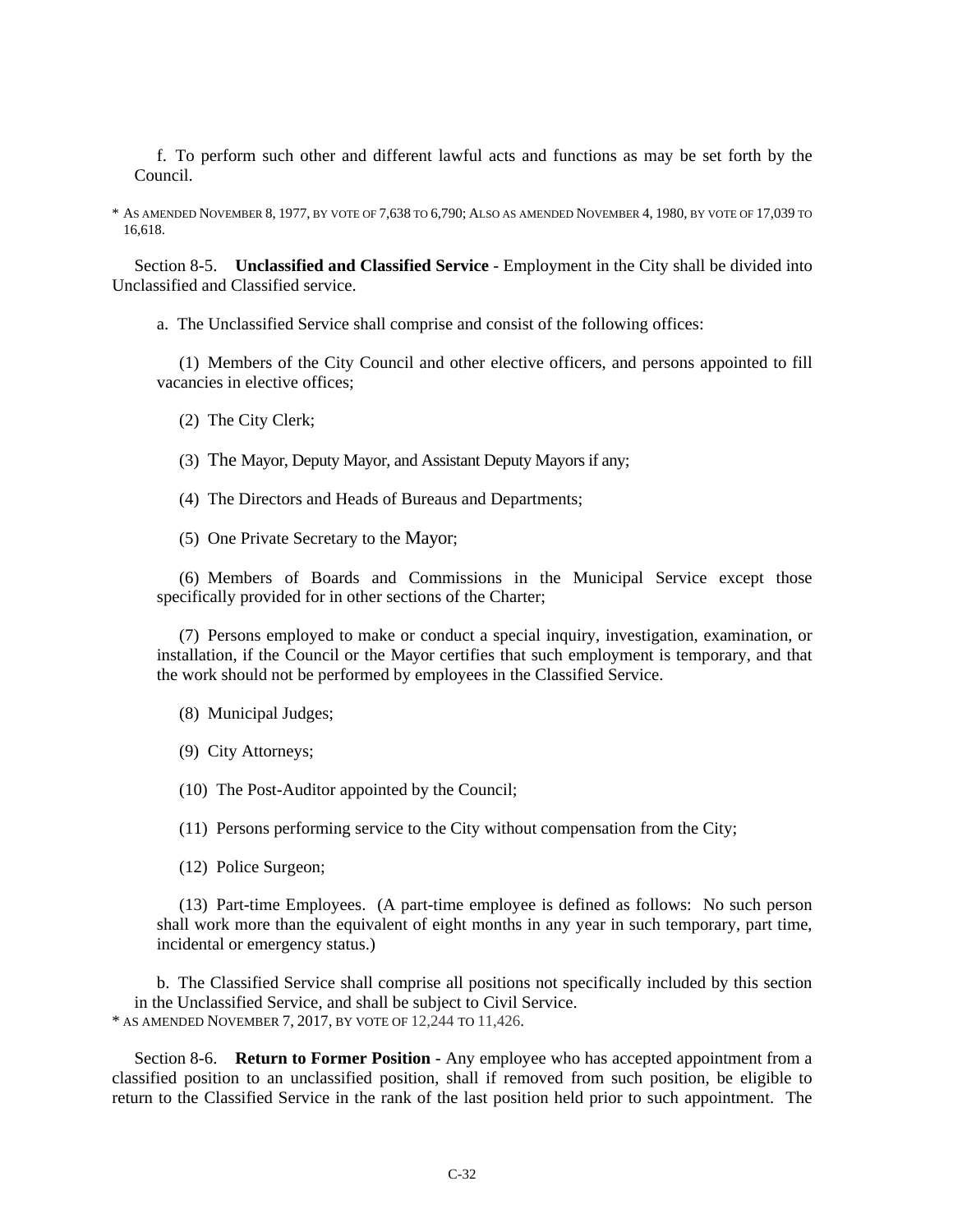f. To perform such other and different lawful acts and functions as may be set forth by the Council.

* AS AMENDED NOVEMBER 8, 1977, BY VOTE OF 7,638 TO 6,790; ALSO AS AMENDED NOVEMBER 4, 1980, BY VOTE OF 17,039 TO 16,618.

Section 8-5. **Unclassified and Classified Service** - Employment in the City shall be divided into Unclassified and Classified service.

a. The Unclassified Service shall comprise and consist of the following offices:

(1) Members of the City Council and other elective officers, and persons appointed to fill vacancies in elective offices;

(2) The City Clerk;

(3) The Mayor, Deputy Mayor, and Assistant Deputy Mayors if any;

(4) The Directors and Heads of Bureaus and Departments;

(5) One Private Secretary to the Mayor;

(6) Members of Boards and Commissions in the Municipal Service except those specifically provided for in other sections of the Charter;

(7) Persons employed to make or conduct a special inquiry, investigation, examination, or installation, if the Council or the Mayor certifies that such employment is temporary, and that the work should not be performed by employees in the Classified Service.

(8) Municipal Judges;

(9) City Attorneys;

(10) The Post-Auditor appointed by the Council;

(11) Persons performing service to the City without compensation from the City;

(12) Police Surgeon;

(13) Part-time Employees. (A part-time employee is defined as follows: No such person shall work more than the equivalent of eight months in any year in such temporary, part time, incidental or emergency status.)

b. The Classified Service shall comprise all positions not specifically included by this section in the Unclassified Service, and shall be subject to Civil Service.

* AS AMENDED NOVEMBER 7, 2017, BY VOTE OF 12,244 TO 11,426.

Section 8-6. **Return to Former Position** - Any employee who has accepted appointment from a classified position to an unclassified position, shall if removed from such position, be eligible to return to the Classified Service in the rank of the last position held prior to such appointment. The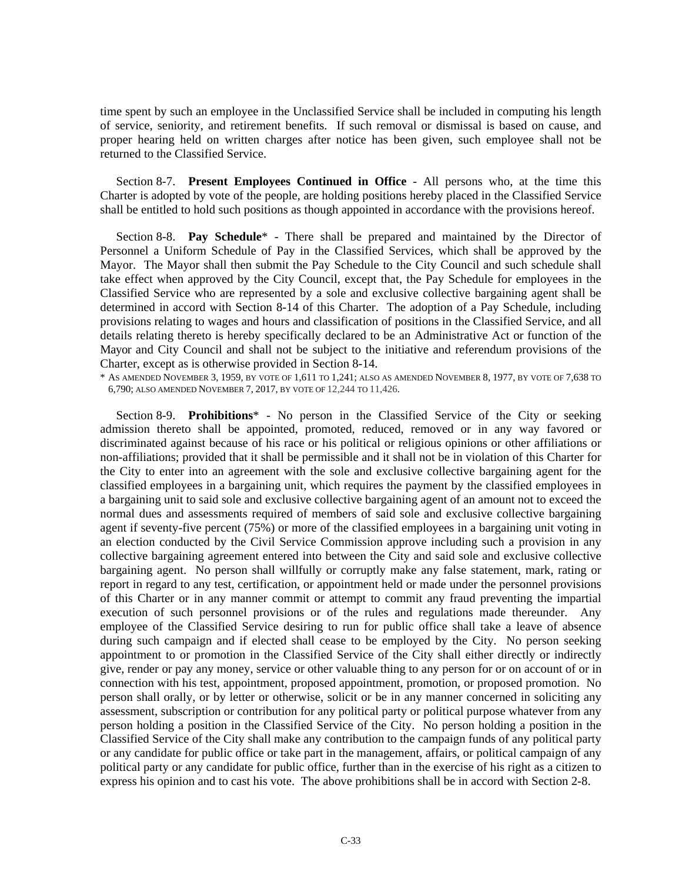time spent by such an employee in the Unclassified Service shall be included in computing his length of service, seniority, and retirement benefits. If such removal or dismissal is based on cause, and proper hearing held on written charges after notice has been given, such employee shall not be returned to the Classified Service.

Section 8-7. **Present Employees Continued in Office** - All persons who, at the time this Charter is adopted by vote of the people, are holding positions hereby placed in the Classified Service shall be entitled to hold such positions as though appointed in accordance with the provisions hereof.

Section 8-8. **Pay Schedule*** - There shall be prepared and maintained by the Director of Personnel a Uniform Schedule of Pay in the Classified Services, which shall be approved by the Mayor. The Mayor shall then submit the Pay Schedule to the City Council and such schedule shall take effect when approved by the City Council, except that, the Pay Schedule for employees in the Classified Service who are represented by a sole and exclusive collective bargaining agent shall be determined in accord with Section 8-14 of this Charter. The adoption of a Pay Schedule, including provisions relating to wages and hours and classification of positions in the Classified Service, and all details relating thereto is hereby specifically declared to be an Administrative Act or function of the Mayor and City Council and shall not be subject to the initiative and referendum provisions of the Charter, except as is otherwise provided in Section 8-14.

\* AS AMENDED NOVEMBER 3, 1959, BY VOTE OF 1,611 TO 1,241; ALSO AS AMENDED NOVEMBER 8, 1977, BY VOTE OF 7,638 TO 6,790; ALSO AMENDED NOVEMBER 7, 2017, BY VOTE OF 12,244 TO 11,426.

Section 8-9. **Prohibitions*** - No person in the Classified Service of the City or seeking admission thereto shall be appointed, promoted, reduced, removed or in any way favored or discriminated against because of his race or his political or religious opinions or other affiliations or non-affiliations; provided that it shall be permissible and it shall not be in violation of this Charter for the City to enter into an agreement with the sole and exclusive collective bargaining agent for the classified employees in a bargaining unit, which requires the payment by the classified employees in a bargaining unit to said sole and exclusive collective bargaining agent of an amount not to exceed the normal dues and assessments required of members of said sole and exclusive collective bargaining agent if seventy-five percent (75%) or more of the classified employees in a bargaining unit voting in an election conducted by the Civil Service Commission approve including such a provision in any collective bargaining agreement entered into between the City and said sole and exclusive collective bargaining agent. No person shall willfully or corruptly make any false statement, mark, rating or report in regard to any test, certification, or appointment held or made under the personnel provisions of this Charter or in any manner commit or attempt to commit any fraud preventing the impartial execution of such personnel provisions or of the rules and regulations made thereunder. Any employee of the Classified Service desiring to run for public office shall take a leave of absence during such campaign and if elected shall cease to be employed by the City. No person seeking appointment to or promotion in the Classified Service of the City shall either directly or indirectly give, render or pay any money, service or other valuable thing to any person for or on account of or in connection with his test, appointment, proposed appointment, promotion, or proposed promotion. No person shall orally, or by letter or otherwise, solicit or be in any manner concerned in soliciting any assessment, subscription or contribution for any political party or political purpose whatever from any person holding a position in the Classified Service of the City. No person holding a position in the Classified Service of the City shall make any contribution to the campaign funds of any political party or any candidate for public office or take part in the management, affairs, or political campaign of any political party or any candidate for public office, further than in the exercise of his right as a citizen to express his opinion and to cast his vote. The above prohibitions shall be in accord with Section 2-8.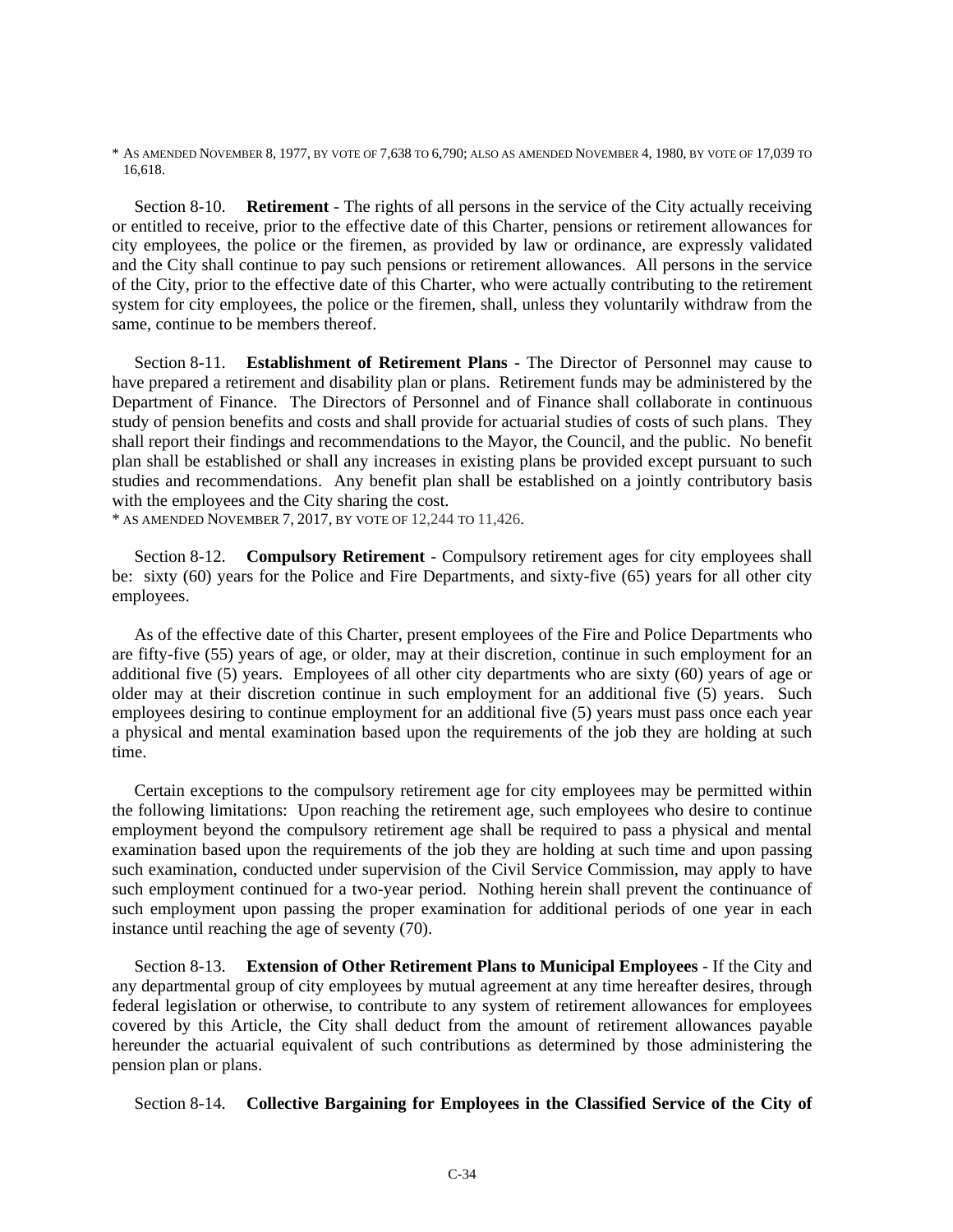* AS AMENDED NOVEMBER 8, 1977, BY VOTE OF 7,638 TO 6,790; ALSO AS AMENDED NOVEMBER 4, 1980, BY VOTE OF 17,039 TO 16,618.

Section 8-10. **Retirement** - The rights of all persons in the service of the City actually receiving or entitled to receive, prior to the effective date of this Charter, pensions or retirement allowances for city employees, the police or the firemen, as provided by law or ordinance, are expressly validated and the City shall continue to pay such pensions or retirement allowances. All persons in the service of the City, prior to the effective date of this Charter, who were actually contributing to the retirement system for city employees, the police or the firemen, shall, unless they voluntarily withdraw from the same, continue to be members thereof.

Section 8-11. **Establishment of Retirement Plans** - The Director of Personnel may cause to have prepared a retirement and disability plan or plans. Retirement funds may be administered by the Department of Finance. The Directors of Personnel and of Finance shall collaborate in continuous study of pension benefits and costs and shall provide for actuarial studies of costs of such plans. They shall report their findings and recommendations to the Mayor, the Council, and the public. No benefit plan shall be established or shall any increases in existing plans be provided except pursuant to such studies and recommendations. Any benefit plan shall be established on a jointly contributory basis with the employees and the City sharing the cost.
* AS AMENDED NOVEMBER 7, 2017, BY VOTE OF 12,244 TO 11,426.

Section 8-12. **Compulsory Retirement** - Compulsory retirement ages for city employees shall be: sixty (60) years for the Police and Fire Departments, and sixty-five (65) years for all other city employees.

As of the effective date of this Charter, present employees of the Fire and Police Departments who are fifty-five (55) years of age, or older, may at their discretion, continue in such employment for an additional five (5) years. Employees of all other city departments who are sixty (60) years of age or older may at their discretion continue in such employment for an additional five (5) years. Such employees desiring to continue employment for an additional five (5) years must pass once each year a physical and mental examination based upon the requirements of the job they are holding at such time.

Certain exceptions to the compulsory retirement age for city employees may be permitted within the following limitations: Upon reaching the retirement age, such employees who desire to continue employment beyond the compulsory retirement age shall be required to pass a physical and mental examination based upon the requirements of the job they are holding at such time and upon passing such examination, conducted under supervision of the Civil Service Commission, may apply to have such employment continued for a two-year period. Nothing herein shall prevent the continuance of such employment upon passing the proper examination for additional periods of one year in each instance until reaching the age of seventy (70).

Section 8-13. **Extension of Other Retirement Plans to Municipal Employees** - If the City and any departmental group of city employees by mutual agreement at any time hereafter desires, through federal legislation or otherwise, to contribute to any system of retirement allowances for employees covered by this Article, the City shall deduct from the amount of retirement allowances payable hereunder the actuarial equivalent of such contributions as determined by those administering the pension plan or plans.

Section 8-14. **Collective Bargaining for Employees in the Classified Service of the City of**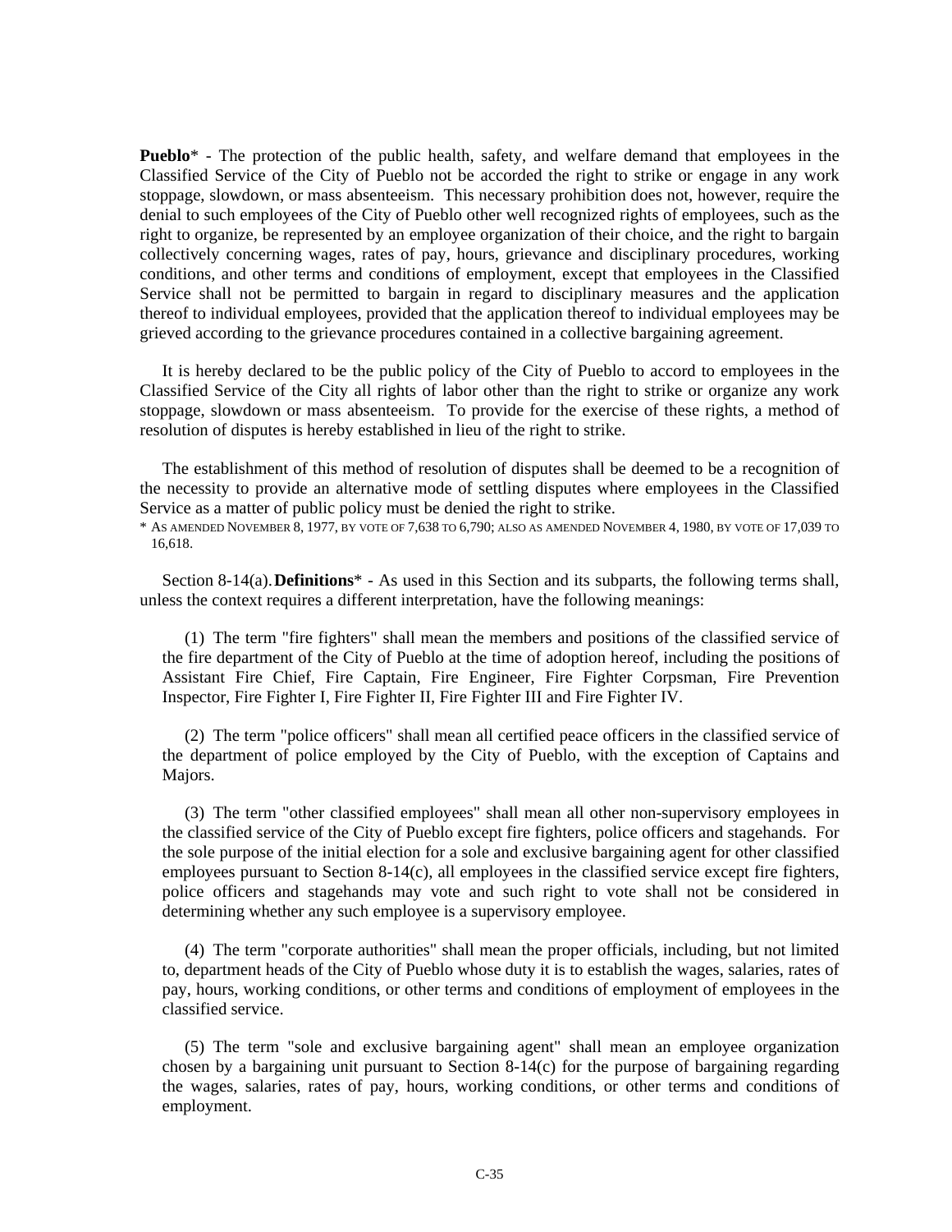**Pueblo*** - The protection of the public health, safety, and welfare demand that employees in the Classified Service of the City of Pueblo not be accorded the right to strike or engage in any work stoppage, slowdown, or mass absenteeism. This necessary prohibition does not, however, require the denial to such employees of the City of Pueblo other well recognized rights of employees, such as the right to organize, be represented by an employee organization of their choice, and the right to bargain collectively concerning wages, rates of pay, hours, grievance and disciplinary procedures, working conditions, and other terms and conditions of employment, except that employees in the Classified Service shall not be permitted to bargain in regard to disciplinary measures and the application thereof to individual employees, provided that the application thereof to individual employees may be grieved according to the grievance procedures contained in a collective bargaining agreement.

It is hereby declared to be the public policy of the City of Pueblo to accord to employees in the Classified Service of the City all rights of labor other than the right to strike or organize any work stoppage, slowdown or mass absenteeism. To provide for the exercise of these rights, a method of resolution of disputes is hereby established in lieu of the right to strike.

The establishment of this method of resolution of disputes shall be deemed to be a recognition of the necessity to provide an alternative mode of settling disputes where employees in the Classified Service as a matter of public policy must be denied the right to strike.

\* As amended November 8, 1977, by vote of 7,638 to 6,790; also as amended November 4, 1980, by vote of 17,039 to 16,618.

Section 8-14(a). **Definitions*** - As used in this Section and its subparts, the following terms shall, unless the context requires a different interpretation, have the following meanings:

(1) The term "fire fighters" shall mean the members and positions of the classified service of the fire department of the City of Pueblo at the time of adoption hereof, including the positions of Assistant Fire Chief, Fire Captain, Fire Engineer, Fire Fighter Corpsman, Fire Prevention Inspector, Fire Fighter I, Fire Fighter II, Fire Fighter III and Fire Fighter IV.

(2) The term "police officers" shall mean all certified peace officers in the classified service of the department of police employed by the City of Pueblo, with the exception of Captains and Majors.

(3) The term "other classified employees" shall mean all other non-supervisory employees in the classified service of the City of Pueblo except fire fighters, police officers and stagehands. For the sole purpose of the initial election for a sole and exclusive bargaining agent for other classified employees pursuant to Section 8-14(c), all employees in the classified service except fire fighters, police officers and stagehands may vote and such right to vote shall not be considered in determining whether any such employee is a supervisory employee.

(4) The term "corporate authorities" shall mean the proper officials, including, but not limited to, department heads of the City of Pueblo whose duty it is to establish the wages, salaries, rates of pay, hours, working conditions, or other terms and conditions of employment of employees in the classified service.

(5) The term "sole and exclusive bargaining agent" shall mean an employee organization chosen by a bargaining unit pursuant to Section 8-14(c) for the purpose of bargaining regarding the wages, salaries, rates of pay, hours, working conditions, or other terms and conditions of employment.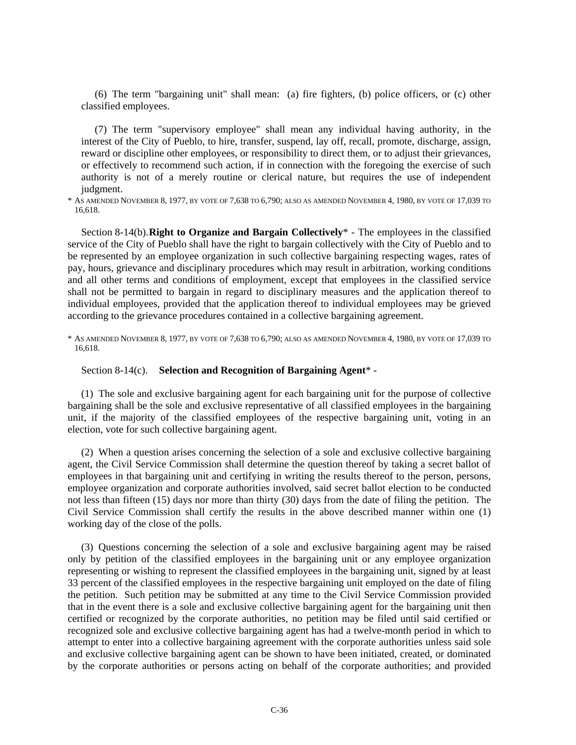(6) The term "bargaining unit" shall mean: (a) fire fighters, (b) police officers, or (c) other classified employees.

(7) The term "supervisory employee" shall mean any individual having authority, in the interest of the City of Pueblo, to hire, transfer, suspend, lay off, recall, promote, discharge, assign, reward or discipline other employees, or responsibility to direct them, or to adjust their grievances, or effectively to recommend such action, if in connection with the foregoing the exercise of such authority is not of a merely routine or clerical nature, but requires the use of independent judgment.

\* AS AMENDED NOVEMBER 8, 1977, BY VOTE OF 7,638 TO 6,790; ALSO AS AMENDED NOVEMBER 4, 1980, BY VOTE OF 17,039 TO 16,618.

Section 8-14(b). **Right to Organize and Bargain Collectively**\* - The employees in the classified service of the City of Pueblo shall have the right to bargain collectively with the City of Pueblo and to be represented by an employee organization in such collective bargaining respecting wages, rates of pay, hours, grievance and disciplinary procedures which may result in arbitration, working conditions and all other terms and conditions of employment, except that employees in the classified service shall not be permitted to bargain in regard to disciplinary measures and the application thereof to individual employees, provided that the application thereof to individual employees may be grieved according to the grievance procedures contained in a collective bargaining agreement.

\* AS AMENDED NOVEMBER 8, 1977, BY VOTE OF 7,638 TO 6,790; ALSO AS AMENDED NOVEMBER 4, 1980, BY VOTE OF 17,039 TO 16,618.

Section 8-14(c). **Selection and Recognition of Bargaining Agent**\* -

(1) The sole and exclusive bargaining agent for each bargaining unit for the purpose of collective bargaining shall be the sole and exclusive representative of all classified employees in the bargaining unit, if the majority of the classified employees of the respective bargaining unit, voting in an election, vote for such collective bargaining agent.

(2) When a question arises concerning the selection of a sole and exclusive collective bargaining agent, the Civil Service Commission shall determine the question thereof by taking a secret ballot of employees in that bargaining unit and certifying in writing the results thereof to the person, persons, employee organization and corporate authorities involved, said secret ballot election to be conducted not less than fifteen (15) days nor more than thirty (30) days from the date of filing the petition. The Civil Service Commission shall certify the results in the above described manner within one (1) working day of the close of the polls.

(3) Questions concerning the selection of a sole and exclusive bargaining agent may be raised only by petition of the classified employees in the bargaining unit or any employee organization representing or wishing to represent the classified employees in the bargaining unit, signed by at least 33 percent of the classified employees in the respective bargaining unit employed on the date of filing the petition. Such petition may be submitted at any time to the Civil Service Commission provided that in the event there is a sole and exclusive collective bargaining agent for the bargaining unit then certified or recognized by the corporate authorities, no petition may be filed until said certified or recognized sole and exclusive collective bargaining agent has had a twelve-month period in which to attempt to enter into a collective bargaining agreement with the corporate authorities unless said sole and exclusive collective bargaining agent can be shown to have been initiated, created, or dominated by the corporate authorities or persons acting on behalf of the corporate authorities; and provided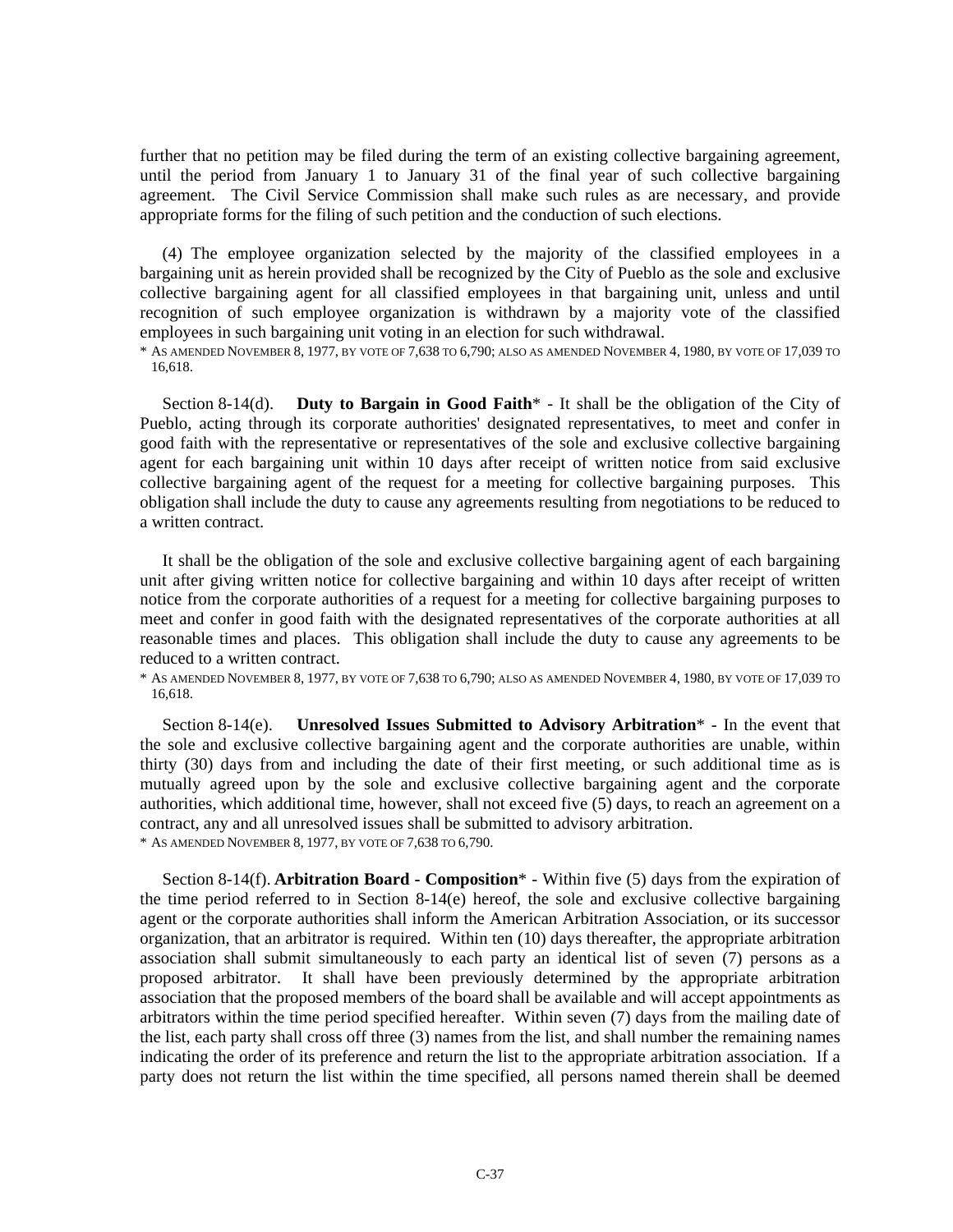further that no petition may be filed during the term of an existing collective bargaining agreement, until the period from January 1 to January 31 of the final year of such collective bargaining agreement. The Civil Service Commission shall make such rules as are necessary, and provide appropriate forms for the filing of such petition and the conduction of such elections.

(4) The employee organization selected by the majority of the classified employees in a bargaining unit as herein provided shall be recognized by the City of Pueblo as the sole and exclusive collective bargaining agent for all classified employees in that bargaining unit, unless and until recognition of such employee organization is withdrawn by a majority vote of the classified employees in such bargaining unit voting in an election for such withdrawal.

\* AS AMENDED NOVEMBER 8, 1977, BY VOTE OF 7,638 TO 6,790; ALSO AS AMENDED NOVEMBER 4, 1980, BY VOTE OF 17,039 TO 16,618.

Section 8-14(d). **Duty to Bargain in Good Faith**\* - It shall be the obligation of the City of Pueblo, acting through its corporate authorities' designated representatives, to meet and confer in good faith with the representative or representatives of the sole and exclusive collective bargaining agent for each bargaining unit within 10 days after receipt of written notice from said exclusive collective bargaining agent of the request for a meeting for collective bargaining purposes. This obligation shall include the duty to cause any agreements resulting from negotiations to be reduced to a written contract.

It shall be the obligation of the sole and exclusive collective bargaining agent of each bargaining unit after giving written notice for collective bargaining and within 10 days after receipt of written notice from the corporate authorities of a request for a meeting for collective bargaining purposes to meet and confer in good faith with the designated representatives of the corporate authorities at all reasonable times and places. This obligation shall include the duty to cause any agreements to be reduced to a written contract.

\* AS AMENDED NOVEMBER 8, 1977, BY VOTE OF 7,638 TO 6,790; ALSO AS AMENDED NOVEMBER 4, 1980, BY VOTE OF 17,039 TO 16,618.

Section 8-14(e). **Unresolved Issues Submitted to Advisory Arbitration**\* - In the event that the sole and exclusive collective bargaining agent and the corporate authorities are unable, within thirty (30) days from and including the date of their first meeting, or such additional time as is mutually agreed upon by the sole and exclusive collective bargaining agent and the corporate authorities, which additional time, however, shall not exceed five (5) days, to reach an agreement on a contract, any and all unresolved issues shall be submitted to advisory arbitration.

\* AS AMENDED NOVEMBER 8, 1977, BY VOTE OF 7,638 TO 6,790.

Section 8-14(f). **Arbitration Board - Composition**\* - Within five (5) days from the expiration of the time period referred to in Section 8-14(e) hereof, the sole and exclusive collective bargaining agent or the corporate authorities shall inform the American Arbitration Association, or its successor organization, that an arbitrator is required. Within ten (10) days thereafter, the appropriate arbitration association shall submit simultaneously to each party an identical list of seven (7) persons as a proposed arbitrator. It shall have been previously determined by the appropriate arbitration association that the proposed members of the board shall be available and will accept appointments as arbitrators within the time period specified hereafter. Within seven (7) days from the mailing date of the list, each party shall cross off three (3) names from the list, and shall number the remaining names indicating the order of its preference and return the list to the appropriate arbitration association. If a party does not return the list within the time specified, all persons named therein shall be deemed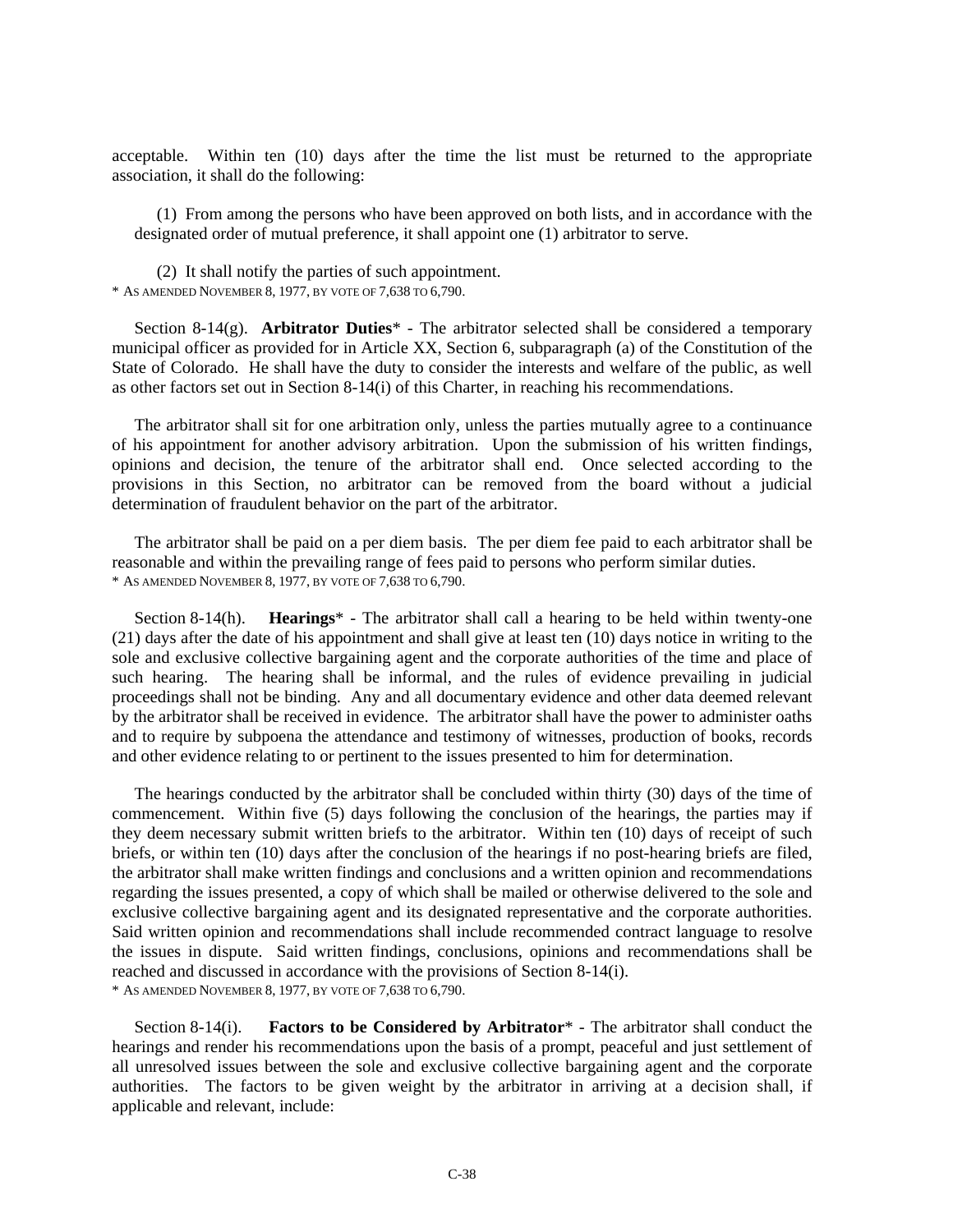acceptable. Within ten (10) days after the time the list must be returned to the appropriate association, it shall do the following:

(1) From among the persons who have been approved on both lists, and in accordance with the designated order of mutual preference, it shall appoint one (1) arbitrator to serve.

(2) It shall notify the parties of such appointment.

* AS AMENDED NOVEMBER 8, 1977, BY VOTE OF 7,638 TO 6,790.

Section 8-14(g). **Arbitrator Duties*** - The arbitrator selected shall be considered a temporary municipal officer as provided for in Article XX, Section 6, subparagraph (a) of the Constitution of the State of Colorado. He shall have the duty to consider the interests and welfare of the public, as well as other factors set out in Section 8-14(i) of this Charter, in reaching his recommendations.

The arbitrator shall sit for one arbitration only, unless the parties mutually agree to a continuance of his appointment for another advisory arbitration. Upon the submission of his written findings, opinions and decision, the tenure of the arbitrator shall end. Once selected according to the provisions in this Section, no arbitrator can be removed from the board without a judicial determination of fraudulent behavior on the part of the arbitrator.

The arbitrator shall be paid on a per diem basis. The per diem fee paid to each arbitrator shall be reasonable and within the prevailing range of fees paid to persons who perform similar duties.

* AS AMENDED NOVEMBER 8, 1977, BY VOTE OF 7,638 TO 6,790.

Section 8-14(h). **Hearings*** - The arbitrator shall call a hearing to be held within twenty-one (21) days after the date of his appointment and shall give at least ten (10) days notice in writing to the sole and exclusive collective bargaining agent and the corporate authorities of the time and place of such hearing. The hearing shall be informal, and the rules of evidence prevailing in judicial proceedings shall not be binding. Any and all documentary evidence and other data deemed relevant by the arbitrator shall be received in evidence. The arbitrator shall have the power to administer oaths and to require by subpoena the attendance and testimony of witnesses, production of books, records and other evidence relating to or pertinent to the issues presented to him for determination.

The hearings conducted by the arbitrator shall be concluded within thirty (30) days of the time of commencement. Within five (5) days following the conclusion of the hearings, the parties may if they deem necessary submit written briefs to the arbitrator. Within ten (10) days of receipt of such briefs, or within ten (10) days after the conclusion of the hearings if no post-hearing briefs are filed, the arbitrator shall make written findings and conclusions and a written opinion and recommendations regarding the issues presented, a copy of which shall be mailed or otherwise delivered to the sole and exclusive collective bargaining agent and its designated representative and the corporate authorities. Said written opinion and recommendations shall include recommended contract language to resolve the issues in dispute. Said written findings, conclusions, opinions and recommendations shall be reached and discussed in accordance with the provisions of Section 8-14(i).

* AS AMENDED NOVEMBER 8, 1977, BY VOTE OF 7,638 TO 6,790.

Section 8-14(i). **Factors to be Considered by Arbitrator*** - The arbitrator shall conduct the hearings and render his recommendations upon the basis of a prompt, peaceful and just settlement of all unresolved issues between the sole and exclusive collective bargaining agent and the corporate authorities. The factors to be given weight by the arbitrator in arriving at a decision shall, if applicable and relevant, include: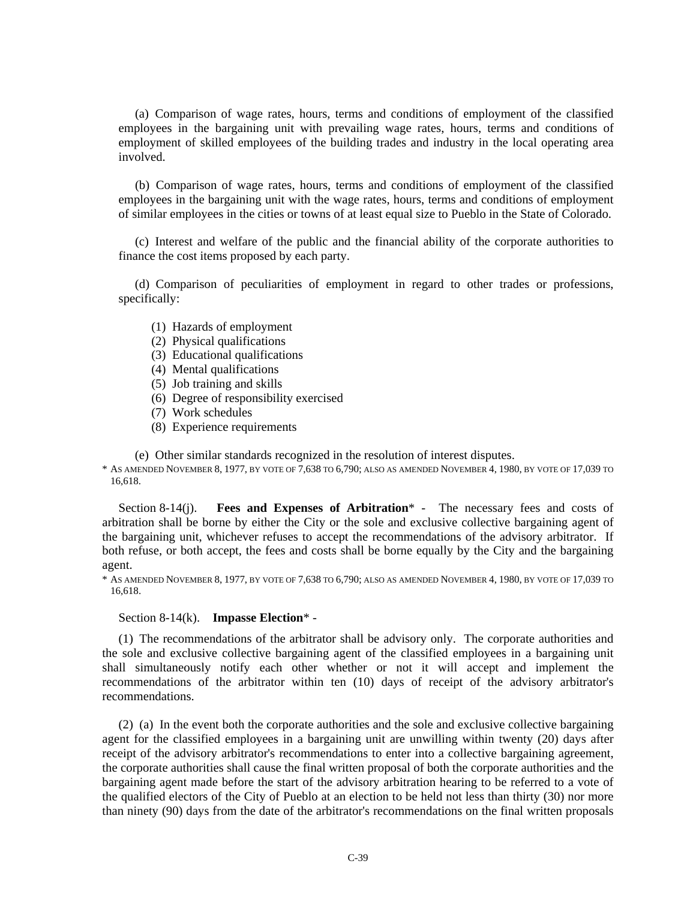(a) Comparison of wage rates, hours, terms and conditions of employment of the classified employees in the bargaining unit with prevailing wage rates, hours, terms and conditions of employment of skilled employees of the building trades and industry in the local operating area involved.

(b) Comparison of wage rates, hours, terms and conditions of employment of the classified employees in the bargaining unit with the wage rates, hours, terms and conditions of employment of similar employees in the cities or towns of at least equal size to Pueblo in the State of Colorado.

(c) Interest and welfare of the public and the financial ability of the corporate authorities to finance the cost items proposed by each party.

(d) Comparison of peculiarities of employment in regard to other trades or professions, specifically:

(1) Hazards of employment
(2) Physical qualifications
(3) Educational qualifications
(4) Mental qualifications
(5) Job training and skills
(6) Degree of responsibility exercised
(7) Work schedules
(8) Experience requirements

(e) Other similar standards recognized in the resolution of interest disputes.

* AS AMENDED NOVEMBER 8, 1977, BY VOTE OF 7,638 TO 6,790; ALSO AS AMENDED NOVEMBER 4, 1980, BY VOTE OF 17,039 TO 16,618.

Section 8-14(j). **Fees and Expenses of Arbitration*** - The necessary fees and costs of arbitration shall be borne by either the City or the sole and exclusive collective bargaining agent of the bargaining unit, whichever refuses to accept the recommendations of the advisory arbitrator. If both refuse, or both accept, the fees and costs shall be borne equally by the City and the bargaining agent.

* AS AMENDED NOVEMBER 8, 1977, BY VOTE OF 7,638 TO 6,790; ALSO AS AMENDED NOVEMBER 4, 1980, BY VOTE OF 17,039 TO 16,618.

Section 8-14(k). **Impasse Election*** -

(1) The recommendations of the arbitrator shall be advisory only. The corporate authorities and the sole and exclusive collective bargaining agent of the classified employees in a bargaining unit shall simultaneously notify each other whether or not it will accept and implement the recommendations of the arbitrator within ten (10) days of receipt of the advisory arbitrator's recommendations.

(2) (a) In the event both the corporate authorities and the sole and exclusive collective bargaining agent for the classified employees in a bargaining unit are unwilling within twenty (20) days after receipt of the advisory arbitrator's recommendations to enter into a collective bargaining agreement, the corporate authorities shall cause the final written proposal of both the corporate authorities and the bargaining agent made before the start of the advisory arbitration hearing to be referred to a vote of the qualified electors of the City of Pueblo at an election to be held not less than thirty (30) nor more than ninety (90) days from the date of the arbitrator's recommendations on the final written proposals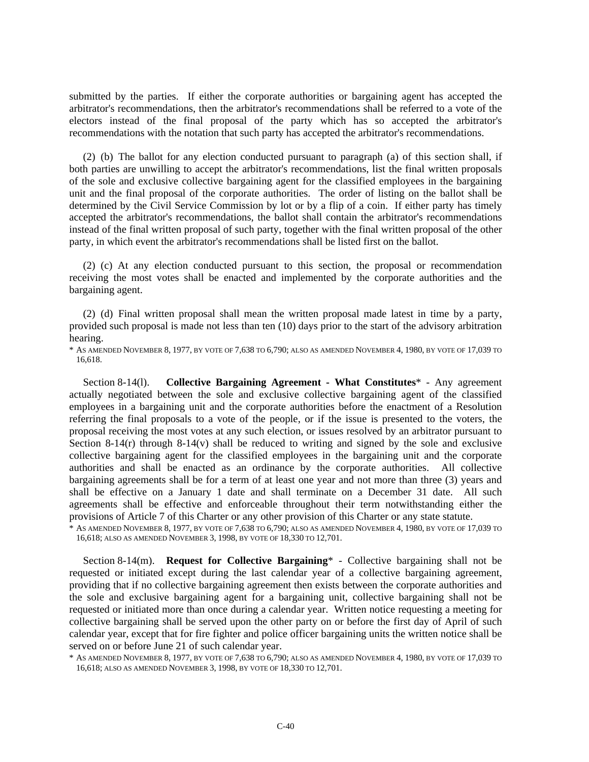submitted by the parties. If either the corporate authorities or bargaining agent has accepted the arbitrator's recommendations, then the arbitrator's recommendations shall be referred to a vote of the electors instead of the final proposal of the party which has so accepted the arbitrator's recommendations with the notation that such party has accepted the arbitrator's recommendations.

(2) (b) The ballot for any election conducted pursuant to paragraph (a) of this section shall, if both parties are unwilling to accept the arbitrator's recommendations, list the final written proposals of the sole and exclusive collective bargaining agent for the classified employees in the bargaining unit and the final proposal of the corporate authorities. The order of listing on the ballot shall be determined by the Civil Service Commission by lot or by a flip of a coin. If either party has timely accepted the arbitrator's recommendations, the ballot shall contain the arbitrator's recommendations instead of the final written proposal of such party, together with the final written proposal of the other party, in which event the arbitrator's recommendations shall be listed first on the ballot.

(2) (c) At any election conducted pursuant to this section, the proposal or recommendation receiving the most votes shall be enacted and implemented by the corporate authorities and the bargaining agent.

(2) (d) Final written proposal shall mean the written proposal made latest in time by a party, provided such proposal is made not less than ten (10) days prior to the start of the advisory arbitration hearing.

\* AS AMENDED NOVEMBER 8, 1977, BY VOTE OF 7,638 TO 6,790; ALSO AS AMENDED NOVEMBER 4, 1980, BY VOTE OF 17,039 TO 16,618.

Section 8-14(l). **Collective Bargaining Agreement - What Constitutes**\* - Any agreement actually negotiated between the sole and exclusive collective bargaining agent of the classified employees in a bargaining unit and the corporate authorities before the enactment of a Resolution referring the final proposals to a vote of the people, or if the issue is presented to the voters, the proposal receiving the most votes at any such election, or issues resolved by an arbitrator pursuant to Section 8-14(r) through 8-14(v) shall be reduced to writing and signed by the sole and exclusive collective bargaining agent for the classified employees in the bargaining unit and the corporate authorities and shall be enacted as an ordinance by the corporate authorities. All collective bargaining agreements shall be for a term of at least one year and not more than three (3) years and shall be effective on a January 1 date and shall terminate on a December 31 date. All such agreements shall be effective and enforceable throughout their term notwithstanding either the provisions of Article 7 of this Charter or any other provision of this Charter or any state statute.

\* AS AMENDED NOVEMBER 8, 1977, BY VOTE OF 7,638 TO 6,790; ALSO AS AMENDED NOVEMBER 4, 1980, BY VOTE OF 17,039 TO 16,618; ALSO AS AMENDED NOVEMBER 3, 1998, BY VOTE OF 18,330 TO 12,701.

Section 8-14(m). **Request for Collective Bargaining**\* - Collective bargaining shall not be requested or initiated except during the last calendar year of a collective bargaining agreement, providing that if no collective bargaining agreement then exists between the corporate authorities and the sole and exclusive bargaining agent for a bargaining unit, collective bargaining shall not be requested or initiated more than once during a calendar year. Written notice requesting a meeting for collective bargaining shall be served upon the other party on or before the first day of April of such calendar year, except that for fire fighter and police officer bargaining units the written notice shall be served on or before June 21 of such calendar year.

\* AS AMENDED NOVEMBER 8, 1977, BY VOTE OF 7,638 TO 6,790; ALSO AS AMENDED NOVEMBER 4, 1980, BY VOTE OF 17,039 TO 16,618; ALSO AS AMENDED NOVEMBER 3, 1998, BY VOTE OF 18,330 TO 12,701.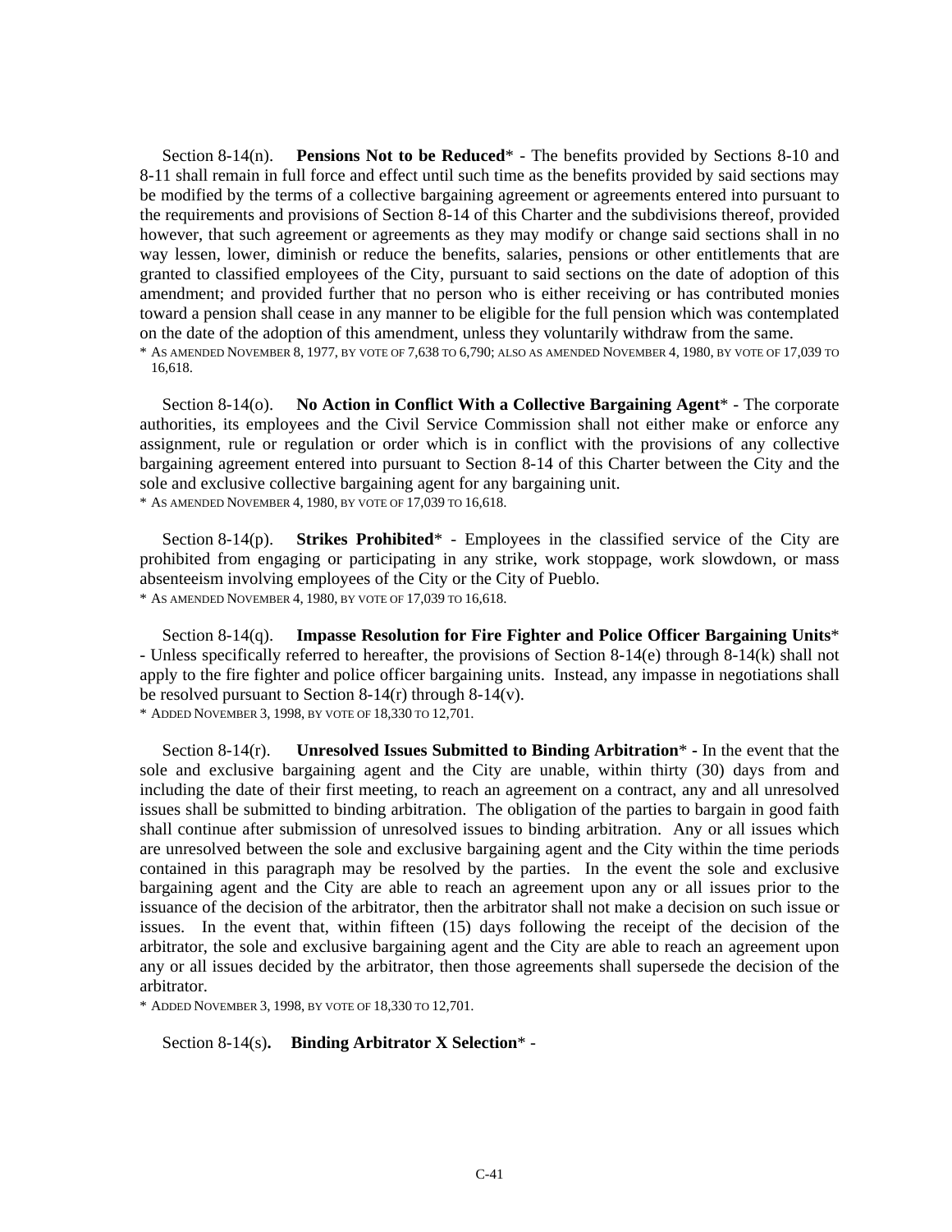Section 8-14(n). **Pensions Not to be Reduced*** - The benefits provided by Sections 8-10 and 8-11 shall remain in full force and effect until such time as the benefits provided by said sections may be modified by the terms of a collective bargaining agreement or agreements entered into pursuant to the requirements and provisions of Section 8-14 of this Charter and the subdivisions thereof, provided however, that such agreement or agreements as they may modify or change said sections shall in no way lessen, lower, diminish or reduce the benefits, salaries, pensions or other entitlements that are granted to classified employees of the City, pursuant to said sections on the date of adoption of this amendment; and provided further that no person who is either receiving or has contributed monies toward a pension shall cease in any manner to be eligible for the full pension which was contemplated on the date of the adoption of this amendment, unless they voluntarily withdraw from the same.

\* AS AMENDED NOVEMBER 8, 1977, BY VOTE OF 7,638 TO 6,790; ALSO AS AMENDED NOVEMBER 4, 1980, BY VOTE OF 17,039 TO 16,618.

Section 8-14(o). **No Action in Conflict With a Collective Bargaining Agent*** - The corporate authorities, its employees and the Civil Service Commission shall not either make or enforce any assignment, rule or regulation or order which is in conflict with the provisions of any collective bargaining agreement entered into pursuant to Section 8-14 of this Charter between the City and the sole and exclusive collective bargaining agent for any bargaining unit.

\* AS AMENDED NOVEMBER 4, 1980, BY VOTE OF 17,039 TO 16,618.

Section 8-14(p). **Strikes Prohibited*** - Employees in the classified service of the City are prohibited from engaging or participating in any strike, work stoppage, work slowdown, or mass absenteeism involving employees of the City or the City of Pueblo.

\* AS AMENDED NOVEMBER 4, 1980, BY VOTE OF 17,039 TO 16,618.

Section 8-14(q). **Impasse Resolution for Fire Fighter and Police Officer Bargaining Units*** - Unless specifically referred to hereafter, the provisions of Section 8-14(e) through 8-14(k) shall not apply to the fire fighter and police officer bargaining units. Instead, any impasse in negotiations shall be resolved pursuant to Section 8-14(r) through 8-14(v).

\* ADDED NOVEMBER 3, 1998, BY VOTE OF 18,330 TO 12,701.

Section 8-14(r). **Unresolved Issues Submitted to Binding Arbitration*** **-** In the event that the sole and exclusive bargaining agent and the City are unable, within thirty (30) days from and including the date of their first meeting, to reach an agreement on a contract, any and all unresolved issues shall be submitted to binding arbitration. The obligation of the parties to bargain in good faith shall continue after submission of unresolved issues to binding arbitration. Any or all issues which are unresolved between the sole and exclusive bargaining agent and the City within the time periods contained in this paragraph may be resolved by the parties. In the event the sole and exclusive bargaining agent and the City are able to reach an agreement upon any or all issues prior to the issuance of the decision of the arbitrator, then the arbitrator shall not make a decision on such issue or issues. In the event that, within fifteen (15) days following the receipt of the decision of the arbitrator, the sole and exclusive bargaining agent and the City are able to reach an agreement upon any or all issues decided by the arbitrator, then those agreements shall supersede the decision of the arbitrator.

\* ADDED NOVEMBER 3, 1998, BY VOTE OF 18,330 TO 12,701.

Section 8-14(s). **Binding Arbitrator X Selection*** -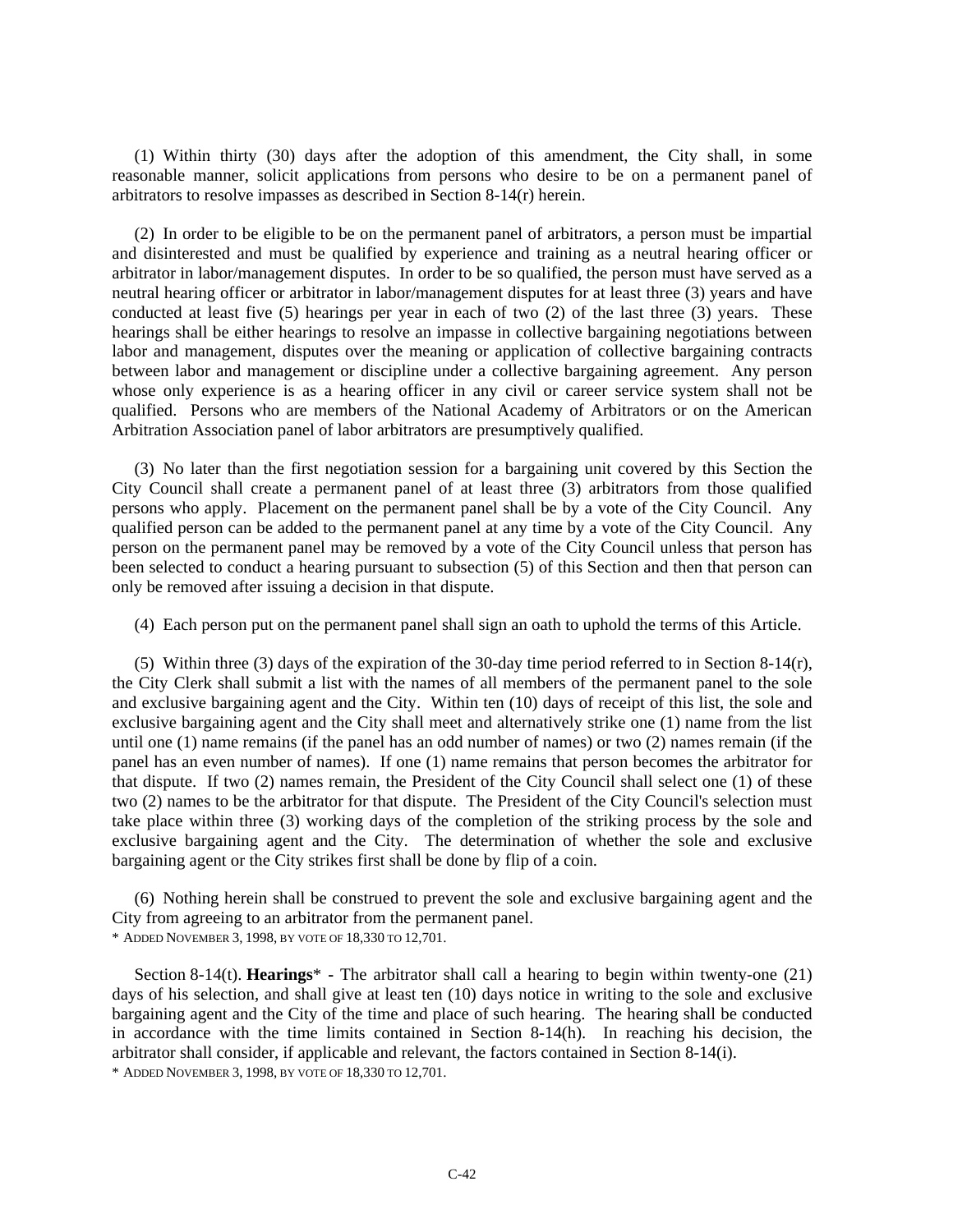(1) Within thirty (30) days after the adoption of this amendment, the City shall, in some reasonable manner, solicit applications from persons who desire to be on a permanent panel of arbitrators to resolve impasses as described in Section 8-14(r) herein.

(2) In order to be eligible to be on the permanent panel of arbitrators, a person must be impartial and disinterested and must be qualified by experience and training as a neutral hearing officer or arbitrator in labor/management disputes. In order to be so qualified, the person must have served as a neutral hearing officer or arbitrator in labor/management disputes for at least three (3) years and have conducted at least five (5) hearings per year in each of two (2) of the last three (3) years. These hearings shall be either hearings to resolve an impasse in collective bargaining negotiations between labor and management, disputes over the meaning or application of collective bargaining contracts between labor and management or discipline under a collective bargaining agreement. Any person whose only experience is as a hearing officer in any civil or career service system shall not be qualified. Persons who are members of the National Academy of Arbitrators or on the American Arbitration Association panel of labor arbitrators are presumptively qualified.

(3) No later than the first negotiation session for a bargaining unit covered by this Section the City Council shall create a permanent panel of at least three (3) arbitrators from those qualified persons who apply. Placement on the permanent panel shall be by a vote of the City Council. Any qualified person can be added to the permanent panel at any time by a vote of the City Council. Any person on the permanent panel may be removed by a vote of the City Council unless that person has been selected to conduct a hearing pursuant to subsection (5) of this Section and then that person can only be removed after issuing a decision in that dispute.

(4) Each person put on the permanent panel shall sign an oath to uphold the terms of this Article.

(5) Within three (3) days of the expiration of the 30-day time period referred to in Section 8-14(r), the City Clerk shall submit a list with the names of all members of the permanent panel to the sole and exclusive bargaining agent and the City. Within ten (10) days of receipt of this list, the sole and exclusive bargaining agent and the City shall meet and alternatively strike one (1) name from the list until one (1) name remains (if the panel has an odd number of names) or two (2) names remain (if the panel has an even number of names). If one (1) name remains that person becomes the arbitrator for that dispute. If two (2) names remain, the President of the City Council shall select one (1) of these two (2) names to be the arbitrator for that dispute. The President of the City Council's selection must take place within three (3) working days of the completion of the striking process by the sole and exclusive bargaining agent and the City. The determination of whether the sole and exclusive bargaining agent or the City strikes first shall be done by flip of a coin.

(6) Nothing herein shall be construed to prevent the sole and exclusive bargaining agent and the City from agreeing to an arbitrator from the permanent panel.

\* ADDED NOVEMBER 3, 1998, BY VOTE OF 18,330 TO 12,701.

Section 8-14(t). **Hearings**\* - The arbitrator shall call a hearing to begin within twenty-one (21) days of his selection, and shall give at least ten (10) days notice in writing to the sole and exclusive bargaining agent and the City of the time and place of such hearing. The hearing shall be conducted in accordance with the time limits contained in Section 8-14(h). In reaching his decision, the arbitrator shall consider, if applicable and relevant, the factors contained in Section 8-14(i).

\* ADDED NOVEMBER 3, 1998, BY VOTE OF 18,330 TO 12,701.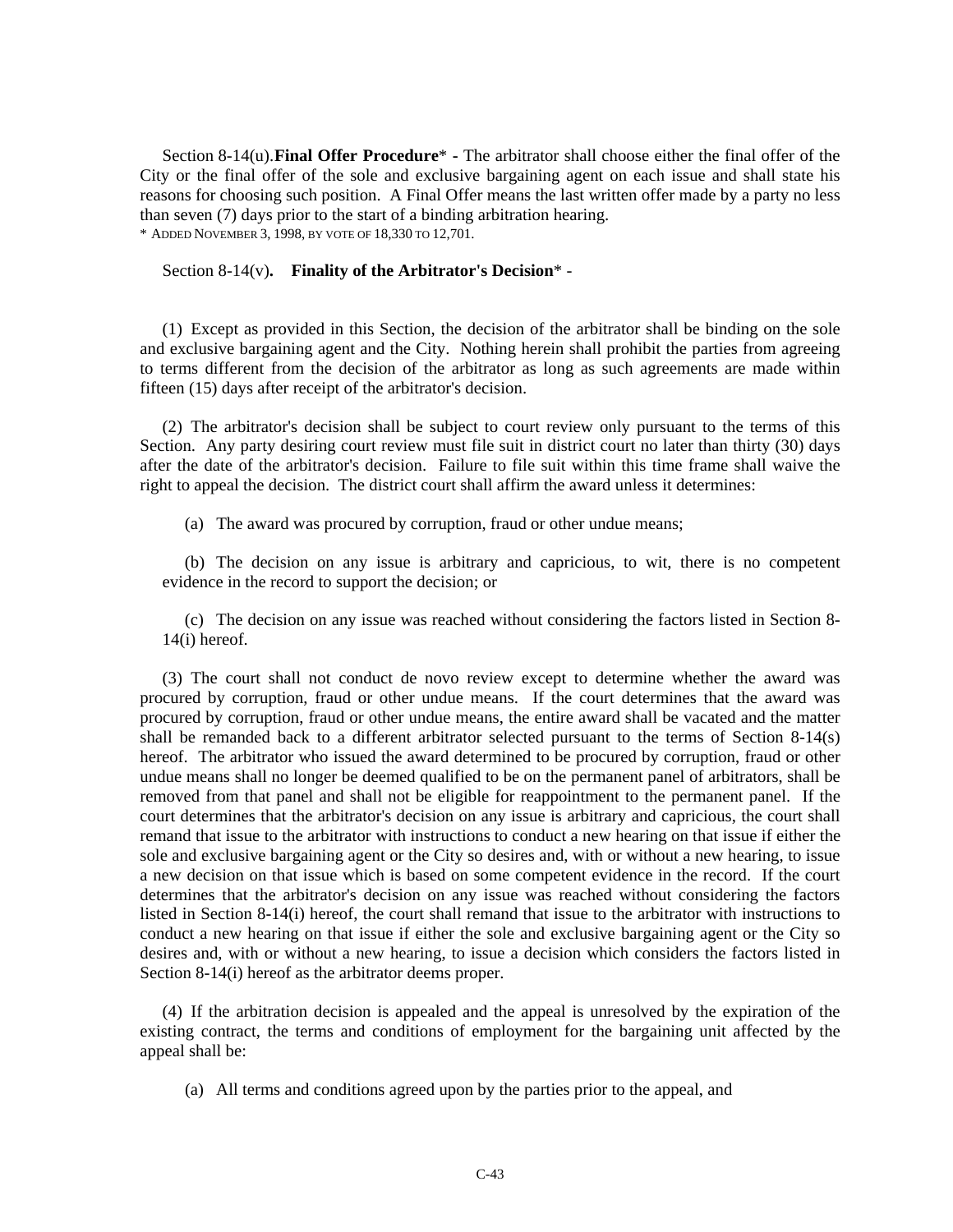Section 8-14(u).**Final Offer Procedure*** - The arbitrator shall choose either the final offer of the City or the final offer of the sole and exclusive bargaining agent on each issue and shall state his reasons for choosing such position. A Final Offer means the last written offer made by a party no less than seven (7) days prior to the start of a binding arbitration hearing.

\* ADDED NOVEMBER 3, 1998, BY VOTE OF 18,330 TO 12,701.

Section 8-14(v). **Finality of the Arbitrator's Decision*** -

(1) Except as provided in this Section, the decision of the arbitrator shall be binding on the sole and exclusive bargaining agent and the City. Nothing herein shall prohibit the parties from agreeing to terms different from the decision of the arbitrator as long as such agreements are made within fifteen (15) days after receipt of the arbitrator's decision.

(2) The arbitrator's decision shall be subject to court review only pursuant to the terms of this Section. Any party desiring court review must file suit in district court no later than thirty (30) days after the date of the arbitrator's decision. Failure to file suit within this time frame shall waive the right to appeal the decision. The district court shall affirm the award unless it determines:

(a) The award was procured by corruption, fraud or other undue means;

(b) The decision on any issue is arbitrary and capricious, to wit, there is no competent evidence in the record to support the decision; or

(c) The decision on any issue was reached without considering the factors listed in Section 8-14(i) hereof.

(3) The court shall not conduct de novo review except to determine whether the award was procured by corruption, fraud or other undue means. If the court determines that the award was procured by corruption, fraud or other undue means, the entire award shall be vacated and the matter shall be remanded back to a different arbitrator selected pursuant to the terms of Section 8-14(s) hereof. The arbitrator who issued the award determined to be procured by corruption, fraud or other undue means shall no longer be deemed qualified to be on the permanent panel of arbitrators, shall be removed from that panel and shall not be eligible for reappointment to the permanent panel. If the court determines that the arbitrator's decision on any issue is arbitrary and capricious, the court shall remand that issue to the arbitrator with instructions to conduct a new hearing on that issue if either the sole and exclusive bargaining agent or the City so desires and, with or without a new hearing, to issue a new decision on that issue which is based on some competent evidence in the record. If the court determines that the arbitrator's decision on any issue was reached without considering the factors listed in Section 8-14(i) hereof, the court shall remand that issue to the arbitrator with instructions to conduct a new hearing on that issue if either the sole and exclusive bargaining agent or the City so desires and, with or without a new hearing, to issue a decision which considers the factors listed in Section 8-14(i) hereof as the arbitrator deems proper.

(4) If the arbitration decision is appealed and the appeal is unresolved by the expiration of the existing contract, the terms and conditions of employment for the bargaining unit affected by the appeal shall be:

(a) All terms and conditions agreed upon by the parties prior to the appeal, and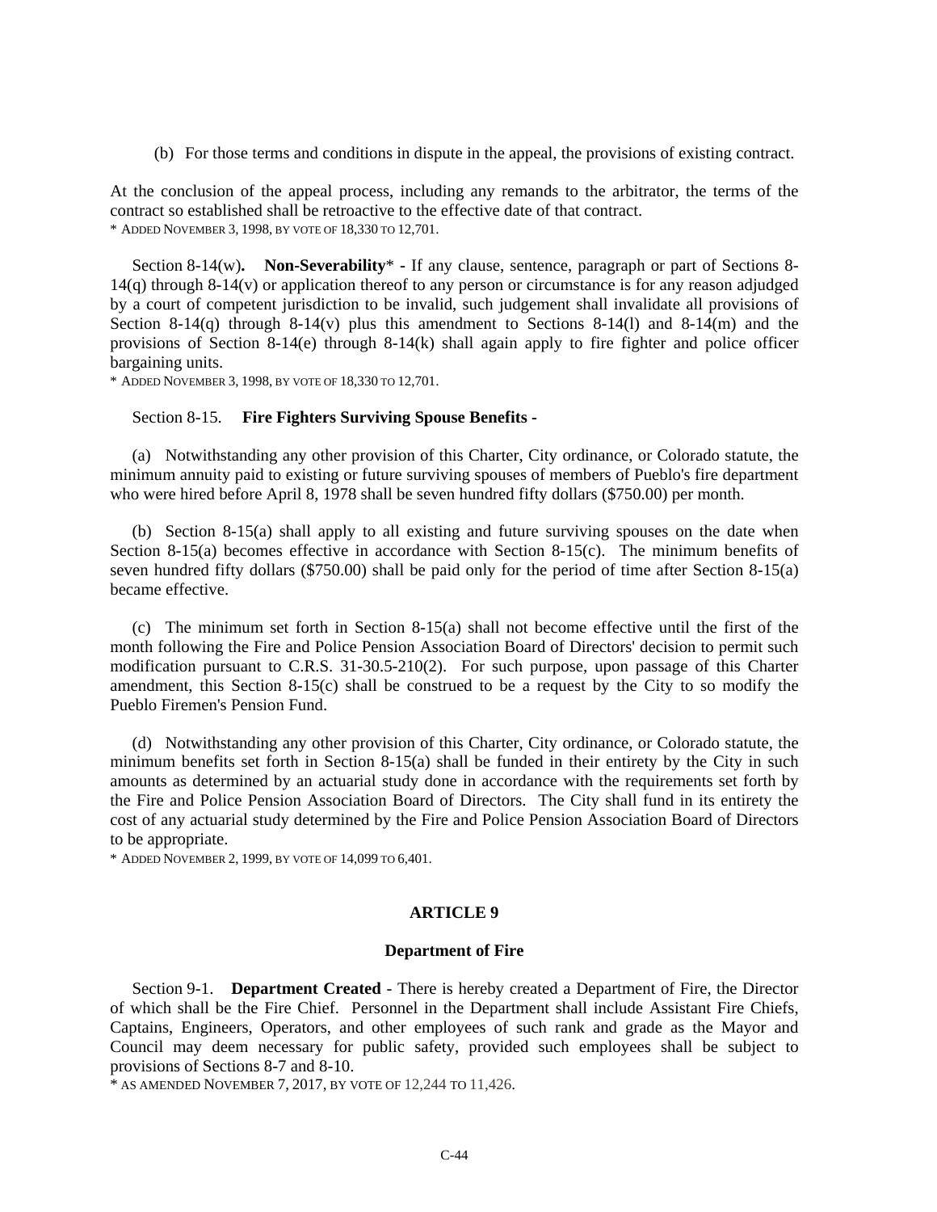(b) For those terms and conditions in dispute in the appeal, the provisions of existing contract.

At the conclusion of the appeal process, including any remands to the arbitrator, the terms of the contract so established shall be retroactive to the effective date of that contract.
* ADDED NOVEMBER 3, 1998, BY VOTE OF 18,330 TO 12,701.

Section 8-14(w). **Non-Severability*** - If any clause, sentence, paragraph or part of Sections 8-14(q) through 8-14(v) or application thereof to any person or circumstance is for any reason adjudged by a court of competent jurisdiction to be invalid, such judgement shall invalidate all provisions of Section 8-14(q) through 8-14(v) plus this amendment to Sections 8-14(l) and 8-14(m) and the provisions of Section 8-14(e) through 8-14(k) shall again apply to fire fighter and police officer bargaining units.
* ADDED NOVEMBER 3, 1998, BY VOTE OF 18,330 TO 12,701.

Section 8-15. **Fire Fighters Surviving Spouse Benefits** -

(a) Notwithstanding any other provision of this Charter, City ordinance, or Colorado statute, the minimum annuity paid to existing or future surviving spouses of members of Pueblo's fire department who were hired before April 8, 1978 shall be seven hundred fifty dollars ($750.00) per month.

(b) Section 8-15(a) shall apply to all existing and future surviving spouses on the date when Section 8-15(a) becomes effective in accordance with Section 8-15(c). The minimum benefits of seven hundred fifty dollars ($750.00) shall be paid only for the period of time after Section 8-15(a) became effective.

(c) The minimum set forth in Section 8-15(a) shall not become effective until the first of the month following the Fire and Police Pension Association Board of Directors' decision to permit such modification pursuant to C.R.S. 31-30.5-210(2). For such purpose, upon passage of this Charter amendment, this Section 8-15(c) shall be construed to be a request by the City to so modify the Pueblo Firemen's Pension Fund.

(d) Notwithstanding any other provision of this Charter, City ordinance, or Colorado statute, the minimum benefits set forth in Section 8-15(a) shall be funded in their entirety by the City in such amounts as determined by an actuarial study done in accordance with the requirements set forth by the Fire and Police Pension Association Board of Directors. The City shall fund in its entirety the cost of any actuarial study determined by the Fire and Police Pension Association Board of Directors to be appropriate.
* ADDED NOVEMBER 2, 1999, BY VOTE OF 14,099 TO 6,401.

## ARTICLE 9

### Department of Fire

Section 9-1. **Department Created** - There is hereby created a Department of Fire, the Director of which shall be the Fire Chief. Personnel in the Department shall include Assistant Fire Chiefs, Captains, Engineers, Operators, and other employees of such rank and grade as the Mayor and Council may deem necessary for public safety, provided such employees shall be subject to provisions of Sections 8-7 and 8-10.
* AS AMENDED NOVEMBER 7, 2017, BY VOTE OF 12,244 TO 11,426.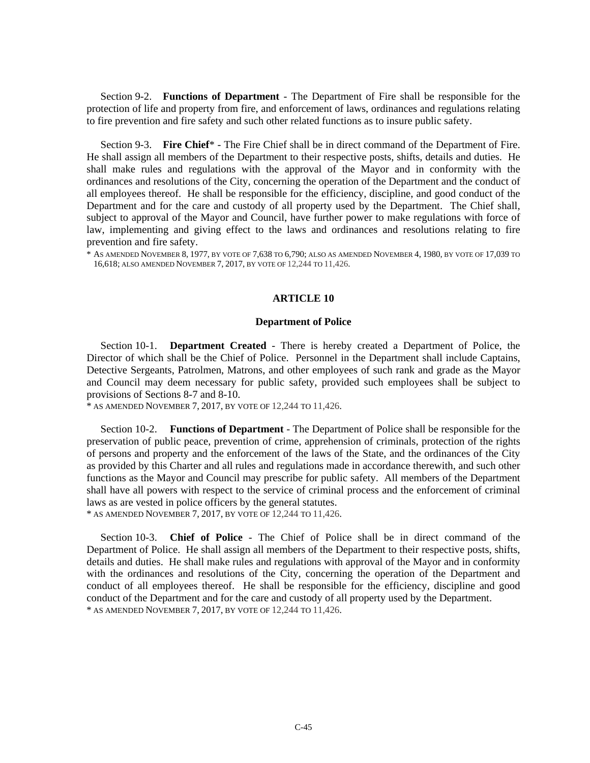Section 9-2. **Functions of Department** - The Department of Fire shall be responsible for the protection of life and property from fire, and enforcement of laws, ordinances and regulations relating to fire prevention and fire safety and such other related functions as to insure public safety.

Section 9-3. **Fire Chief*** - The Fire Chief shall be in direct command of the Department of Fire. He shall assign all members of the Department to their respective posts, shifts, details and duties. He shall make rules and regulations with the approval of the Mayor and in conformity with the ordinances and resolutions of the City, concerning the operation of the Department and the conduct of all employees thereof. He shall be responsible for the efficiency, discipline, and good conduct of the Department and for the care and custody of all property used by the Department. The Chief shall, subject to approval of the Mayor and Council, have further power to make regulations with force of law, implementing and giving effect to the laws and ordinances and resolutions relating to fire prevention and fire safety.

\* AS AMENDED NOVEMBER 8, 1977, BY VOTE OF 7,638 TO 6,790; ALSO AS AMENDED NOVEMBER 4, 1980, BY VOTE OF 17,039 TO 16,618; ALSO AMENDED NOVEMBER 7, 2017, BY VOTE OF 12,244 TO 11,426.

## ARTICLE 10

### Department of Police

Section 10-1. **Department Created** - There is hereby created a Department of Police, the Director of which shall be the Chief of Police. Personnel in the Department shall include Captains, Detective Sergeants, Patrolmen, Matrons, and other employees of such rank and grade as the Mayor and Council may deem necessary for public safety, provided such employees shall be subject to provisions of Sections 8-7 and 8-10.

\* AS AMENDED NOVEMBER 7, 2017, BY VOTE OF 12,244 TO 11,426.

Section 10-2. **Functions of Department** - The Department of Police shall be responsible for the preservation of public peace, prevention of crime, apprehension of criminals, protection of the rights of persons and property and the enforcement of the laws of the State, and the ordinances of the City as provided by this Charter and all rules and regulations made in accordance therewith, and such other functions as the Mayor and Council may prescribe for public safety. All members of the Department shall have all powers with respect to the service of criminal process and the enforcement of criminal laws as are vested in police officers by the general statutes.

\* AS AMENDED NOVEMBER 7, 2017, BY VOTE OF 12,244 TO 11,426.

Section 10-3. **Chief of Police** - The Chief of Police shall be in direct command of the Department of Police. He shall assign all members of the Department to their respective posts, shifts, details and duties. He shall make rules and regulations with approval of the Mayor and in conformity with the ordinances and resolutions of the City, concerning the operation of the Department and conduct of all employees thereof. He shall be responsible for the efficiency, discipline and good conduct of the Department and for the care and custody of all property used by the Department.

\* AS AMENDED NOVEMBER 7, 2017, BY VOTE OF 12,244 TO 11,426.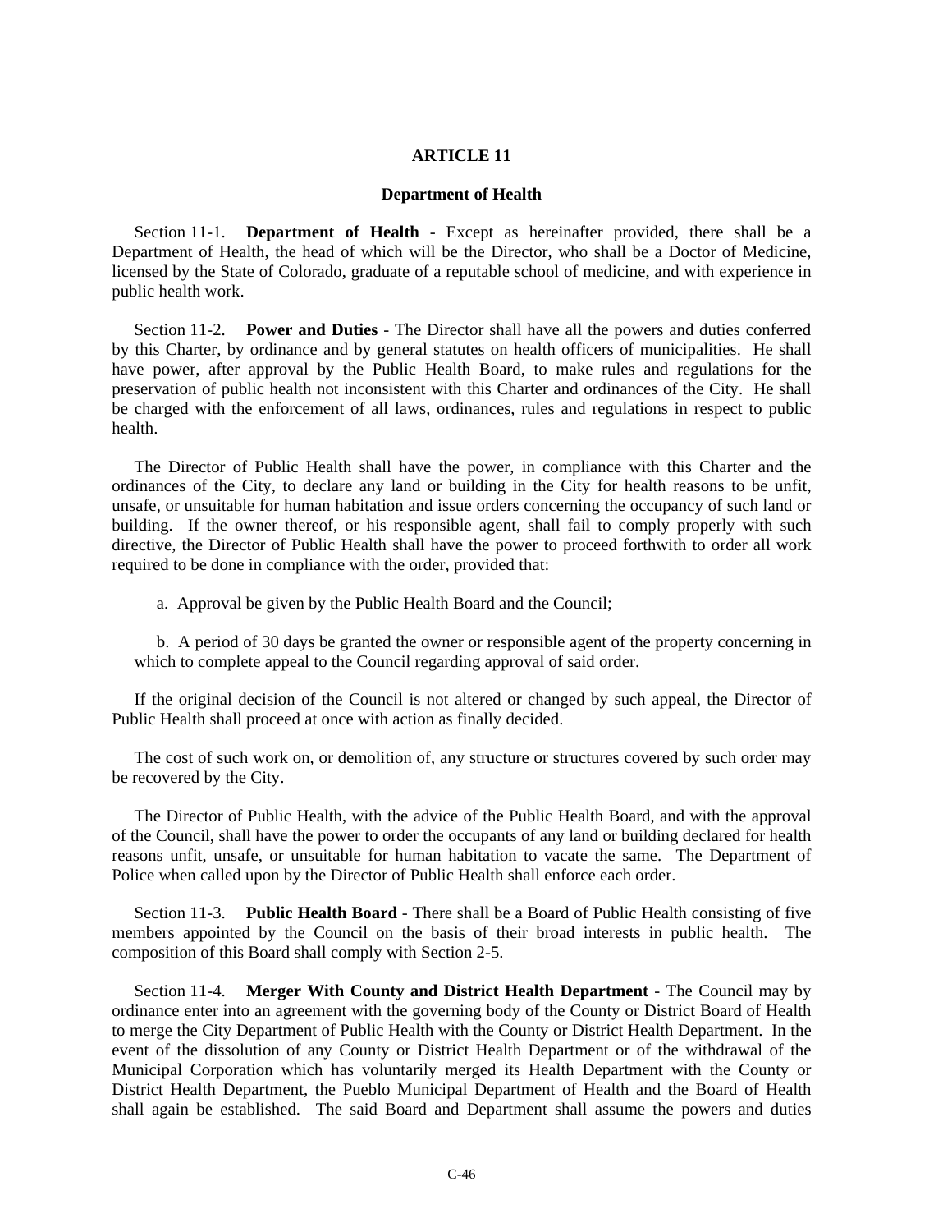# ARTICLE 11

## Department of Health

Section 11-1. **Department of Health** - Except as hereinafter provided, there shall be a Department of Health, the head of which will be the Director, who shall be a Doctor of Medicine, licensed by the State of Colorado, graduate of a reputable school of medicine, and with experience in public health work.

Section 11-2. **Power and Duties** - The Director shall have all the powers and duties conferred by this Charter, by ordinance and by general statutes on health officers of municipalities. He shall have power, after approval by the Public Health Board, to make rules and regulations for the preservation of public health not inconsistent with this Charter and ordinances of the City. He shall be charged with the enforcement of all laws, ordinances, rules and regulations in respect to public health.

The Director of Public Health shall have the power, in compliance with this Charter and the ordinances of the City, to declare any land or building in the City for health reasons to be unfit, unsafe, or unsuitable for human habitation and issue orders concerning the occupancy of such land or building. If the owner thereof, or his responsible agent, shall fail to comply properly with such directive, the Director of Public Health shall have the power to proceed forthwith to order all work required to be done in compliance with the order, provided that:

a. Approval be given by the Public Health Board and the Council;

b. A period of 30 days be granted the owner or responsible agent of the property concerning in which to complete appeal to the Council regarding approval of said order.

If the original decision of the Council is not altered or changed by such appeal, the Director of Public Health shall proceed at once with action as finally decided.

The cost of such work on, or demolition of, any structure or structures covered by such order may be recovered by the City.

The Director of Public Health, with the advice of the Public Health Board, and with the approval of the Council, shall have the power to order the occupants of any land or building declared for health reasons unfit, unsafe, or unsuitable for human habitation to vacate the same. The Department of Police when called upon by the Director of Public Health shall enforce each order.

Section 11-3. **Public Health Board** - There shall be a Board of Public Health consisting of five members appointed by the Council on the basis of their broad interests in public health. The composition of this Board shall comply with Section 2-5.

Section 11-4. **Merger With County and District Health Department** - The Council may by ordinance enter into an agreement with the governing body of the County or District Board of Health to merge the City Department of Public Health with the County or District Health Department. In the event of the dissolution of any County or District Health Department or of the withdrawal of the Municipal Corporation which has voluntarily merged its Health Department with the County or District Health Department, the Pueblo Municipal Department of Health and the Board of Health shall again be established. The said Board and Department shall assume the powers and duties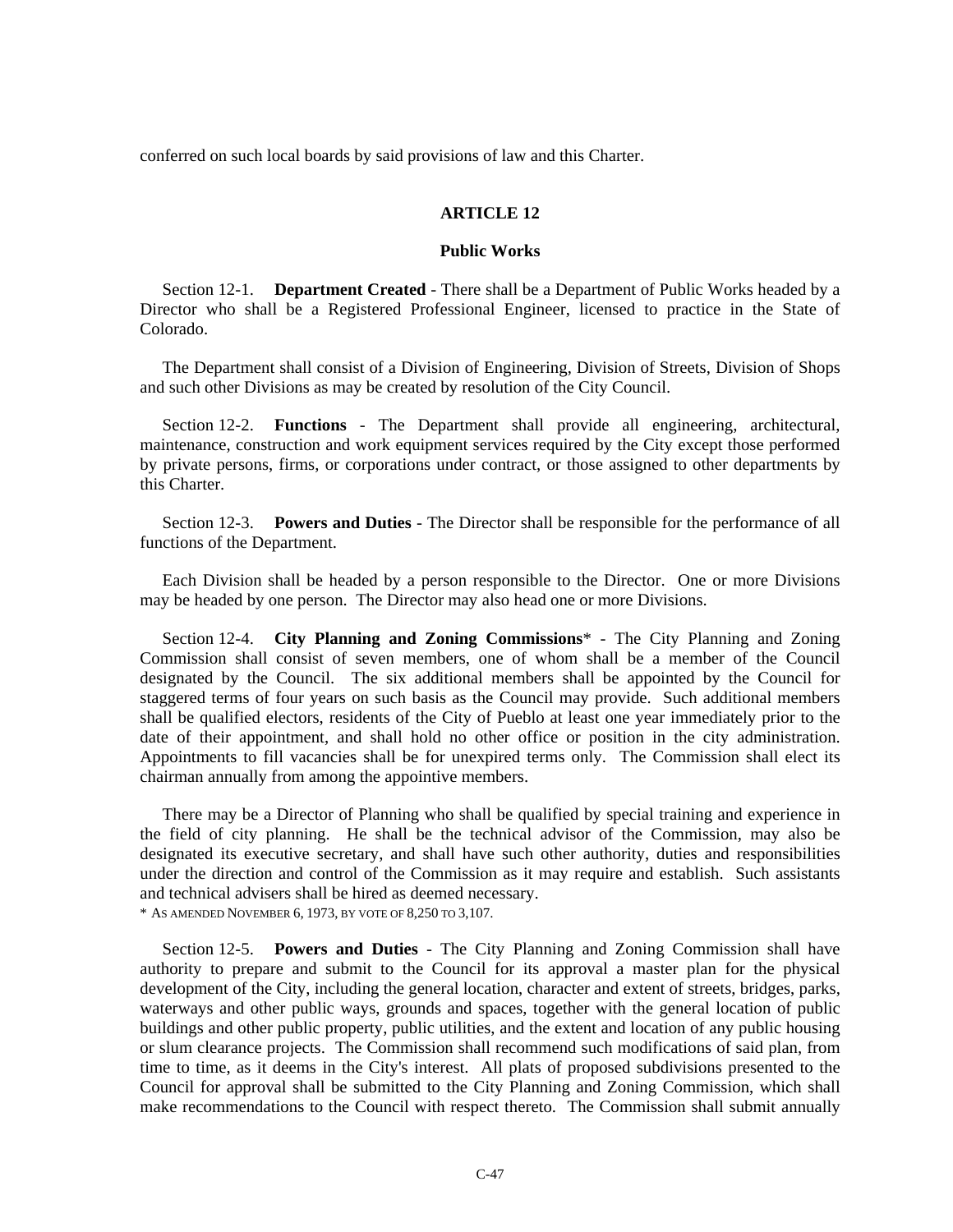conferred on such local boards by said provisions of law and this Charter.

## ARTICLE 12

### Public Works

Section 12-1. **Department Created** - There shall be a Department of Public Works headed by a Director who shall be a Registered Professional Engineer, licensed to practice in the State of Colorado.

The Department shall consist of a Division of Engineering, Division of Streets, Division of Shops and such other Divisions as may be created by resolution of the City Council.

Section 12-2. **Functions** - The Department shall provide all engineering, architectural, maintenance, construction and work equipment services required by the City except those performed by private persons, firms, or corporations under contract, or those assigned to other departments by this Charter.

Section 12-3. **Powers and Duties** - The Director shall be responsible for the performance of all functions of the Department.

Each Division shall be headed by a person responsible to the Director. One or more Divisions may be headed by one person. The Director may also head one or more Divisions.

Section 12-4. **City Planning and Zoning Commissions*** - The City Planning and Zoning Commission shall consist of seven members, one of whom shall be a member of the Council designated by the Council. The six additional members shall be appointed by the Council for staggered terms of four years on such basis as the Council may provide. Such additional members shall be qualified electors, residents of the City of Pueblo at least one year immediately prior to the date of their appointment, and shall hold no other office or position in the city administration. Appointments to fill vacancies shall be for unexpired terms only. The Commission shall elect its chairman annually from among the appointive members.

There may be a Director of Planning who shall be qualified by special training and experience in the field of city planning. He shall be the technical advisor of the Commission, may also be designated its executive secretary, and shall have such other authority, duties and responsibilities under the direction and control of the Commission as it may require and establish. Such assistants and technical advisers shall be hired as deemed necessary.

* AS AMENDED NOVEMBER 6, 1973, BY VOTE OF 8,250 TO 3,107.

Section 12-5. **Powers and Duties** - The City Planning and Zoning Commission shall have authority to prepare and submit to the Council for its approval a master plan for the physical development of the City, including the general location, character and extent of streets, bridges, parks, waterways and other public ways, grounds and spaces, together with the general location of public buildings and other public property, public utilities, and the extent and location of any public housing or slum clearance projects. The Commission shall recommend such modifications of said plan, from time to time, as it deems in the City's interest. All plats of proposed subdivisions presented to the Council for approval shall be submitted to the City Planning and Zoning Commission, which shall make recommendations to the Council with respect thereto. The Commission shall submit annually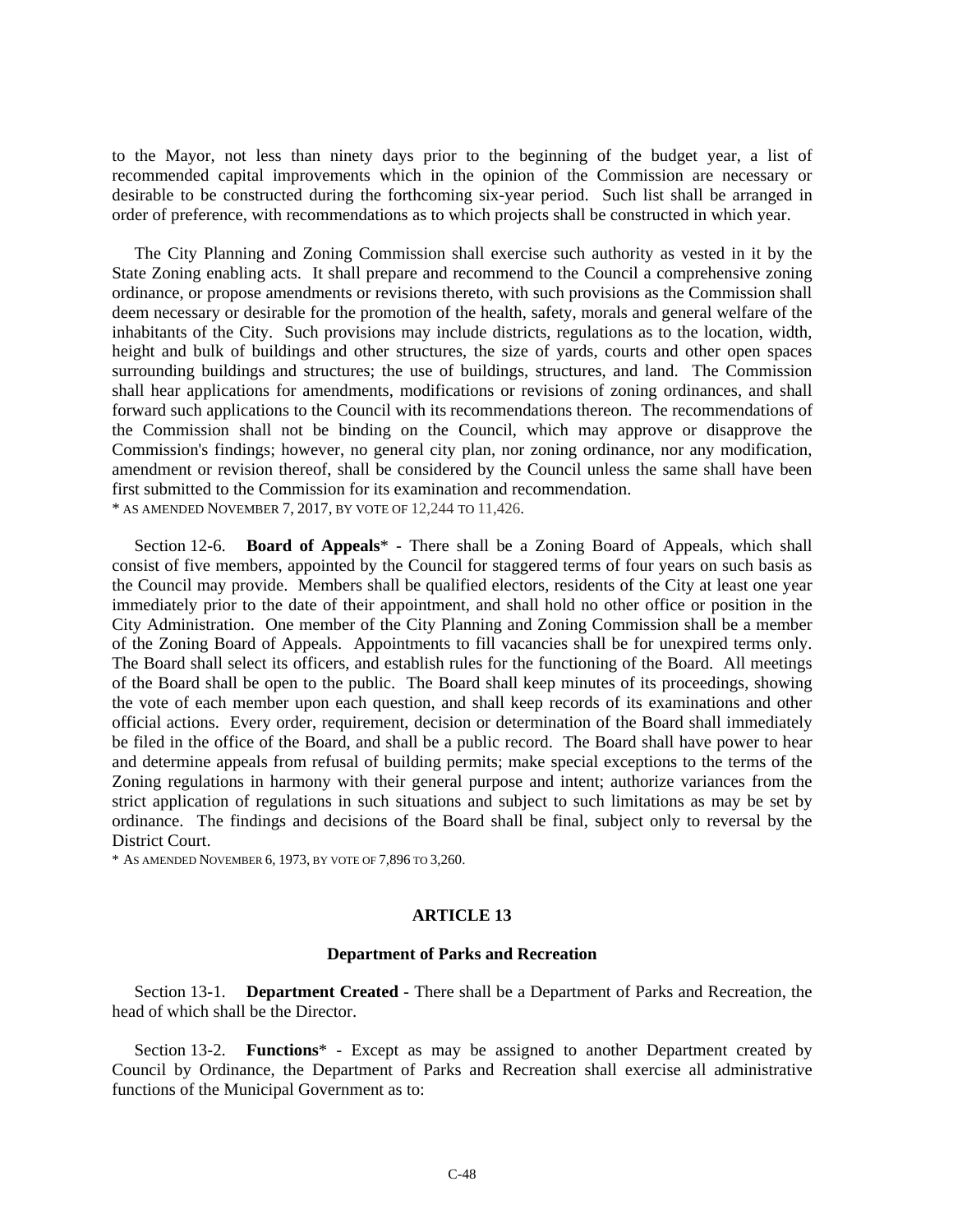to the Mayor, not less than ninety days prior to the beginning of the budget year, a list of recommended capital improvements which in the opinion of the Commission are necessary or desirable to be constructed during the forthcoming six-year period. Such list shall be arranged in order of preference, with recommendations as to which projects shall be constructed in which year.

The City Planning and Zoning Commission shall exercise such authority as vested in it by the State Zoning enabling acts. It shall prepare and recommend to the Council a comprehensive zoning ordinance, or propose amendments or revisions thereto, with such provisions as the Commission shall deem necessary or desirable for the promotion of the health, safety, morals and general welfare of the inhabitants of the City. Such provisions may include districts, regulations as to the location, width, height and bulk of buildings and other structures, the size of yards, courts and other open spaces surrounding buildings and structures; the use of buildings, structures, and land. The Commission shall hear applications for amendments, modifications or revisions of zoning ordinances, and shall forward such applications to the Council with its recommendations thereon. The recommendations of the Commission shall not be binding on the Council, which may approve or disapprove the Commission's findings; however, no general city plan, nor zoning ordinance, nor any modification, amendment or revision thereof, shall be considered by the Council unless the same shall have been first submitted to the Commission for its examination and recommendation.

\* AS AMENDED NOVEMBER 7, 2017, BY VOTE OF 12,244 TO 11,426.

Section 12-6. **Board of Appeals**\* - There shall be a Zoning Board of Appeals, which shall consist of five members, appointed by the Council for staggered terms of four years on such basis as the Council may provide. Members shall be qualified electors, residents of the City at least one year immediately prior to the date of their appointment, and shall hold no other office or position in the City Administration. One member of the City Planning and Zoning Commission shall be a member of the Zoning Board of Appeals. Appointments to fill vacancies shall be for unexpired terms only. The Board shall select its officers, and establish rules for the functioning of the Board. All meetings of the Board shall be open to the public. The Board shall keep minutes of its proceedings, showing the vote of each member upon each question, and shall keep records of its examinations and other official actions. Every order, requirement, decision or determination of the Board shall immediately be filed in the office of the Board, and shall be a public record. The Board shall have power to hear and determine appeals from refusal of building permits; make special exceptions to the terms of the Zoning regulations in harmony with their general purpose and intent; authorize variances from the strict application of regulations in such situations and subject to such limitations as may be set by ordinance. The findings and decisions of the Board shall be final, subject only to reversal by the District Court.

\* AS AMENDED NOVEMBER 6, 1973, BY VOTE OF 7,896 TO 3,260.

## ARTICLE 13

### Department of Parks and Recreation

Section 13-1. **Department Created** - There shall be a Department of Parks and Recreation, the head of which shall be the Director.

Section 13-2. **Functions**\* - Except as may be assigned to another Department created by Council by Ordinance, the Department of Parks and Recreation shall exercise all administrative functions of the Municipal Government as to: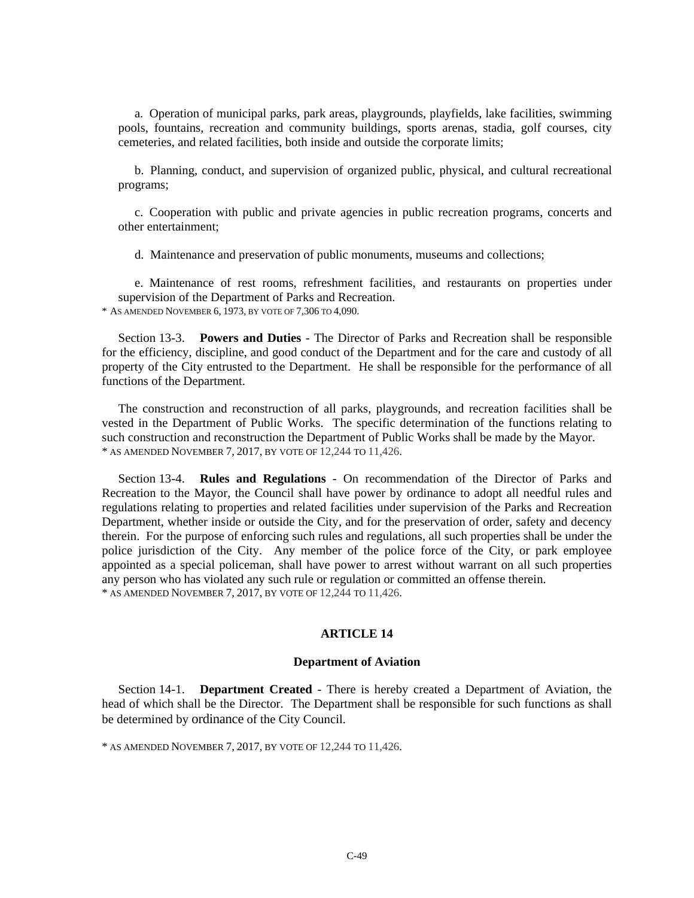a. Operation of municipal parks, park areas, playgrounds, playfields, lake facilities, swimming pools, fountains, recreation and community buildings, sports arenas, stadia, golf courses, city cemeteries, and related facilities, both inside and outside the corporate limits;

b. Planning, conduct, and supervision of organized public, physical, and cultural recreational programs;

c. Cooperation with public and private agencies in public recreation programs, concerts and other entertainment;

d. Maintenance and preservation of public monuments, museums and collections;

e. Maintenance of rest rooms, refreshment facilities, and restaurants on properties under supervision of the Department of Parks and Recreation.

* AS AMENDED NOVEMBER 6, 1973, BY VOTE OF 7,306 TO 4,090.

Section 13-3. **Powers and Duties** - The Director of Parks and Recreation shall be responsible for the efficiency, discipline, and good conduct of the Department and for the care and custody of all property of the City entrusted to the Department. He shall be responsible for the performance of all functions of the Department.

The construction and reconstruction of all parks, playgrounds, and recreation facilities shall be vested in the Department of Public Works. The specific determination of the functions relating to such construction and reconstruction the Department of Public Works shall be made by the Mayor.

* AS AMENDED NOVEMBER 7, 2017, BY VOTE OF 12,244 TO 11,426.

Section 13-4. **Rules and Regulations** - On recommendation of the Director of Parks and Recreation to the Mayor, the Council shall have power by ordinance to adopt all needful rules and regulations relating to properties and related facilities under supervision of the Parks and Recreation Department, whether inside or outside the City, and for the preservation of order, safety and decency therein. For the purpose of enforcing such rules and regulations, all such properties shall be under the police jurisdiction of the City. Any member of the police force of the City, or park employee appointed as a special policeman, shall have power to arrest without warrant on all such properties any person who has violated any such rule or regulation or committed an offense therein.

* AS AMENDED NOVEMBER 7, 2017, BY VOTE OF 12,244 TO 11,426.

## ARTICLE 14

### Department of Aviation

Section 14-1. **Department Created** - There is hereby created a Department of Aviation, the head of which shall be the Director. The Department shall be responsible for such functions as shall be determined by ordinance of the City Council.

* AS AMENDED NOVEMBER 7, 2017, BY VOTE OF 12,244 TO 11,426.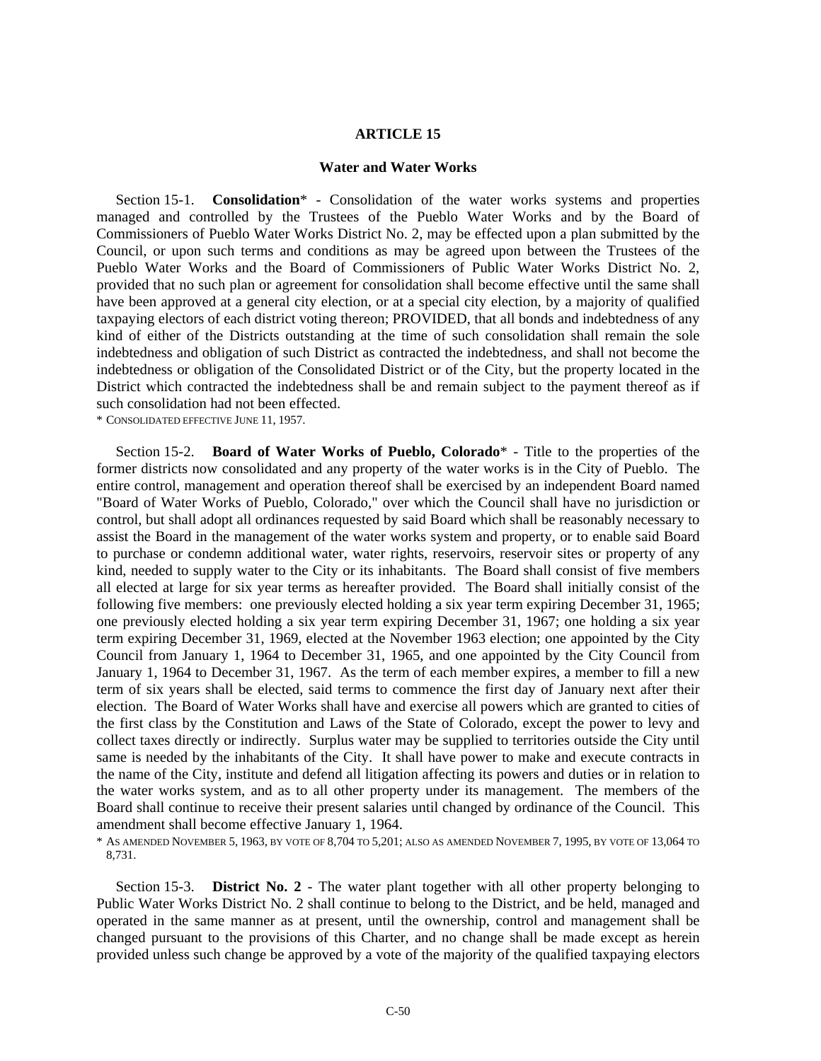# ARTICLE 15

## Water and Water Works

Section 15-1. **Consolidation*** - Consolidation of the water works systems and properties managed and controlled by the Trustees of the Pueblo Water Works and by the Board of Commissioners of Pueblo Water Works District No. 2, may be effected upon a plan submitted by the Council, or upon such terms and conditions as may be agreed upon between the Trustees of the Pueblo Water Works and the Board of Commissioners of Public Water Works District No. 2, provided that no such plan or agreement for consolidation shall become effective until the same shall have been approved at a general city election, or at a special city election, by a majority of qualified taxpaying electors of each district voting thereon; PROVIDED, that all bonds and indebtedness of any kind of either of the Districts outstanding at the time of such consolidation shall remain the sole indebtedness and obligation of such District as contracted the indebtedness, and shall not become the indebtedness or obligation of the Consolidated District or of the City, but the property located in the District which contracted the indebtedness shall be and remain subject to the payment thereof as if such consolidation had not been effected.

\* CONSOLIDATED EFFECTIVE JUNE 11, 1957.

Section 15-2. **Board of Water Works of Pueblo, Colorado*** - Title to the properties of the former districts now consolidated and any property of the water works is in the City of Pueblo. The entire control, management and operation thereof shall be exercised by an independent Board named "Board of Water Works of Pueblo, Colorado," over which the Council shall have no jurisdiction or control, but shall adopt all ordinances requested by said Board which shall be reasonably necessary to assist the Board in the management of the water works system and property, or to enable said Board to purchase or condemn additional water, water rights, reservoirs, reservoir sites or property of any kind, needed to supply water to the City or its inhabitants. The Board shall consist of five members all elected at large for six year terms as hereafter provided. The Board shall initially consist of the following five members: one previously elected holding a six year term expiring December 31, 1965; one previously elected holding a six year term expiring December 31, 1967; one holding a six year term expiring December 31, 1969, elected at the November 1963 election; one appointed by the City Council from January 1, 1964 to December 31, 1965, and one appointed by the City Council from January 1, 1964 to December 31, 1967. As the term of each member expires, a member to fill a new term of six years shall be elected, said terms to commence the first day of January next after their election. The Board of Water Works shall have and exercise all powers which are granted to cities of the first class by the Constitution and Laws of the State of Colorado, except the power to levy and collect taxes directly or indirectly. Surplus water may be supplied to territories outside the City until same is needed by the inhabitants of the City. It shall have power to make and execute contracts in the name of the City, institute and defend all litigation affecting its powers and duties or in relation to the water works system, and as to all other property under its management. The members of the Board shall continue to receive their present salaries until changed by ordinance of the Council. This amendment shall become effective January 1, 1964.

\* AS AMENDED NOVEMBER 5, 1963, BY VOTE OF 8,704 TO 5,201; ALSO AS AMENDED NOVEMBER 7, 1995, BY VOTE OF 13,064 TO 8,731.

Section 15-3. **District No. 2** - The water plant together with all other property belonging to Public Water Works District No. 2 shall continue to belong to the District, and be held, managed and operated in the same manner as at present, until the ownership, control and management shall be changed pursuant to the provisions of this Charter, and no change shall be made except as herein provided unless such change be approved by a vote of the majority of the qualified taxpaying electors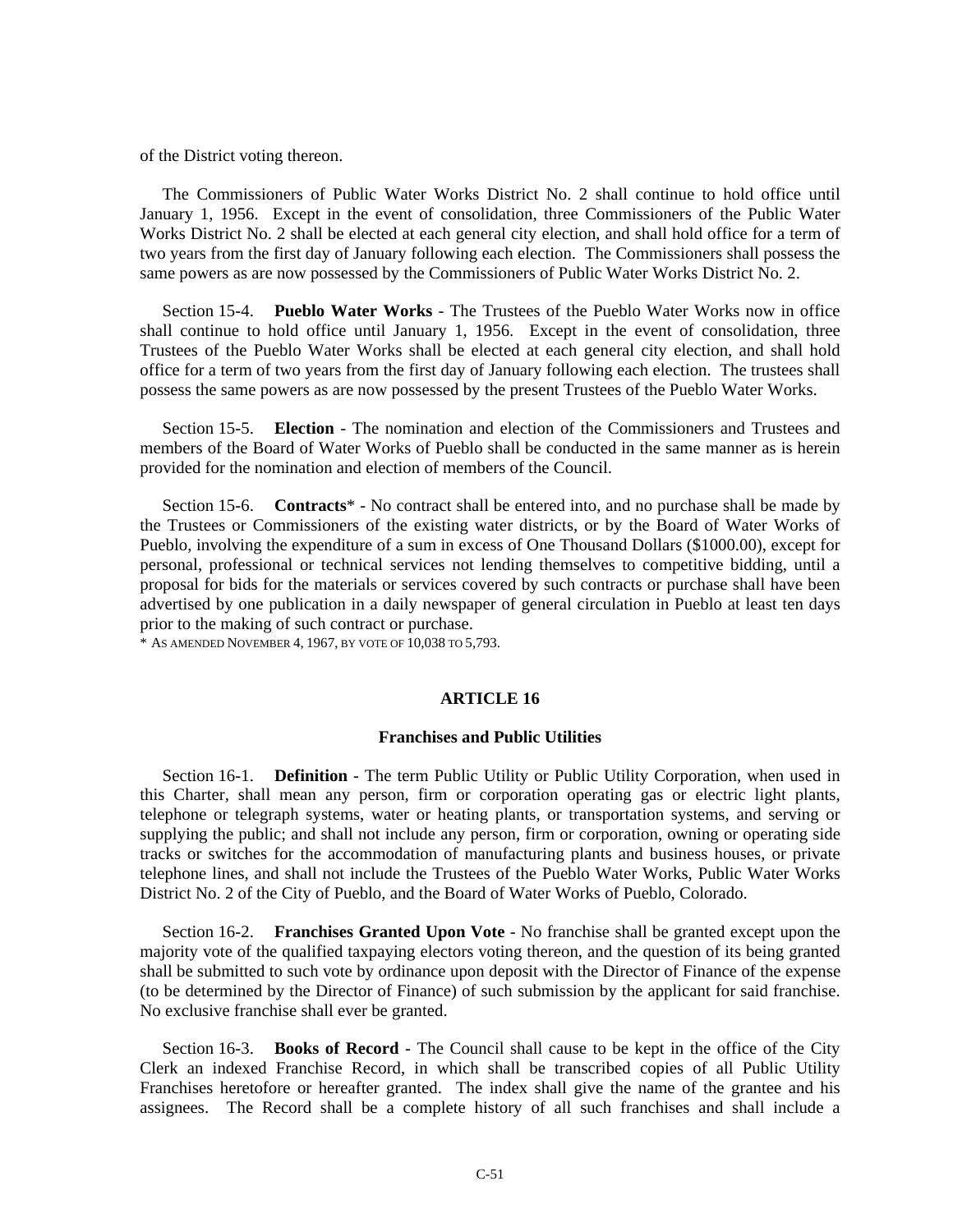of the District voting thereon.

The Commissioners of Public Water Works District No. 2 shall continue to hold office until January 1, 1956. Except in the event of consolidation, three Commissioners of the Public Water Works District No. 2 shall be elected at each general city election, and shall hold office for a term of two years from the first day of January following each election. The Commissioners shall possess the same powers as are now possessed by the Commissioners of Public Water Works District No. 2.

Section 15-4. **Pueblo Water Works** - The Trustees of the Pueblo Water Works now in office shall continue to hold office until January 1, 1956. Except in the event of consolidation, three Trustees of the Pueblo Water Works shall be elected at each general city election, and shall hold office for a term of two years from the first day of January following each election. The trustees shall possess the same powers as are now possessed by the present Trustees of the Pueblo Water Works.

Section 15-5. **Election** - The nomination and election of the Commissioners and Trustees and members of the Board of Water Works of Pueblo shall be conducted in the same manner as is herein provided for the nomination and election of members of the Council.

Section 15-6. **Contracts*** - No contract shall be entered into, and no purchase shall be made by the Trustees or Commissioners of the existing water districts, or by the Board of Water Works of Pueblo, involving the expenditure of a sum in excess of One Thousand Dollars ($1000.00), except for personal, professional or technical services not lending themselves to competitive bidding, until a proposal for bids for the materials or services covered by such contracts or purchase shall have been advertised by one publication in a daily newspaper of general circulation in Pueblo at least ten days prior to the making of such contract or purchase.

\* As amended November 4, 1967, by vote of 10,038 to 5,793.

## ARTICLE 16

### Franchises and Public Utilities

Section 16-1. **Definition** - The term Public Utility or Public Utility Corporation, when used in this Charter, shall mean any person, firm or corporation operating gas or electric light plants, telephone or telegraph systems, water or heating plants, or transportation systems, and serving or supplying the public; and shall not include any person, firm or corporation, owning or operating side tracks or switches for the accommodation of manufacturing plants and business houses, or private telephone lines, and shall not include the Trustees of the Pueblo Water Works, Public Water Works District No. 2 of the City of Pueblo, and the Board of Water Works of Pueblo, Colorado.

Section 16-2. **Franchises Granted Upon Vote** - No franchise shall be granted except upon the majority vote of the qualified taxpaying electors voting thereon, and the question of its being granted shall be submitted to such vote by ordinance upon deposit with the Director of Finance of the expense (to be determined by the Director of Finance) of such submission by the applicant for said franchise. No exclusive franchise shall ever be granted.

Section 16-3. **Books of Record** - The Council shall cause to be kept in the office of the City Clerk an indexed Franchise Record, in which shall be transcribed copies of all Public Utility Franchises heretofore or hereafter granted. The index shall give the name of the grantee and his assignees. The Record shall be a complete history of all such franchises and shall include a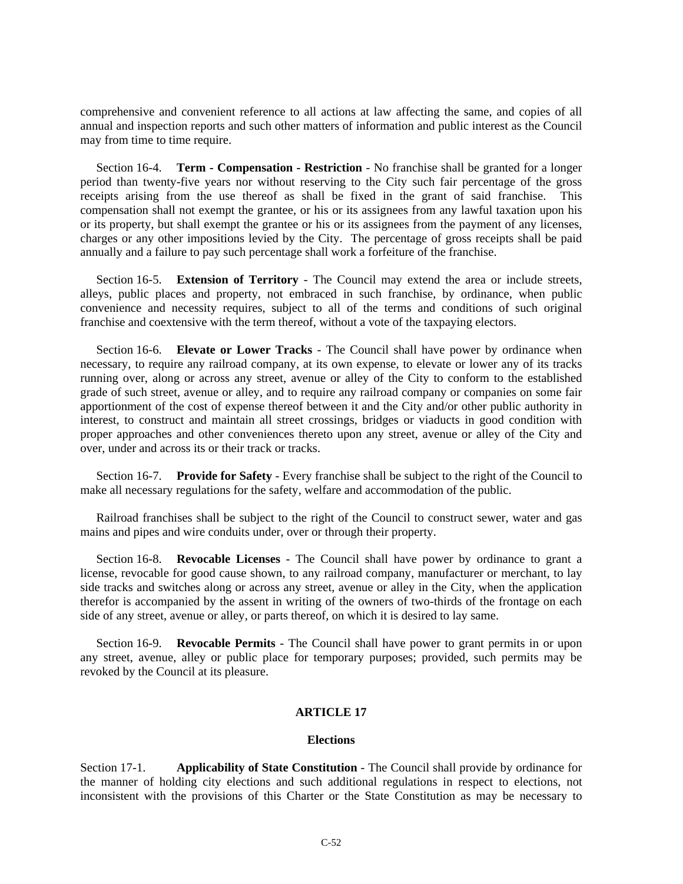comprehensive and convenient reference to all actions at law affecting the same, and copies of all annual and inspection reports and such other matters of information and public interest as the Council may from time to time require.

Section 16-4. **Term - Compensation - Restriction** - No franchise shall be granted for a longer period than twenty-five years nor without reserving to the City such fair percentage of the gross receipts arising from the use thereof as shall be fixed in the grant of said franchise. This compensation shall not exempt the grantee, or his or its assignees from any lawful taxation upon his or its property, but shall exempt the grantee or his or its assignees from the payment of any licenses, charges or any other impositions levied by the City. The percentage of gross receipts shall be paid annually and a failure to pay such percentage shall work a forfeiture of the franchise.

Section 16-5. **Extension of Territory** - The Council may extend the area or include streets, alleys, public places and property, not embraced in such franchise, by ordinance, when public convenience and necessity requires, subject to all of the terms and conditions of such original franchise and coextensive with the term thereof, without a vote of the taxpaying electors.

Section 16-6. **Elevate or Lower Tracks** - The Council shall have power by ordinance when necessary, to require any railroad company, at its own expense, to elevate or lower any of its tracks running over, along or across any street, avenue or alley of the City to conform to the established grade of such street, avenue or alley, and to require any railroad company or companies on some fair apportionment of the cost of expense thereof between it and the City and/or other public authority in interest, to construct and maintain all street crossings, bridges or viaducts in good condition with proper approaches and other conveniences thereto upon any street, avenue or alley of the City and over, under and across its or their track or tracks.

Section 16-7. **Provide for Safety** - Every franchise shall be subject to the right of the Council to make all necessary regulations for the safety, welfare and accommodation of the public.

Railroad franchises shall be subject to the right of the Council to construct sewer, water and gas mains and pipes and wire conduits under, over or through their property.

Section 16-8. **Revocable Licenses** - The Council shall have power by ordinance to grant a license, revocable for good cause shown, to any railroad company, manufacturer or merchant, to lay side tracks and switches along or across any street, avenue or alley in the City, when the application therefor is accompanied by the assent in writing of the owners of two-thirds of the frontage on each side of any street, avenue or alley, or parts thereof, on which it is desired to lay same.

Section 16-9. **Revocable Permits** - The Council shall have power to grant permits in or upon any street, avenue, alley or public place for temporary purposes; provided, such permits may be revoked by the Council at its pleasure.

## ARTICLE 17

### Elections

Section 17-1. **Applicability of State Constitution** - The Council shall provide by ordinance for the manner of holding city elections and such additional regulations in respect to elections, not inconsistent with the provisions of this Charter or the State Constitution as may be necessary to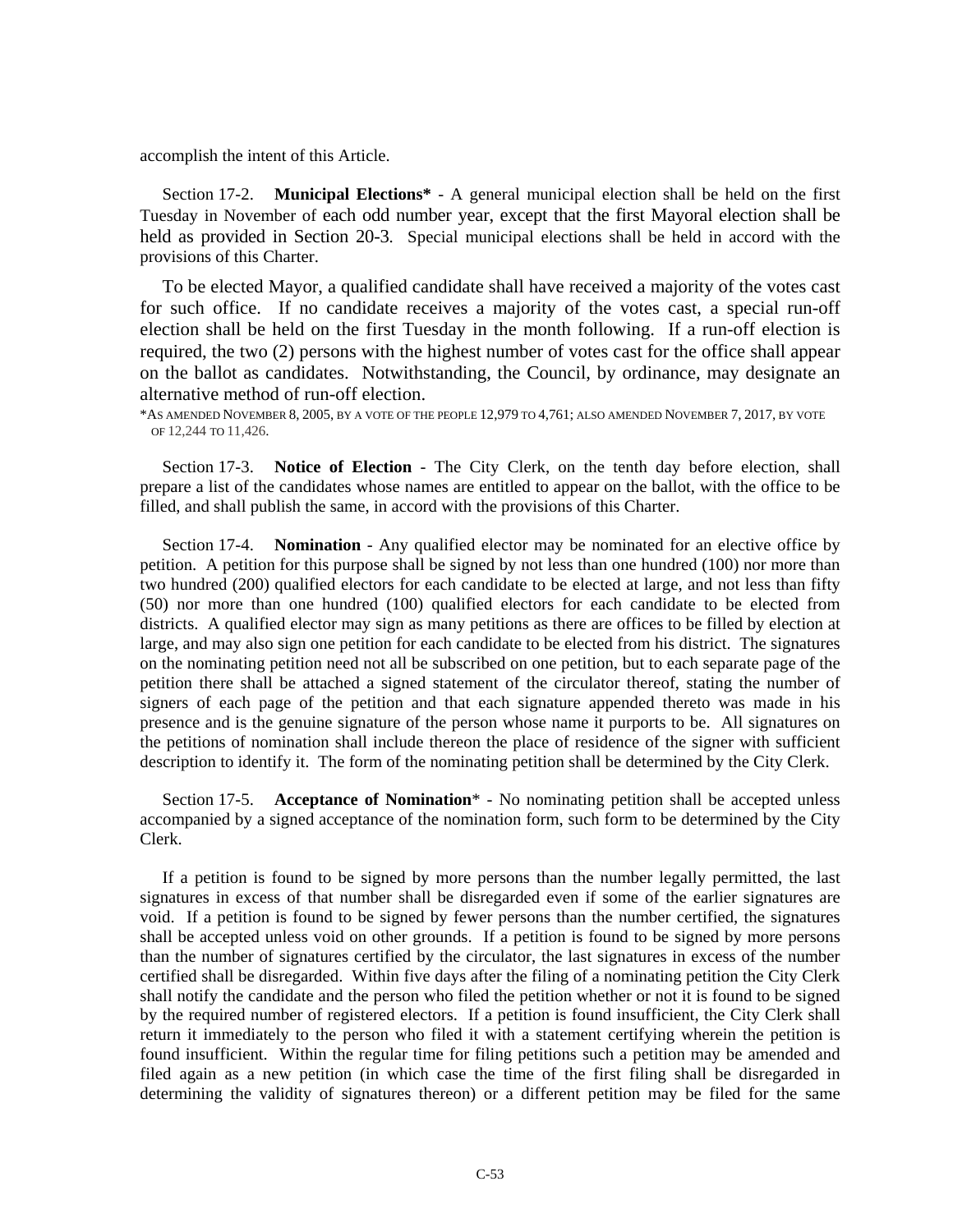accomplish the intent of this Article.

Section 17-2. **Municipal Elections*** - A general municipal election shall be held on the first Tuesday in November of each odd number year, except that the first Mayoral election shall be held as provided in Section 20-3. Special municipal elections shall be held in accord with the provisions of this Charter.

To be elected Mayor, a qualified candidate shall have received a majority of the votes cast for such office. If no candidate receives a majority of the votes cast, a special run-off election shall be held on the first Tuesday in the month following. If a run-off election is required, the two (2) persons with the highest number of votes cast for the office shall appear on the ballot as candidates. Notwithstanding, the Council, by ordinance, may designate an alternative method of run-off election.

*AS AMENDED NOVEMBER 8, 2005, BY A VOTE OF THE PEOPLE 12,979 TO 4,761; ALSO AMENDED NOVEMBER 7, 2017, BY VOTE OF 12,244 TO 11,426.

Section 17-3. **Notice of Election** - The City Clerk, on the tenth day before election, shall prepare a list of the candidates whose names are entitled to appear on the ballot, with the office to be filled, and shall publish the same, in accord with the provisions of this Charter.

Section 17-4. **Nomination** - Any qualified elector may be nominated for an elective office by petition. A petition for this purpose shall be signed by not less than one hundred (100) nor more than two hundred (200) qualified electors for each candidate to be elected at large, and not less than fifty (50) nor more than one hundred (100) qualified electors for each candidate to be elected from districts. A qualified elector may sign as many petitions as there are offices to be filled by election at large, and may also sign one petition for each candidate to be elected from his district. The signatures on the nominating petition need not all be subscribed on one petition, but to each separate page of the petition there shall be attached a signed statement of the circulator thereof, stating the number of signers of each page of the petition and that each signature appended thereto was made in his presence and is the genuine signature of the person whose name it purports to be. All signatures on the petitions of nomination shall include thereon the place of residence of the signer with sufficient description to identify it. The form of the nominating petition shall be determined by the City Clerk.

Section 17-5. **Acceptance of Nomination*** - No nominating petition shall be accepted unless accompanied by a signed acceptance of the nomination form, such form to be determined by the City Clerk.

If a petition is found to be signed by more persons than the number legally permitted, the last signatures in excess of that number shall be disregarded even if some of the earlier signatures are void. If a petition is found to be signed by fewer persons than the number certified, the signatures shall be accepted unless void on other grounds. If a petition is found to be signed by more persons than the number of signatures certified by the circulator, the last signatures in excess of the number certified shall be disregarded. Within five days after the filing of a nominating petition the City Clerk shall notify the candidate and the person who filed the petition whether or not it is found to be signed by the required number of registered electors. If a petition is found insufficient, the City Clerk shall return it immediately to the person who filed it with a statement certifying wherein the petition is found insufficient. Within the regular time for filing petitions such a petition may be amended and filed again as a new petition (in which case the time of the first filing shall be disregarded in determining the validity of signatures thereon) or a different petition may be filed for the same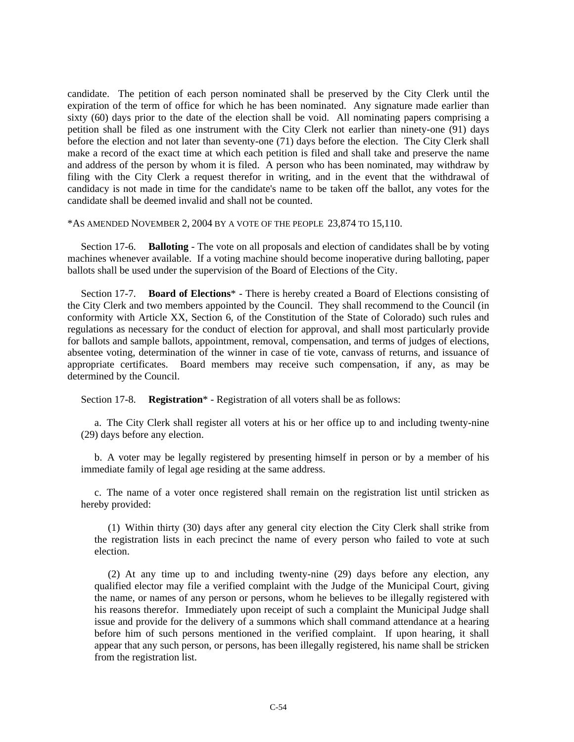candidate. The petition of each person nominated shall be preserved by the City Clerk until the expiration of the term of office for which he has been nominated. Any signature made earlier than sixty (60) days prior to the date of the election shall be void. All nominating papers comprising a petition shall be filed as one instrument with the City Clerk not earlier than ninety-one (91) days before the election and not later than seventy-one (71) days before the election. The City Clerk shall make a record of the exact time at which each petition is filed and shall take and preserve the name and address of the person by whom it is filed. A person who has been nominated, may withdraw by filing with the City Clerk a request therefor in writing, and in the event that the withdrawal of candidacy is not made in time for the candidate's name to be taken off the ballot, any votes for the candidate shall be deemed invalid and shall not be counted.

*AS AMENDED NOVEMBER 2, 2004 BY A VOTE OF THE PEOPLE 23,874 TO 15,110.

Section 17-6. **Balloting** - The vote on all proposals and election of candidates shall be by voting machines whenever available. If a voting machine should become inoperative during balloting, paper ballots shall be used under the supervision of the Board of Elections of the City.

Section 17-7. **Board of Elections*** - There is hereby created a Board of Elections consisting of the City Clerk and two members appointed by the Council. They shall recommend to the Council (in conformity with Article XX, Section 6, of the Constitution of the State of Colorado) such rules and regulations as necessary for the conduct of election for approval, and shall most particularly provide for ballots and sample ballots, appointment, removal, compensation, and terms of judges of elections, absentee voting, determination of the winner in case of tie vote, canvass of returns, and issuance of appropriate certificates. Board members may receive such compensation, if any, as may be determined by the Council.

Section 17-8. **Registration*** - Registration of all voters shall be as follows:

a. The City Clerk shall register all voters at his or her office up to and including twenty-nine (29) days before any election.

b. A voter may be legally registered by presenting himself in person or by a member of his immediate family of legal age residing at the same address.

c. The name of a voter once registered shall remain on the registration list until stricken as hereby provided:

(1) Within thirty (30) days after any general city election the City Clerk shall strike from the registration lists in each precinct the name of every person who failed to vote at such election.

(2) At any time up to and including twenty-nine (29) days before any election, any qualified elector may file a verified complaint with the Judge of the Municipal Court, giving the name, or names of any person or persons, whom he believes to be illegally registered with his reasons therefor. Immediately upon receipt of such a complaint the Municipal Judge shall issue and provide for the delivery of a summons which shall command attendance at a hearing before him of such persons mentioned in the verified complaint. If upon hearing, it shall appear that any such person, or persons, has been illegally registered, his name shall be stricken from the registration list.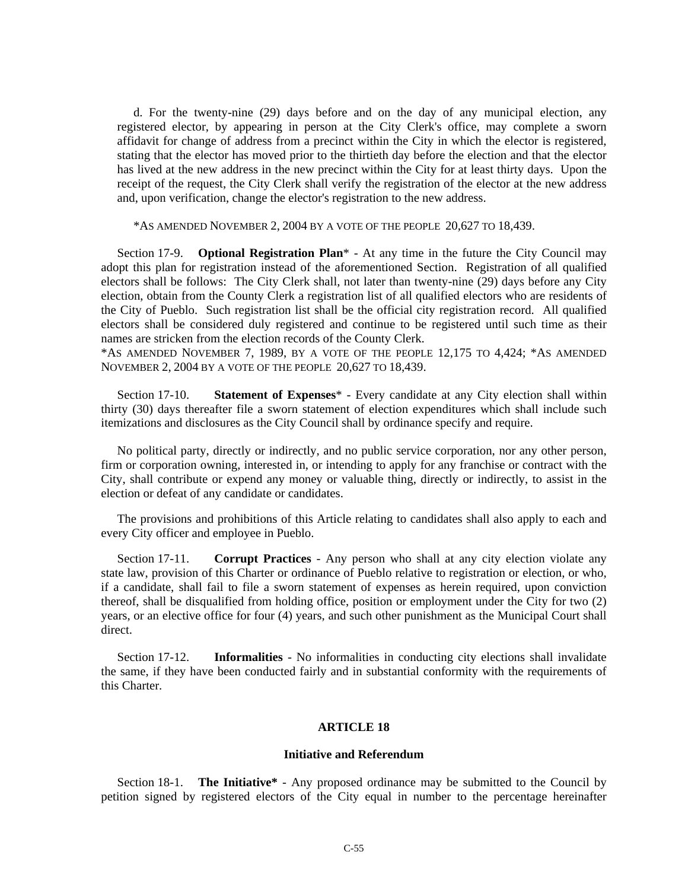d. For the twenty-nine (29) days before and on the day of any municipal election, any registered elector, by appearing in person at the City Clerk's office, may complete a sworn affidavit for change of address from a precinct within the City in which the elector is registered, stating that the elector has moved prior to the thirtieth day before the election and that the elector has lived at the new address in the new precinct within the City for at least thirty days. Upon the receipt of the request, the City Clerk shall verify the registration of the elector at the new address and, upon verification, change the elector's registration to the new address.

*AS AMENDED NOVEMBER 2, 2004 BY A VOTE OF THE PEOPLE 20,627 TO 18,439.

Section 17-9. **Optional Registration Plan*** - At any time in the future the City Council may adopt this plan for registration instead of the aforementioned Section. Registration of all qualified electors shall be follows: The City Clerk shall, not later than twenty-nine (29) days before any City election, obtain from the County Clerk a registration list of all qualified electors who are residents of the City of Pueblo. Such registration list shall be the official city registration record. All qualified electors shall be considered duly registered and continue to be registered until such time as their names are stricken from the election records of the County Clerk.

*AS AMENDED NOVEMBER 7, 1989, BY A VOTE OF THE PEOPLE 12,175 TO 4,424; *AS AMENDED NOVEMBER 2, 2004 BY A VOTE OF THE PEOPLE 20,627 TO 18,439.

Section 17-10. **Statement of Expenses*** - Every candidate at any City election shall within thirty (30) days thereafter file a sworn statement of election expenditures which shall include such itemizations and disclosures as the City Council shall by ordinance specify and require.

No political party, directly or indirectly, and no public service corporation, nor any other person, firm or corporation owning, interested in, or intending to apply for any franchise or contract with the City, shall contribute or expend any money or valuable thing, directly or indirectly, to assist in the election or defeat of any candidate or candidates.

The provisions and prohibitions of this Article relating to candidates shall also apply to each and every City officer and employee in Pueblo.

Section 17-11. **Corrupt Practices** - Any person who shall at any city election violate any state law, provision of this Charter or ordinance of Pueblo relative to registration or election, or who, if a candidate, shall fail to file a sworn statement of expenses as herein required, upon conviction thereof, shall be disqualified from holding office, position or employment under the City for two (2) years, or an elective office for four (4) years, and such other punishment as the Municipal Court shall direct.

Section 17-12. **Informalities** - No informalities in conducting city elections shall invalidate the same, if they have been conducted fairly and in substantial conformity with the requirements of this Charter.

## ARTICLE 18

### Initiative and Referendum

Section 18-1. **The Initiative*** - Any proposed ordinance may be submitted to the Council by petition signed by registered electors of the City equal in number to the percentage hereinafter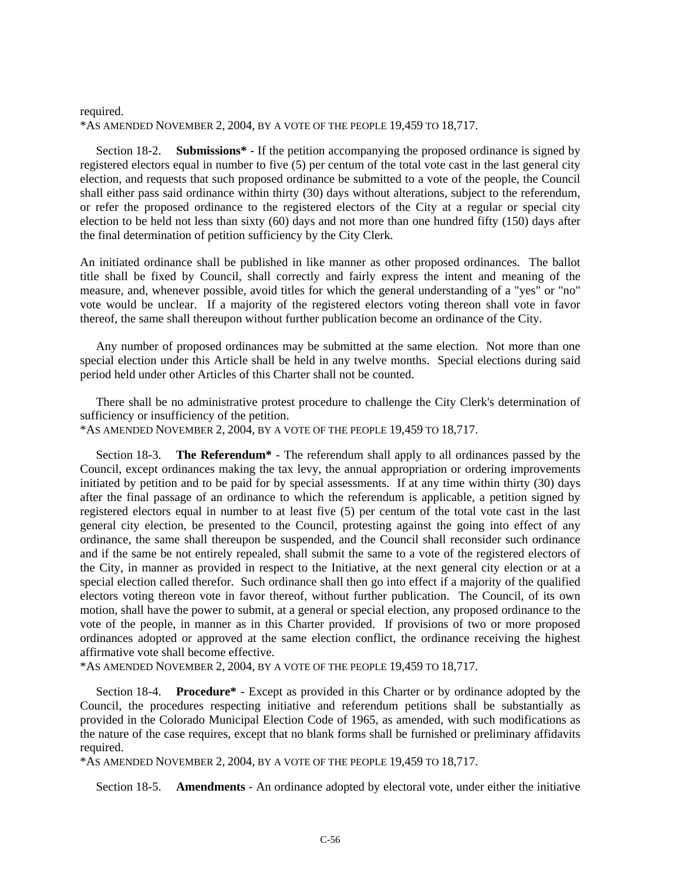required.
*AS AMENDED NOVEMBER 2, 2004, BY A VOTE OF THE PEOPLE 19,459 TO 18,717.

Section 18-2. **Submissions*** - If the petition accompanying the proposed ordinance is signed by registered electors equal in number to five (5) per centum of the total vote cast in the last general city election, and requests that such proposed ordinance be submitted to a vote of the people, the Council shall either pass said ordinance within thirty (30) days without alterations, subject to the referendum, or refer the proposed ordinance to the registered electors of the City at a regular or special city election to be held not less than sixty (60) days and not more than one hundred fifty (150) days after the final determination of petition sufficiency by the City Clerk.

An initiated ordinance shall be published in like manner as other proposed ordinances. The ballot title shall be fixed by Council, shall correctly and fairly express the intent and meaning of the measure, and, whenever possible, avoid titles for which the general understanding of a "yes" or "no" vote would be unclear. If a majority of the registered electors voting thereon shall vote in favor thereof, the same shall thereupon without further publication become an ordinance of the City.

Any number of proposed ordinances may be submitted at the same election. Not more than one special election under this Article shall be held in any twelve months. Special elections during said period held under other Articles of this Charter shall not be counted.

There shall be no administrative protest procedure to challenge the City Clerk's determination of sufficiency or insufficiency of the petition.
*AS AMENDED NOVEMBER 2, 2004, BY A VOTE OF THE PEOPLE 19,459 TO 18,717.

Section 18-3. **The Referendum*** - The referendum shall apply to all ordinances passed by the Council, except ordinances making the tax levy, the annual appropriation or ordering improvements initiated by petition and to be paid for by special assessments. If at any time within thirty (30) days after the final passage of an ordinance to which the referendum is applicable, a petition signed by registered electors equal in number to at least five (5) per centum of the total vote cast in the last general city election, be presented to the Council, protesting against the going into effect of any ordinance, the same shall thereupon be suspended, and the Council shall reconsider such ordinance and if the same be not entirely repealed, shall submit the same to a vote of the registered electors of the City, in manner as provided in respect to the Initiative, at the next general city election or at a special election called therefor. Such ordinance shall then go into effect if a majority of the qualified electors voting thereon vote in favor thereof, without further publication. The Council, of its own motion, shall have the power to submit, at a general or special election, any proposed ordinance to the vote of the people, in manner as in this Charter provided. If provisions of two or more proposed ordinances adopted or approved at the same election conflict, the ordinance receiving the highest affirmative vote shall become effective.
*AS AMENDED NOVEMBER 2, 2004, BY A VOTE OF THE PEOPLE 19,459 TO 18,717.

Section 18-4. **Procedure*** - Except as provided in this Charter or by ordinance adopted by the Council, the procedures respecting initiative and referendum petitions shall be substantially as provided in the Colorado Municipal Election Code of 1965, as amended, with such modifications as the nature of the case requires, except that no blank forms shall be furnished or preliminary affidavits required.
*AS AMENDED NOVEMBER 2, 2004, BY A VOTE OF THE PEOPLE 19,459 TO 18,717.

Section 18-5. **Amendments** - An ordinance adopted by electoral vote, under either the initiative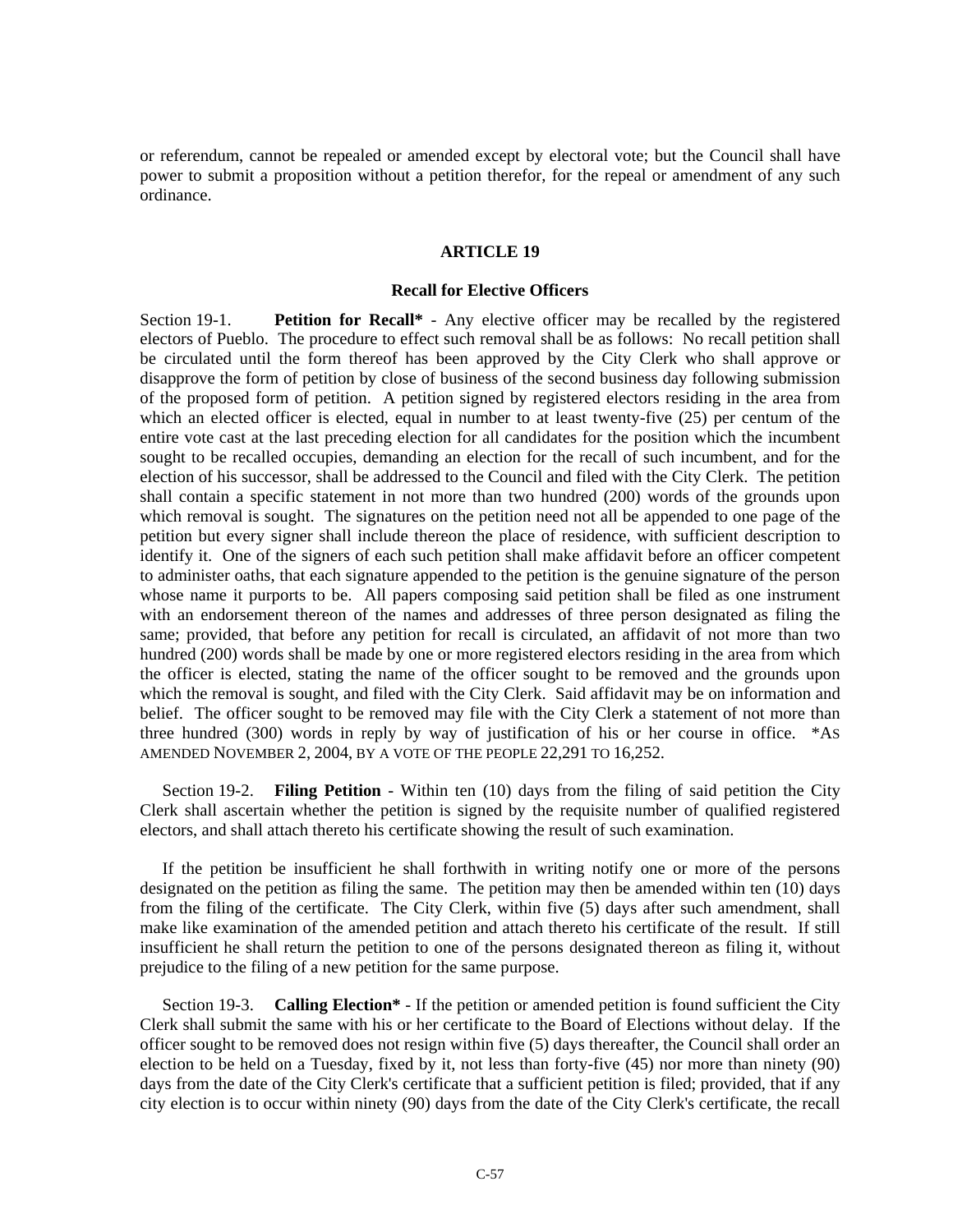or referendum, cannot be repealed or amended except by electoral vote; but the Council shall have power to submit a proposition without a petition therefor, for the repeal or amendment of any such ordinance.

## ARTICLE 19

### Recall for Elective Officers

Section 19-1. **Petition for Recall*** - Any elective officer may be recalled by the registered electors of Pueblo. The procedure to effect such removal shall be as follows: No recall petition shall be circulated until the form thereof has been approved by the City Clerk who shall approve or disapprove the form of petition by close of business of the second business day following submission of the proposed form of petition. A petition signed by registered electors residing in the area from which an elected officer is elected, equal in number to at least twenty-five (25) per centum of the entire vote cast at the last preceding election for all candidates for the position which the incumbent sought to be recalled occupies, demanding an election for the recall of such incumbent, and for the election of his successor, shall be addressed to the Council and filed with the City Clerk. The petition shall contain a specific statement in not more than two hundred (200) words of the grounds upon which removal is sought. The signatures on the petition need not all be appended to one page of the petition but every signer shall include thereon the place of residence, with sufficient description to identify it. One of the signers of each such petition shall make affidavit before an officer competent to administer oaths, that each signature appended to the petition is the genuine signature of the person whose name it purports to be. All papers composing said petition shall be filed as one instrument with an endorsement thereon of the names and addresses of three person designated as filing the same; provided, that before any petition for recall is circulated, an affidavit of not more than two hundred (200) words shall be made by one or more registered electors residing in the area from which the officer is elected, stating the name of the officer sought to be removed and the grounds upon which the removal is sought, and filed with the City Clerk. Said affidavit may be on information and belief. The officer sought to be removed may file with the City Clerk a statement of not more than three hundred (300) words in reply by way of justification of his or her course in office. *AS AMENDED NOVEMBER 2, 2004, BY A VOTE OF THE PEOPLE 22,291 TO 16,252.

Section 19-2. **Filing Petition** - Within ten (10) days from the filing of said petition the City Clerk shall ascertain whether the petition is signed by the requisite number of qualified registered electors, and shall attach thereto his certificate showing the result of such examination.

If the petition be insufficient he shall forthwith in writing notify one or more of the persons designated on the petition as filing the same. The petition may then be amended within ten (10) days from the filing of the certificate. The City Clerk, within five (5) days after such amendment, shall make like examination of the amended petition and attach thereto his certificate of the result. If still insufficient he shall return the petition to one of the persons designated thereon as filing it, without prejudice to the filing of a new petition for the same purpose.

Section 19-3. **Calling Election*** - If the petition or amended petition is found sufficient the City Clerk shall submit the same with his or her certificate to the Board of Elections without delay. If the officer sought to be removed does not resign within five (5) days thereafter, the Council shall order an election to be held on a Tuesday, fixed by it, not less than forty-five (45) nor more than ninety (90) days from the date of the City Clerk's certificate that a sufficient petition is filed; provided, that if any city election is to occur within ninety (90) days from the date of the City Clerk's certificate, the recall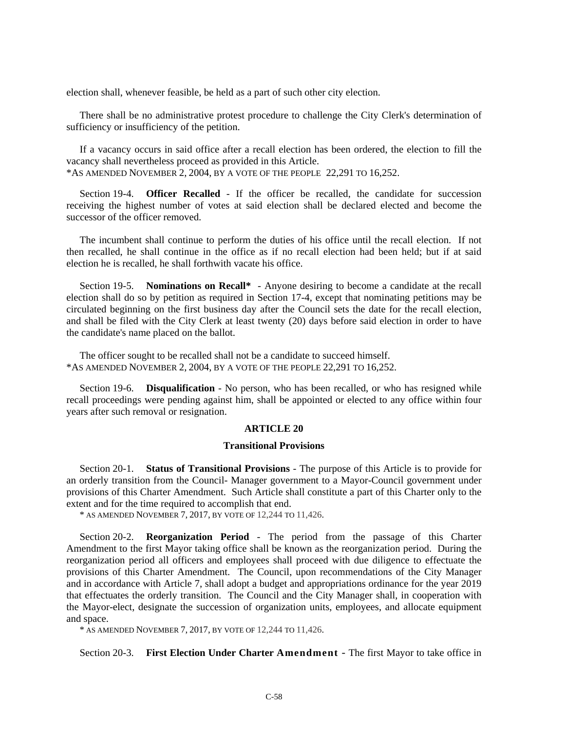election shall, whenever feasible, be held as a part of such other city election.

There shall be no administrative protest procedure to challenge the City Clerk's determination of sufficiency or insufficiency of the petition.

If a vacancy occurs in said office after a recall election has been ordered, the election to fill the vacancy shall nevertheless proceed as provided in this Article.
*AS AMENDED NOVEMBER 2, 2004, BY A VOTE OF THE PEOPLE 22,291 TO 16,252.

Section 19-4. **Officer Recalled** - If the officer be recalled, the candidate for succession receiving the highest number of votes at said election shall be declared elected and become the successor of the officer removed.

The incumbent shall continue to perform the duties of his office until the recall election. If not then recalled, he shall continue in the office as if no recall election had been held; but if at said election he is recalled, he shall forthwith vacate his office.

Section 19-5. **Nominations on Recall*** - Anyone desiring to become a candidate at the recall election shall do so by petition as required in Section 17-4, except that nominating petitions may be circulated beginning on the first business day after the Council sets the date for the recall election, and shall be filed with the City Clerk at least twenty (20) days before said election in order to have the candidate's name placed on the ballot.

The officer sought to be recalled shall not be a candidate to succeed himself.
*AS AMENDED NOVEMBER 2, 2004, BY A VOTE OF THE PEOPLE 22,291 TO 16,252.

Section 19-6. **Disqualification** - No person, who has been recalled, or who has resigned while recall proceedings were pending against him, shall be appointed or elected to any office within four years after such removal or resignation.

## ARTICLE 20

### Transitional Provisions

Section 20-1. **Status of Transitional Provisions** - The purpose of this Article is to provide for an orderly transition from the Council- Manager government to a Mayor-Council government under provisions of this Charter Amendment. Such Article shall constitute a part of this Charter only to the extent and for the time required to accomplish that end.
* AS AMENDED NOVEMBER 7, 2017, BY VOTE OF 12,244 TO 11,426.

Section 20-2. **Reorganization Period** - The period from the passage of this Charter Amendment to the first Mayor taking office shall be known as the reorganization period. During the reorganization period all officers and employees shall proceed with due diligence to effectuate the provisions of this Charter Amendment. The Council, upon recommendations of the City Manager and in accordance with Article 7, shall adopt a budget and appropriations ordinance for the year 2019 that effectuates the orderly transition. The Council and the City Manager shall, in cooperation with the Mayor-elect, designate the succession of organization units, employees, and allocate equipment and space.
* AS AMENDED NOVEMBER 7, 2017, BY VOTE OF 12,244 TO 11,426.

Section 20-3. **First Election Under Charter Amendment** - The first Mayor to take office in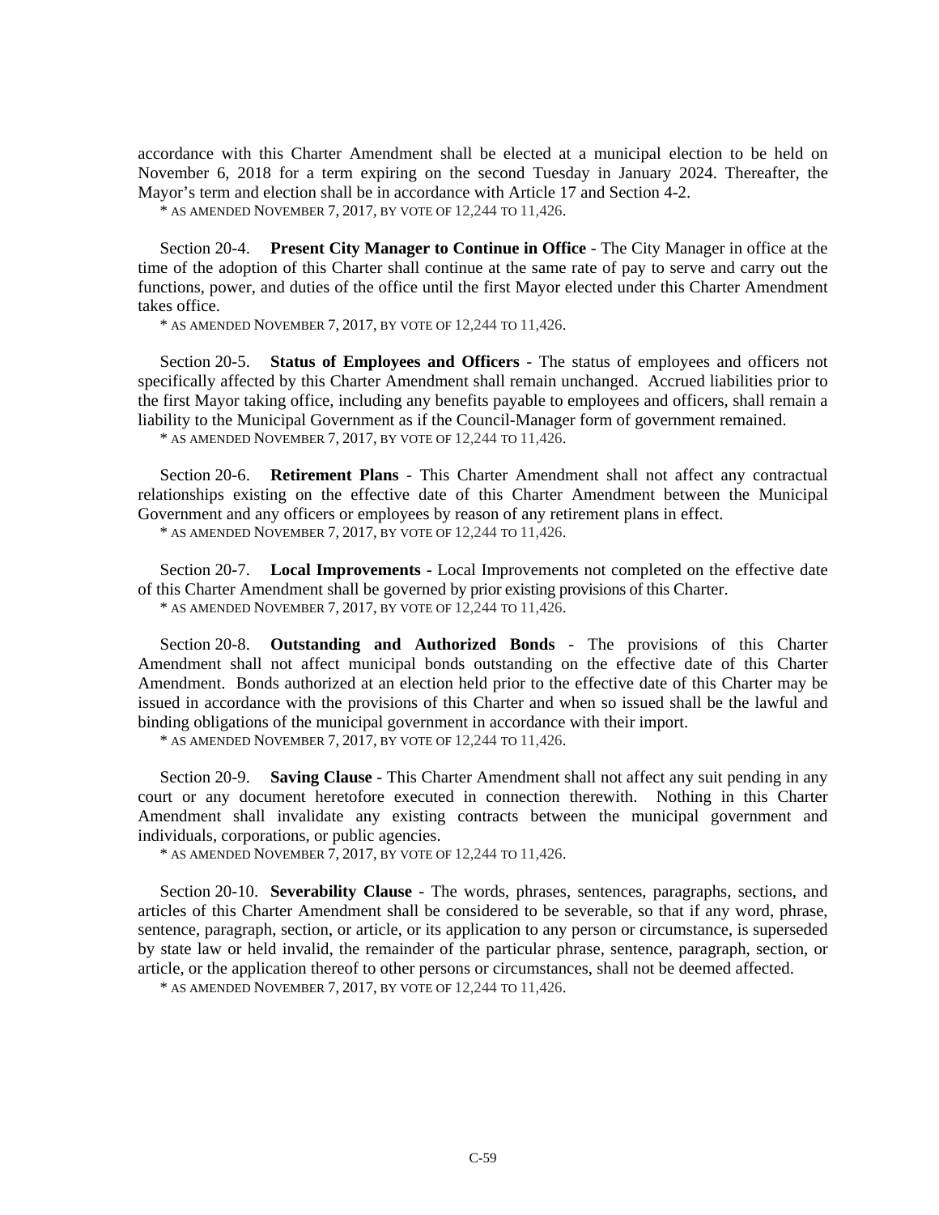accordance with this Charter Amendment shall be elected at a municipal election to be held on November 6, 2018 for a term expiring on the second Tuesday in January 2024. Thereafter, the Mayor's term and election shall be in accordance with Article 17 and Section 4-2.

\* AS AMENDED NOVEMBER 7, 2017, BY VOTE OF 12,244 TO 11,426.

Section 20-4. **Present City Manager to Continue in Office** - The City Manager in office at the time of the adoption of this Charter shall continue at the same rate of pay to serve and carry out the functions, power, and duties of the office until the first Mayor elected under this Charter Amendment takes office.

\* AS AMENDED NOVEMBER 7, 2017, BY VOTE OF 12,244 TO 11,426.

Section 20-5. **Status of Employees and Officers** - The status of employees and officers not specifically affected by this Charter Amendment shall remain unchanged. Accrued liabilities prior to the first Mayor taking office, including any benefits payable to employees and officers, shall remain a liability to the Municipal Government as if the Council-Manager form of government remained.

\* AS AMENDED NOVEMBER 7, 2017, BY VOTE OF 12,244 TO 11,426.

Section 20-6. **Retirement Plans** - This Charter Amendment shall not affect any contractual relationships existing on the effective date of this Charter Amendment between the Municipal Government and any officers or employees by reason of any retirement plans in effect.

\* AS AMENDED NOVEMBER 7, 2017, BY VOTE OF 12,244 TO 11,426.

Section 20-7. **Local Improvements** - Local Improvements not completed on the effective date of this Charter Amendment shall be governed by prior existing provisions of this Charter.

\* AS AMENDED NOVEMBER 7, 2017, BY VOTE OF 12,244 TO 11,426.

Section 20-8. **Outstanding and Authorized Bonds** - The provisions of this Charter Amendment shall not affect municipal bonds outstanding on the effective date of this Charter Amendment. Bonds authorized at an election held prior to the effective date of this Charter may be issued in accordance with the provisions of this Charter and when so issued shall be the lawful and binding obligations of the municipal government in accordance with their import.

\* AS AMENDED NOVEMBER 7, 2017, BY VOTE OF 12,244 TO 11,426.

Section 20-9. **Saving Clause** - This Charter Amendment shall not affect any suit pending in any court or any document heretofore executed in connection therewith. Nothing in this Charter Amendment shall invalidate any existing contracts between the municipal government and individuals, corporations, or public agencies.

\* AS AMENDED NOVEMBER 7, 2017, BY VOTE OF 12,244 TO 11,426.

Section 20-10. **Severability Clause** - The words, phrases, sentences, paragraphs, sections, and articles of this Charter Amendment shall be considered to be severable, so that if any word, phrase, sentence, paragraph, section, or article, or its application to any person or circumstance, is superseded by state law or held invalid, the remainder of the particular phrase, sentence, paragraph, section, or article, or the application thereof to other persons or circumstances, shall not be deemed affected.

\* AS AMENDED NOVEMBER 7, 2017, BY VOTE OF 12,244 TO 11,426.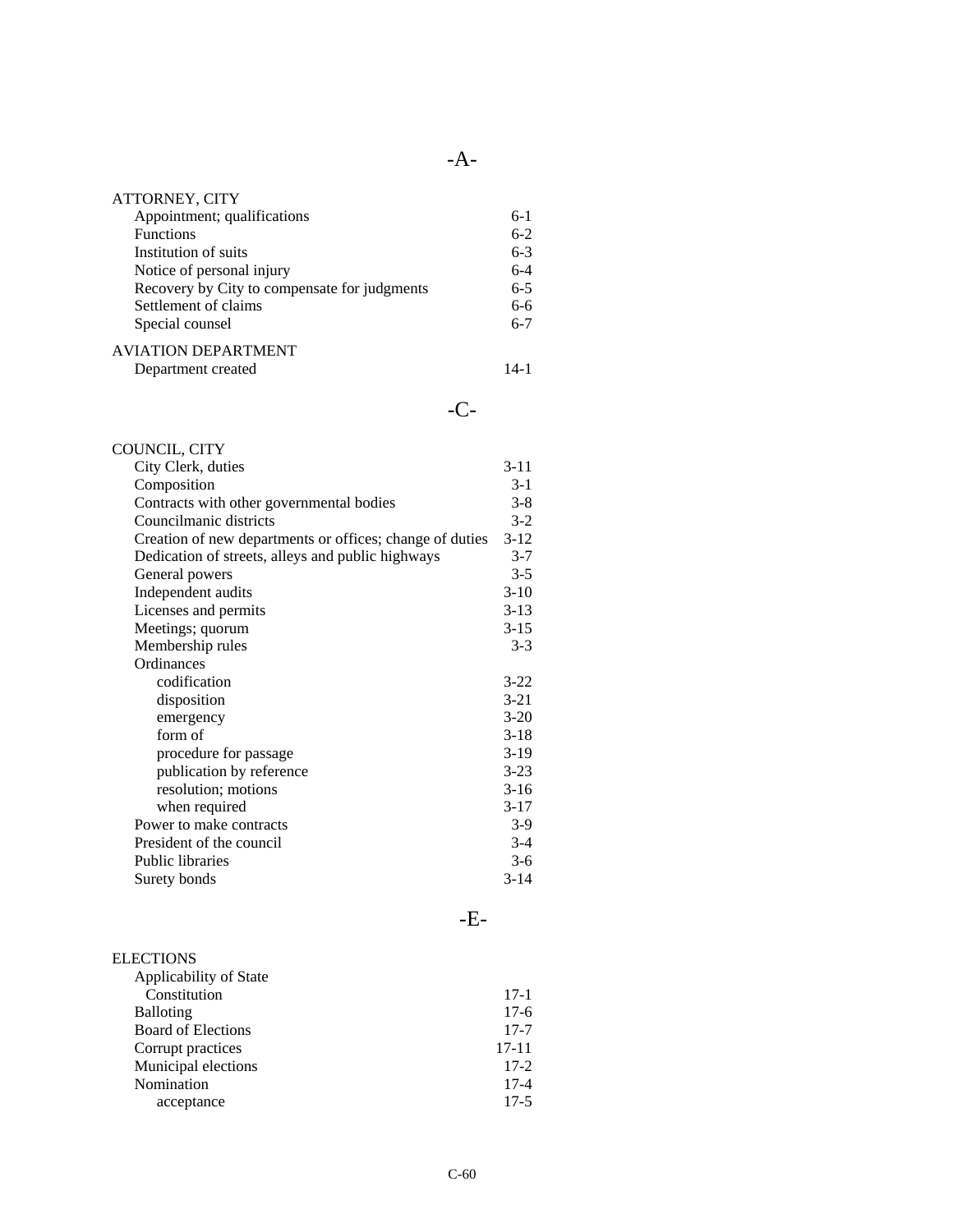## -A-

ATTORNEY, CITY

| | |
|---|---|
| Appointment; qualifications | 6-1 |
| Functions | 6-2 |
| Institution of suits | 6-3 |
| Notice of personal injury | 6-4 |
| Recovery by City to compensate for judgments | 6-5 |
| Settlement of claims | 6-6 |
| Special counsel | 6-7 |

AVIATION DEPARTMENT

| | |
|---|---|
| Department created | 14-1 |

## -C-

COUNCIL, CITY

| | |
|---|---|
| City Clerk, duties | 3-11 |
| Composition | 3-1 |
| Contracts with other governmental bodies | 3-8 |
| Councilmanic districts | 3-2 |
| Creation of new departments or offices; change of duties | 3-12 |
| Dedication of streets, alleys and public highways | 3-7 |
| General powers | 3-5 |
| Independent audits | 3-10 |
| Licenses and permits | 3-13 |
| Meetings; quorum | 3-15 |
| Membership rules | 3-3 |
| Ordinances | |
| codification | 3-22 |
| disposition | 3-21 |
| emergency | 3-20 |
| form of | 3-18 |
| procedure for passage | 3-19 |
| publication by reference | 3-23 |
| resolution; motions | 3-16 |
| when required | 3-17 |
| Power to make contracts | 3-9 |
| President of the council | 3-4 |
| Public libraries | 3-6 |
| Surety bonds | 3-14 |

## -E-

ELECTIONS

| | |
|---|---|
| Applicability of State Constitution | 17-1 |
| Balloting | 17-6 |
| Board of Elections | 17-7 |
| Corrupt practices | 17-11 |
| Municipal elections | 17-2 |
| Nomination | 17-4 |
| acceptance | 17-5 |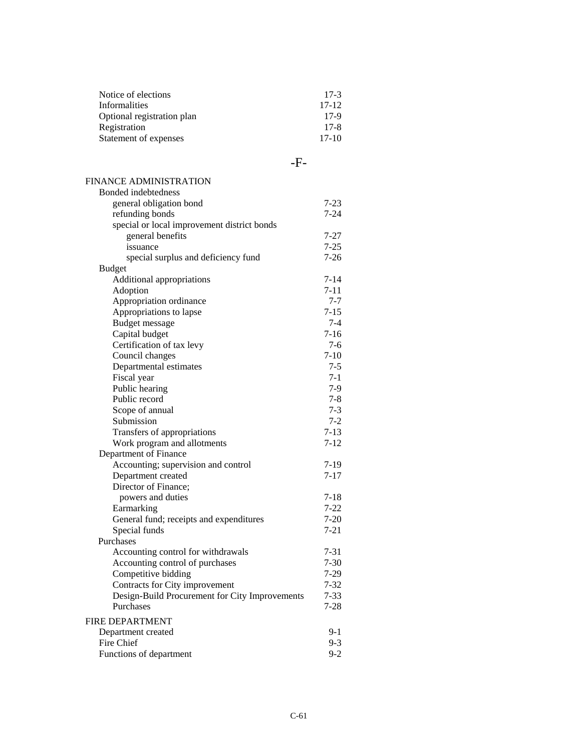Notice of elections 17-3
Informalities 17-12
Optional registration plan 17-9
Registration 17-8
Statement of expenses 17-10

## -F-

FINANCE ADMINISTRATION
- Bonded indebtedness
  - general obligation bond 7-23
  - refunding bonds 7-24
  - special or local improvement district bonds
    - general benefits 7-27
    - issuance 7-25
    - special surplus and deficiency fund 7-26
- Budget
  - Additional appropriations 7-14
  - Adoption 7-11
  - Appropriation ordinance 7-7
  - Appropriations to lapse 7-15
  - Budget message 7-4
  - Capital budget 7-16
  - Certification of tax levy 7-6
  - Council changes 7-10
  - Departmental estimates 7-5
  - Fiscal year 7-1
  - Public hearing 7-9
  - Public record 7-8
  - Scope of annual 7-3
  - Submission 7-2
  - Transfers of appropriations 7-13
  - Work program and allotments 7-12
- Department of Finance
  - Accounting; supervision and control 7-19
  - Department created 7-17
  - Director of Finance;
    powers and duties 7-18
  - Earmarking 7-22
  - General fund; receipts and expenditures 7-20
  - Special funds 7-21
- Purchases
  - Accounting control for withdrawals 7-31
  - Accounting control of purchases 7-30
  - Competitive bidding 7-29
  - Contracts for City improvement 7-32
  - Design-Build Procurement for City Improvements 7-33
  - Purchases 7-28

FIRE DEPARTMENT
- Department created 9-1
- Fire Chief 9-3
- Functions of department 9-2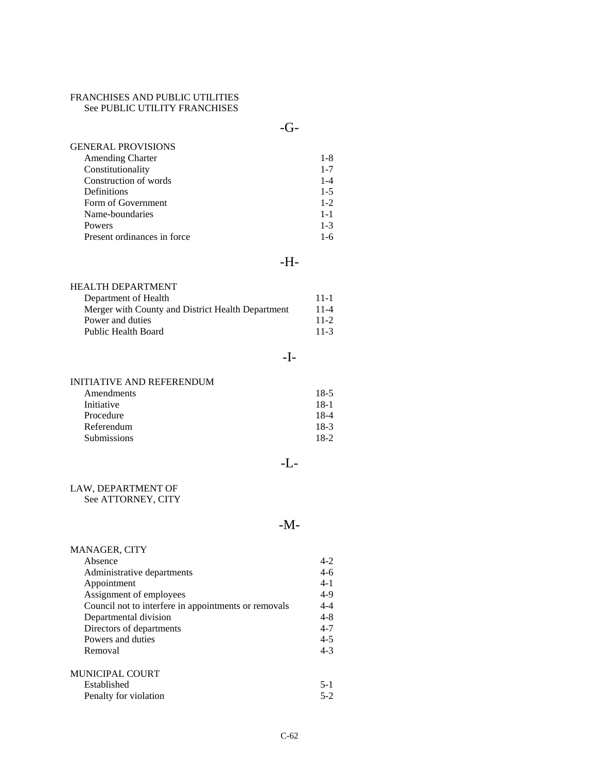FRANCHISES AND PUBLIC UTILITIES
See PUBLIC UTILITY FRANCHISES

## -G-

GENERAL PROVISIONS

| | |
|---|---|
| Amending Charter | 1-8 |
| Constitutionality | 1-7 |
| Construction of words | 1-4 |
| Definitions | 1-5 |
| Form of Government | 1-2 |
| Name-boundaries | 1-1 |
| Powers | 1-3 |
| Present ordinances in force | 1-6 |

## -H-

HEALTH DEPARTMENT

| | |
|---|---|
| Department of Health | 11-1 |
| Merger with County and District Health Department | 11-4 |
| Power and duties | 11-2 |
| Public Health Board | 11-3 |

## -I-

INITIATIVE AND REFERENDUM

| | |
|---|---|
| Amendments | 18-5 |
| Initiative | 18-1 |
| Procedure | 18-4 |
| Referendum | 18-3 |
| Submissions | 18-2 |

## -L-

LAW, DEPARTMENT OF
See ATTORNEY, CITY

## -M-

MANAGER, CITY

| | |
|---|---|
| Absence | 4-2 |
| Administrative departments | 4-6 |
| Appointment | 4-1 |
| Assignment of employees | 4-9 |
| Council not to interfere in appointments or removals | 4-4 |
| Departmental division | 4-8 |
| Directors of departments | 4-7 |
| Powers and duties | 4-5 |
| Removal | 4-3 |

MUNICIPAL COURT

| | |
|---|---|
| Established | 5-1 |
| Penalty for violation | 5-2 |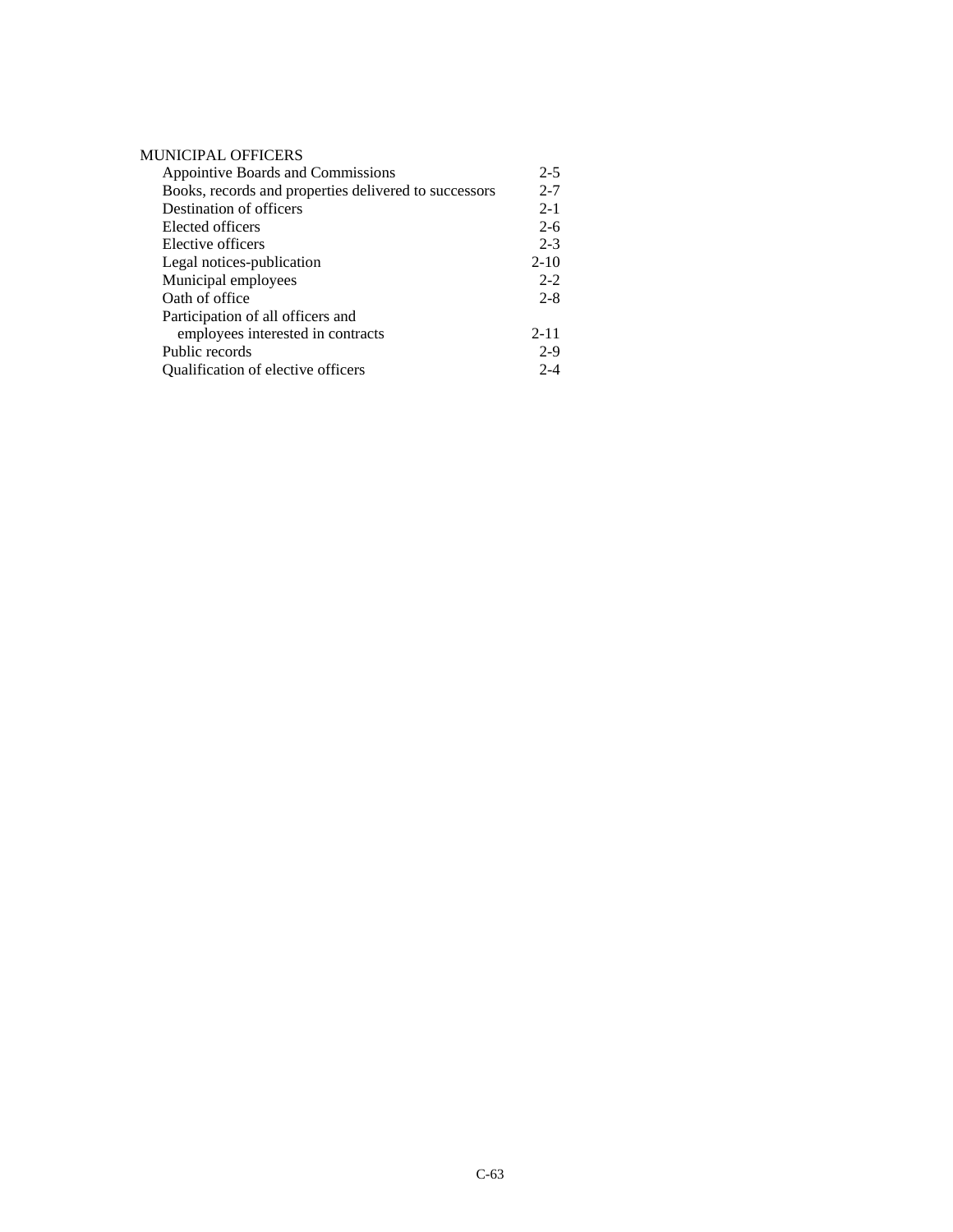MUNICIPAL OFFICERS

| | |
|---|---|
| Appointive Boards and Commissions | 2-5 |
| Books, records and properties delivered to successors | 2-7 |
| Destination of officers | 2-1 |
| Elected officers | 2-6 |
| Elective officers | 2-3 |
| Legal notices-publication | 2-10 |
| Municipal employees | 2-2 |
| Oath of office | 2-8 |
| Participation of all officers and employees interested in contracts | 2-11 |
| Public records | 2-9 |
| Qualification of elective officers | 2-4 |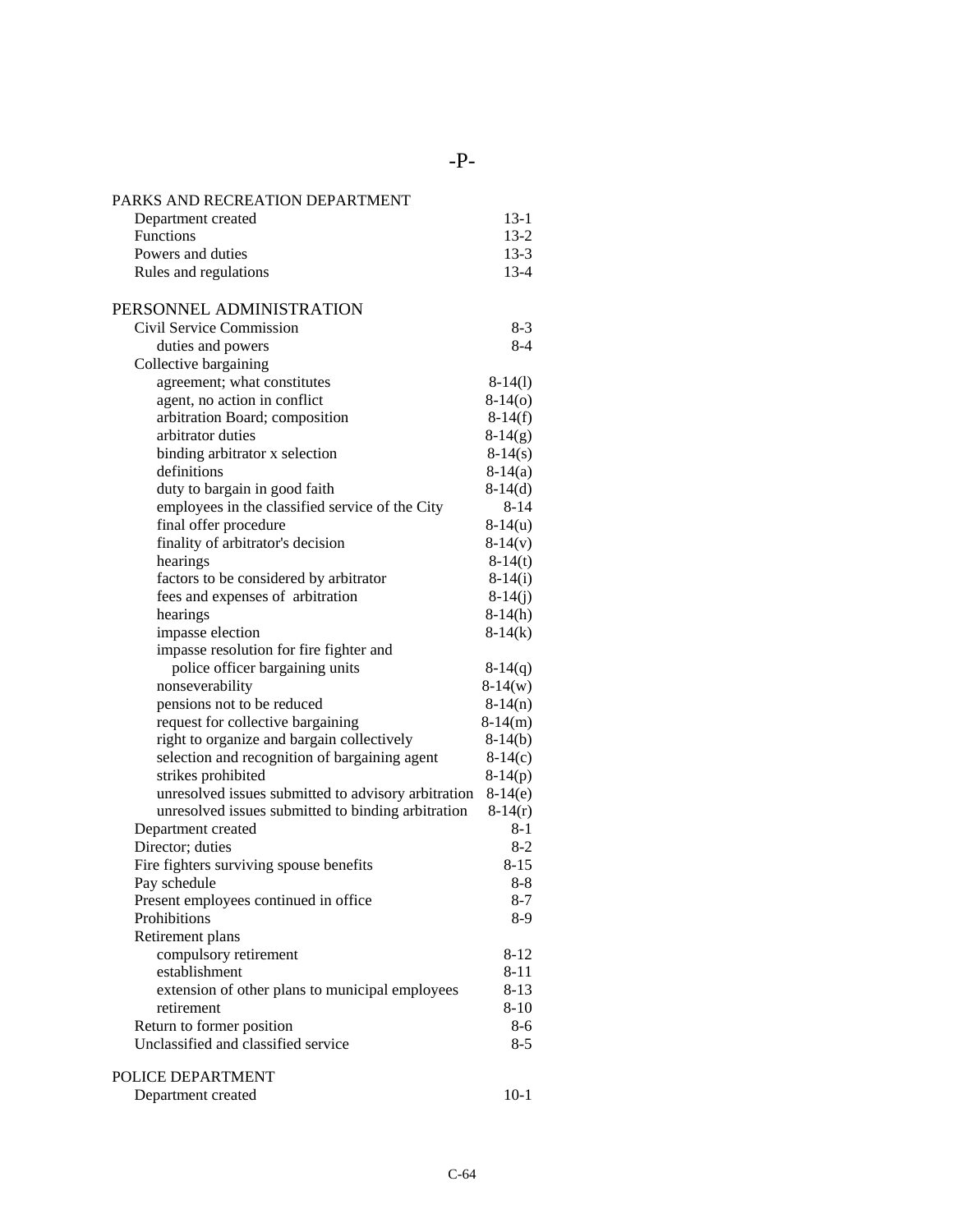# -P-

| PARKS AND RECREATION DEPARTMENT | |
|---|---|
| Department created | 13-1 |
| Functions | 13-2 |
| Powers and duties | 13-3 |
| Rules and regulations | 13-4 |

| PERSONNEL ADMINISTRATION | |
|---|---|
| Civil Service Commission | 8-3 |
| duties and powers | 8-4 |
| Collective bargaining | |
| agreement; what constitutes | 8-14(l) |
| agent, no action in conflict | 8-14(o) |
| arbitration Board; composition | 8-14(f) |
| arbitrator duties | 8-14(g) |
| binding arbitrator x selection | 8-14(s) |
| definitions | 8-14(a) |
| duty to bargain in good faith | 8-14(d) |
| employees in the classified service of the City | 8-14 |
| final offer procedure | 8-14(u) |
| finality of arbitrator's decision | 8-14(v) |
| hearings | 8-14(t) |
| factors to be considered by arbitrator | 8-14(i) |
| fees and expenses of arbitration | 8-14(j) |
| hearings | 8-14(h) |
| impasse election | 8-14(k) |
| impasse resolution for fire fighter and police officer bargaining units | 8-14(q) |
| nonseverability | 8-14(w) |
| pensions not to be reduced | 8-14(n) |
| request for collective bargaining | 8-14(m) |
| right to organize and bargain collectively | 8-14(b) |
| selection and recognition of bargaining agent | 8-14(c) |
| strikes prohibited | 8-14(p) |
| unresolved issues submitted to advisory arbitration | 8-14(e) |
| unresolved issues submitted to binding arbitration | 8-14(r) |
| Department created | 8-1 |
| Director; duties | 8-2 |
| Fire fighters surviving spouse benefits | 8-15 |
| Pay schedule | 8-8 |
| Present employees continued in office | 8-7 |
| Prohibitions | 8-9 |
| Retirement plans | |
| compulsory retirement | 8-12 |
| establishment | 8-11 |
| extension of other plans to municipal employees | 8-13 |
| retirement | 8-10 |
| Return to former position | 8-6 |
| Unclassified and classified service | 8-5 |

| POLICE DEPARTMENT | |
|---|---|
| Department created | 10-1 |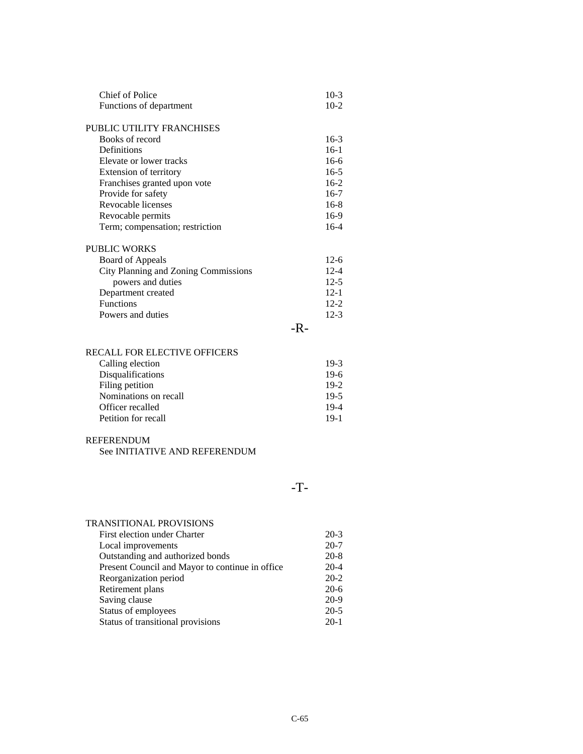| | |
|---|---|
| Chief of Police | 10-3 |
| Functions of department | 10-2 |

PUBLIC UTILITY FRANCHISES

| | |
|---|---|
| Books of record | 16-3 |
| Definitions | 16-1 |
| Elevate or lower tracks | 16-6 |
| Extension of territory | 16-5 |
| Franchises granted upon vote | 16-2 |
| Provide for safety | 16-7 |
| Revocable licenses | 16-8 |
| Revocable permits | 16-9 |
| Term; compensation; restriction | 16-4 |

PUBLIC WORKS

| | |
|---|---|
| Board of Appeals | 12-6 |
| City Planning and Zoning Commissions | 12-4 |
| powers and duties | 12-5 |
| Department created | 12-1 |
| Functions | 12-2 |
| Powers and duties | 12-3 |

## -R-

RECALL FOR ELECTIVE OFFICERS

| | |
|---|---|
| Calling election | 19-3 |
| Disqualifications | 19-6 |
| Filing petition | 19-2 |
| Nominations on recall | 19-5 |
| Officer recalled | 19-4 |
| Petition for recall | 19-1 |

REFERENDUM
See INITIATIVE AND REFERENDUM

## -T-

TRANSITIONAL PROVISIONS

| | |
|---|---|
| First election under Charter | 20-3 |
| Local improvements | 20-7 |
| Outstanding and authorized bonds | 20-8 |
| Present Council and Mayor to continue in office | 20-4 |
| Reorganization period | 20-2 |
| Retirement plans | 20-6 |
| Saving clause | 20-9 |
| Status of employees | 20-5 |
| Status of transitional provisions | 20-1 |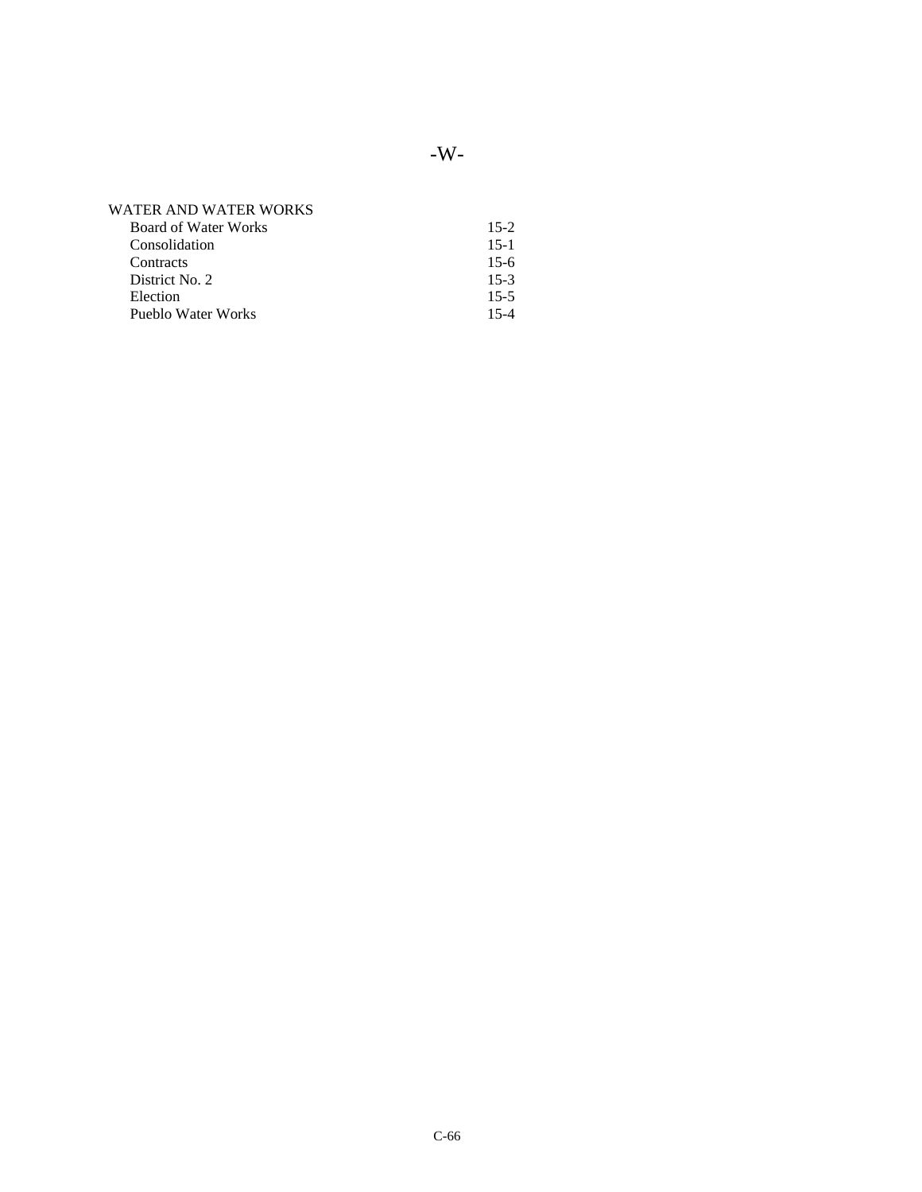# -W-

WATER AND WATER WORKS

| | |
|---|---|
| Board of Water Works | 15-2 |
| Consolidation | 15-1 |
| Contracts | 15-6 |
| District No. 2 | 15-3 |
| Election | 15-5 |
| Pueblo Water Works | 15-4 |